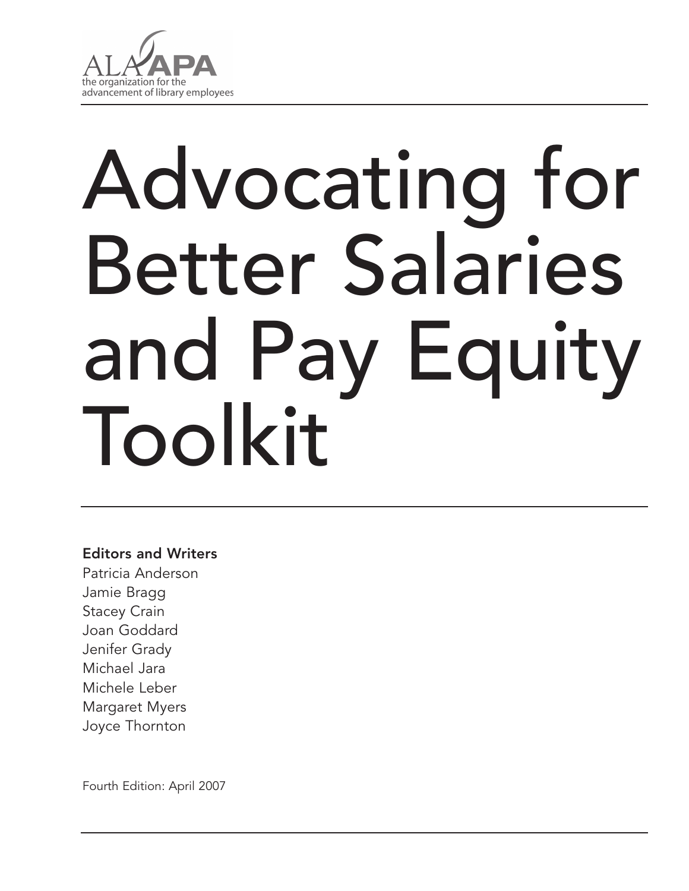ALA APA

the organization for the advancement of library employees

# Advocating for Better Salaries and Pay Equity Toolkit

**Editors and Writers**

Patricia Anderson
Jamie Bragg
Stacey Crain
Joan Goddard
Jenifer Grady
Michael Jara
Michele Leber
Margaret Myers
Joyce Thornton

Fourth Edition: April 2007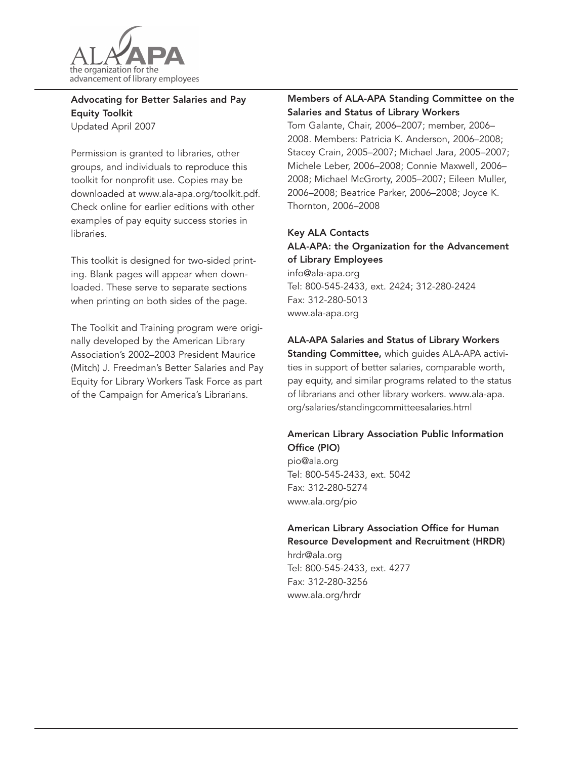ALA APA
the organization for the advancement of library employees

**Advocating for Better Salaries and Pay Equity Toolkit**
Updated April 2007

Permission is granted to libraries, other groups, and individuals to reproduce this toolkit for nonprofit use. Copies may be downloaded at www.ala-apa.org/toolkit.pdf. Check online for earlier editions with other examples of pay equity success stories in libraries.

This toolkit is designed for two-sided printing. Blank pages will appear when downloaded. These serve to separate sections when printing on both sides of the page.

The Toolkit and Training program were originally developed by the American Library Association's 2002–2003 President Maurice (Mitch) J. Freedman's Better Salaries and Pay Equity for Library Workers Task Force as part of the Campaign for America's Librarians.

**Members of ALA-APA Standing Committee on the Salaries and Status of Library Workers**
Tom Galante, Chair, 2006–2007; member, 2006–2008. Members: Patricia K. Anderson, 2006–2008; Stacey Crain, 2005–2007; Michael Jara, 2005–2007; Michele Leber, 2006–2008; Connie Maxwell, 2006–2008; Michael McGrorty, 2005–2007; Eileen Muller, 2006–2008; Beatrice Parker, 2006–2008; Joyce K. Thornton, 2006–2008

**Key ALA Contacts**

**ALA-APA: the Organization for the Advancement of Library Employees**
info@ala-apa.org
Tel: 800-545-2433, ext. 2424; 312-280-2424
Fax: 312-280-5013
www.ala-apa.org

**ALA-APA Salaries and Status of Library Workers Standing Committee,** which guides ALA-APA activities in support of better salaries, comparable worth, pay equity, and similar programs related to the status of librarians and other library workers. www.ala-apa.org/salaries/standingcommitteesalaries.html

**American Library Association Public Information Office (PIO)**
pio@ala.org
Tel: 800-545-2433, ext. 5042
Fax: 312-280-5274
www.ala.org/pio

**American Library Association Office for Human Resource Development and Recruitment (HRDR)**
hrdr@ala.org
Tel: 800-545-2433, ext. 4277
Fax: 312-280-3256
www.ala.org/hrdr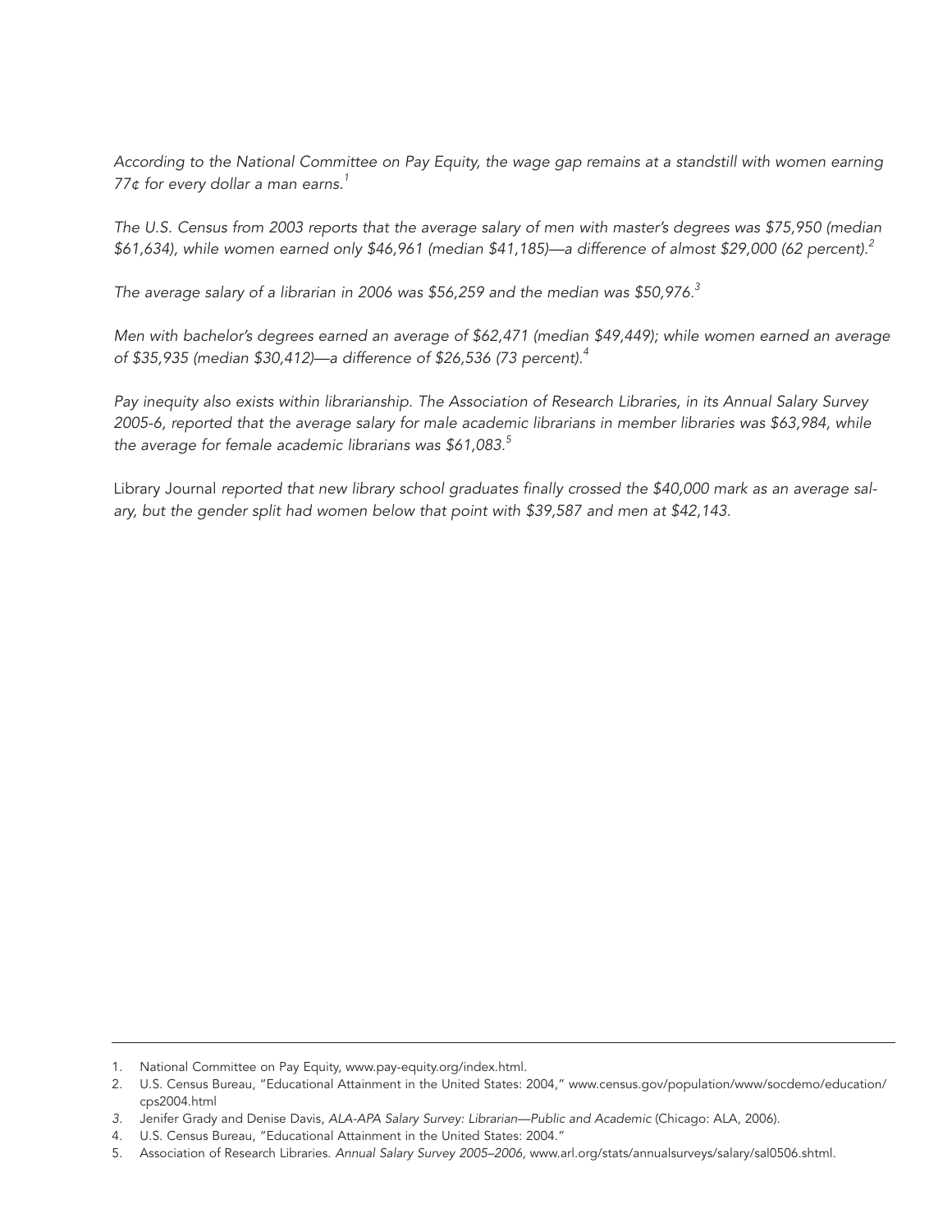*According to the National Committee on Pay Equity, the wage gap remains at a standstill with women earning 77¢ for every dollar a man earns.*[1]

*The U.S. Census from 2003 reports that the average salary of men with master's degrees was $75,950 (median $61,634), while women earned only $46,961 (median $41,185)—a difference of almost $29,000 (62 percent).*[2]

*The average salary of a librarian in 2006 was $56,259 and the median was $50,976.*[3]

*Men with bachelor's degrees earned an average of $62,471 (median $49,449); while women earned an average of $35,935 (median $30,412)—a difference of $26,536 (73 percent).*[4]

*Pay inequity also exists within librarianship. The Association of Research Libraries, in its Annual Salary Survey 2005-6, reported that the average salary for male academic librarians in member libraries was $63,984, while the average for female academic librarians was $61,083.*[5]

Library Journal *reported that new library school graduates finally crossed the $40,000 mark as an average salary, but the gender split had women below that point with $39,587 and men at $42,143.*

---

1. National Committee on Pay Equity, www.pay-equity.org/index.html.
2. U.S. Census Bureau, "Educational Attainment in the United States: 2004," www.census.gov/population/www/socdemo/education/cps2004.html
3. Jenifer Grady and Denise Davis, *ALA-APA Salary Survey: Librarian—Public and Academic* (Chicago: ALA, 2006).
4. U.S. Census Bureau, "Educational Attainment in the United States: 2004."
5. Association of Research Libraries. *Annual Salary Survey 2005–2006*, www.arl.org/stats/annualsurveys/salary/sal0506.shtml.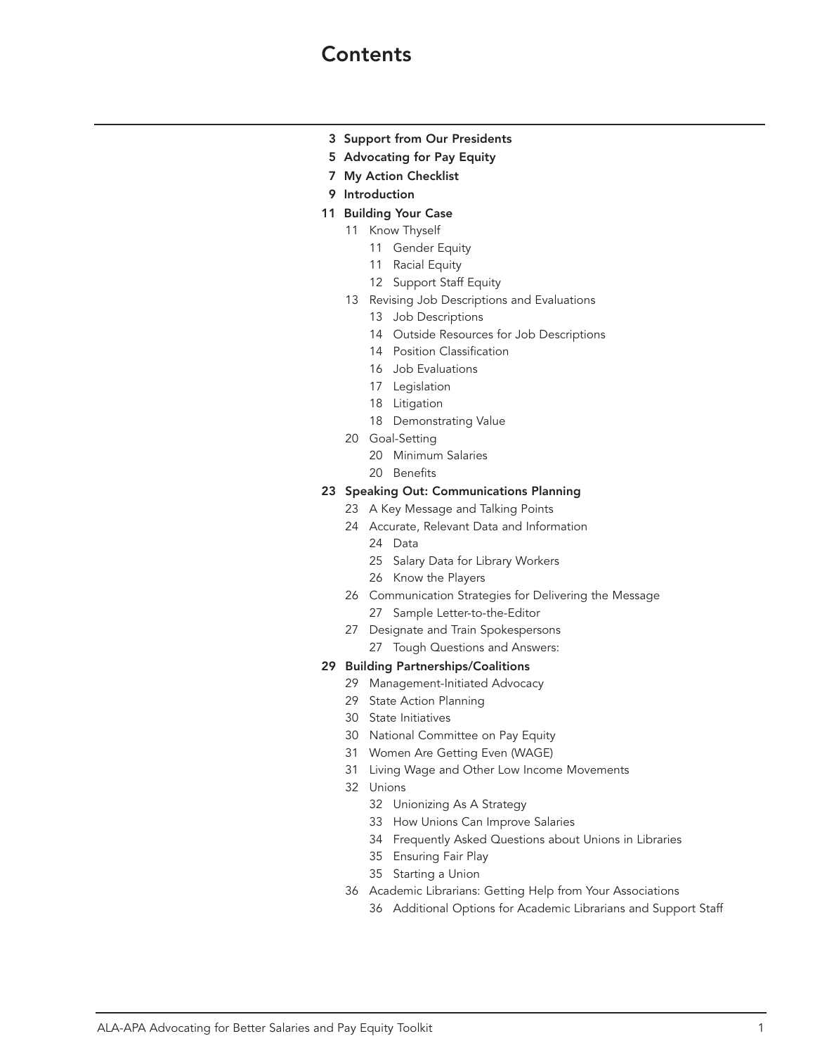# Contents

- 3 **Support from Our Presidents**
- 5 **Advocating for Pay Equity**
- 7 **My Action Checklist**
- 9 **Introduction**
- 11 **Building Your Case**
  - 11 Know Thyself
    - 11 Gender Equity
    - 11 Racial Equity
    - 12 Support Staff Equity
  - 13 Revising Job Descriptions and Evaluations
    - 13 Job Descriptions
    - 14 Outside Resources for Job Descriptions
    - 14 Position Classification
    - 16 Job Evaluations
    - 17 Legislation
    - 18 Litigation
    - 18 Demonstrating Value
  - 20 Goal-Setting
    - 20 Minimum Salaries
    - 20 Benefits
- 23 **Speaking Out: Communications Planning**
  - 23 A Key Message and Talking Points
  - 24 Accurate, Relevant Data and Information
    - 24 Data
    - 25 Salary Data for Library Workers
    - 26 Know the Players
  - 26 Communication Strategies for Delivering the Message
    - 27 Sample Letter-to-the-Editor
  - 27 Designate and Train Spokespersons
    - 27 Tough Questions and Answers:
- 29 **Building Partnerships/Coalitions**
  - 29 Management-Initiated Advocacy
  - 29 State Action Planning
  - 30 State Initiatives
  - 30 National Committee on Pay Equity
  - 31 Women Are Getting Even (WAGE)
  - 31 Living Wage and Other Low Income Movements
  - 32 Unions
    - 32 Unionizing As A Strategy
    - 33 How Unions Can Improve Salaries
    - 34 Frequently Asked Questions about Unions in Libraries
    - 35 Ensuring Fair Play
    - 35 Starting a Union
  - 36 Academic Librarians: Getting Help from Your Associations
    - 36 Additional Options for Academic Librarians and Support Staff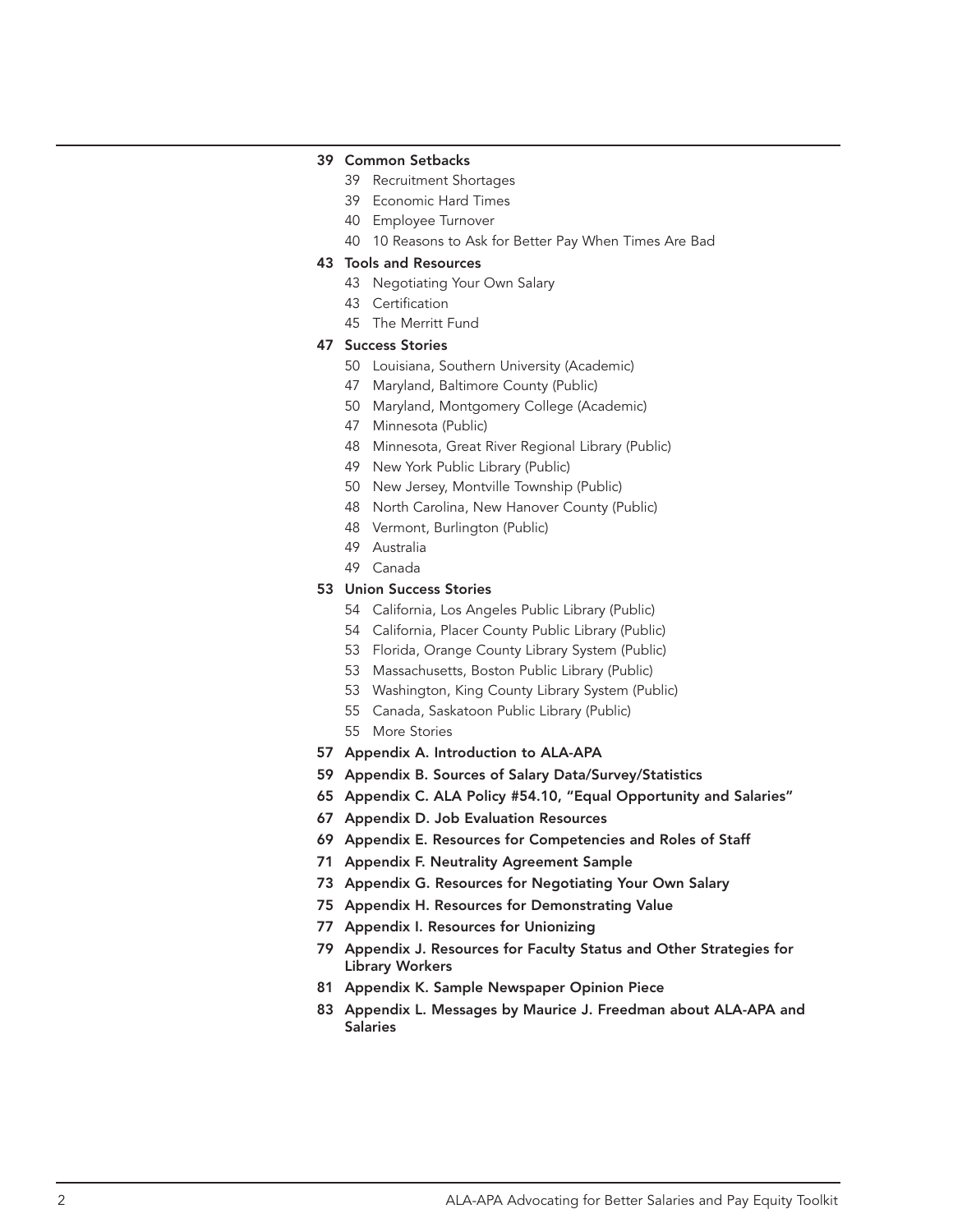- **39 Common Setbacks**
  - 39 Recruitment Shortages
  - 39 Economic Hard Times
  - 40 Employee Turnover
  - 40 10 Reasons to Ask for Better Pay When Times Are Bad
- **43 Tools and Resources**
  - 43 Negotiating Your Own Salary
  - 43 Certification
  - 45 The Merritt Fund
- **47 Success Stories**
  - 50 Louisiana, Southern University (Academic)
  - 47 Maryland, Baltimore County (Public)
  - 50 Maryland, Montgomery College (Academic)
  - 47 Minnesota (Public)
  - 48 Minnesota, Great River Regional Library (Public)
  - 49 New York Public Library (Public)
  - 50 New Jersey, Montville Township (Public)
  - 48 North Carolina, New Hanover County (Public)
  - 48 Vermont, Burlington (Public)
  - 49 Australia
  - 49 Canada
- **53 Union Success Stories**
  - 54 California, Los Angeles Public Library (Public)
  - 54 California, Placer County Public Library (Public)
  - 53 Florida, Orange County Library System (Public)
  - 53 Massachusetts, Boston Public Library (Public)
  - 53 Washington, King County Library System (Public)
  - 55 Canada, Saskatoon Public Library (Public)
  - 55 More Stories
- **57 Appendix A. Introduction to ALA-APA**
- **59 Appendix B. Sources of Salary Data/Survey/Statistics**
- **65 Appendix C. ALA Policy #54.10, "Equal Opportunity and Salaries"**
- **67 Appendix D. Job Evaluation Resources**
- **69 Appendix E. Resources for Competencies and Roles of Staff**
- **71 Appendix F. Neutrality Agreement Sample**
- **73 Appendix G. Resources for Negotiating Your Own Salary**
- **75 Appendix H. Resources for Demonstrating Value**
- **77 Appendix I. Resources for Unionizing**
- **79 Appendix J. Resources for Faculty Status and Other Strategies for Library Workers**
- **81 Appendix K. Sample Newspaper Opinion Piece**
- **83 Appendix L. Messages by Maurice J. Freedman about ALA-APA and Salaries**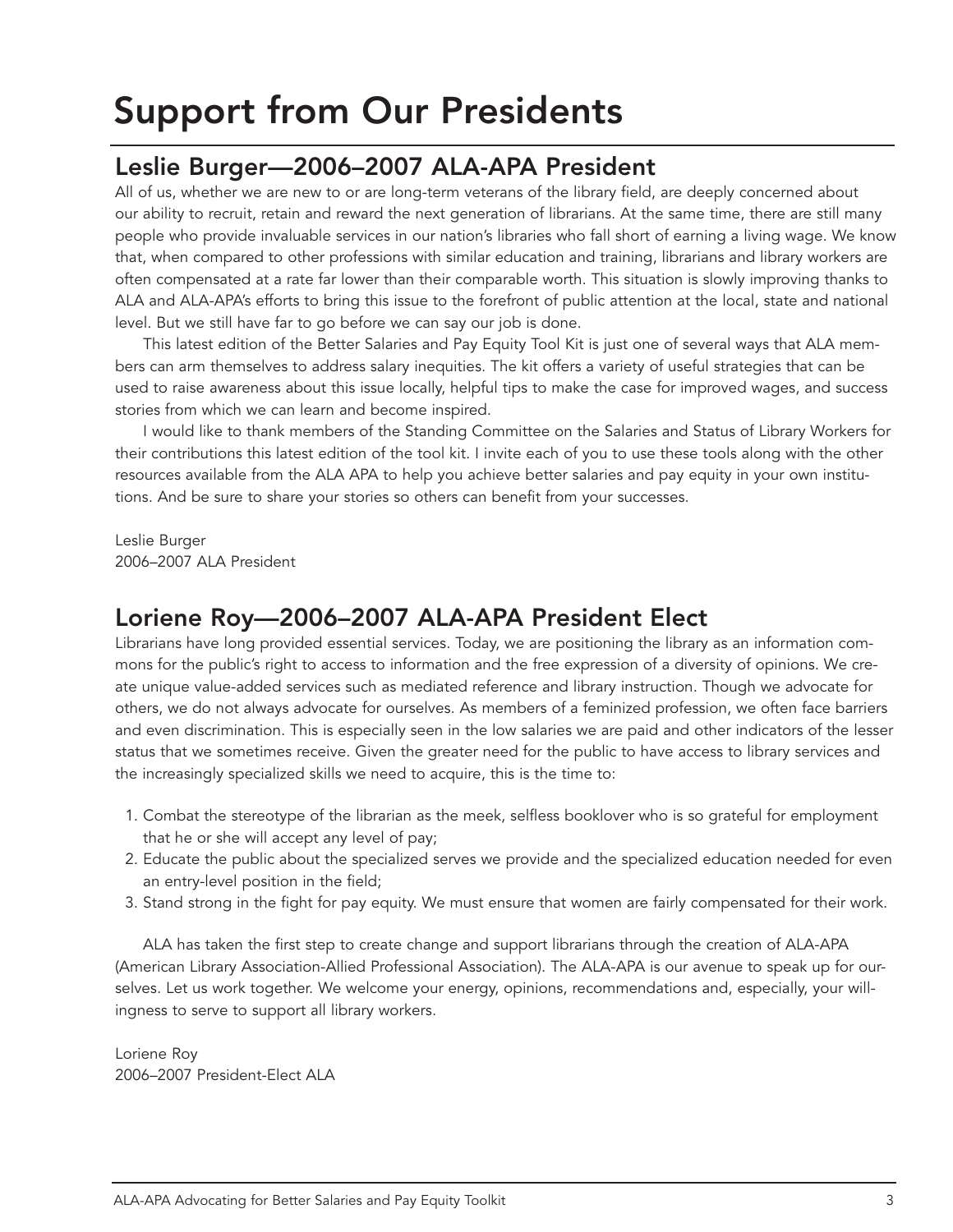# Support from Our Presidents

## Leslie Burger—2006–2007 ALA-APA President

All of us, whether we are new to or are long-term veterans of the library field, are deeply concerned about our ability to recruit, retain and reward the next generation of librarians. At the same time, there are still many people who provide invaluable services in our nation's libraries who fall short of earning a living wage. We know that, when compared to other professions with similar education and training, librarians and library workers are often compensated at a rate far lower than their comparable worth. This situation is slowly improving thanks to ALA and ALA-APA's efforts to bring this issue to the forefront of public attention at the local, state and national level. But we still have far to go before we can say our job is done.

This latest edition of the Better Salaries and Pay Equity Tool Kit is just one of several ways that ALA members can arm themselves to address salary inequities. The kit offers a variety of useful strategies that can be used to raise awareness about this issue locally, helpful tips to make the case for improved wages, and success stories from which we can learn and become inspired.

I would like to thank members of the Standing Committee on the Salaries and Status of Library Workers for their contributions this latest edition of the tool kit. I invite each of you to use these tools along with the other resources available from the ALA APA to help you achieve better salaries and pay equity in your own institutions. And be sure to share your stories so others can benefit from your successes.

Leslie Burger
2006–2007 ALA President

## Loriene Roy—2006–2007 ALA-APA President Elect

Librarians have long provided essential services. Today, we are positioning the library as an information commons for the public's right to access to information and the free expression of a diversity of opinions. We create unique value-added services such as mediated reference and library instruction. Though we advocate for others, we do not always advocate for ourselves. As members of a feminized profession, we often face barriers and even discrimination. This is especially seen in the low salaries we are paid and other indicators of the lesser status that we sometimes receive. Given the greater need for the public to have access to library services and the increasingly specialized skills we need to acquire, this is the time to:

1. Combat the stereotype of the librarian as the meek, selfless booklover who is so grateful for employment that he or she will accept any level of pay;
2. Educate the public about the specialized serves we provide and the specialized education needed for even an entry-level position in the field;
3. Stand strong in the fight for pay equity. We must ensure that women are fairly compensated for their work.

ALA has taken the first step to create change and support librarians through the creation of ALA-APA (American Library Association-Allied Professional Association). The ALA-APA is our avenue to speak up for ourselves. Let us work together. We welcome your energy, opinions, recommendations and, especially, your willingness to serve to support all library workers.

Loriene Roy
2006–2007 President-Elect ALA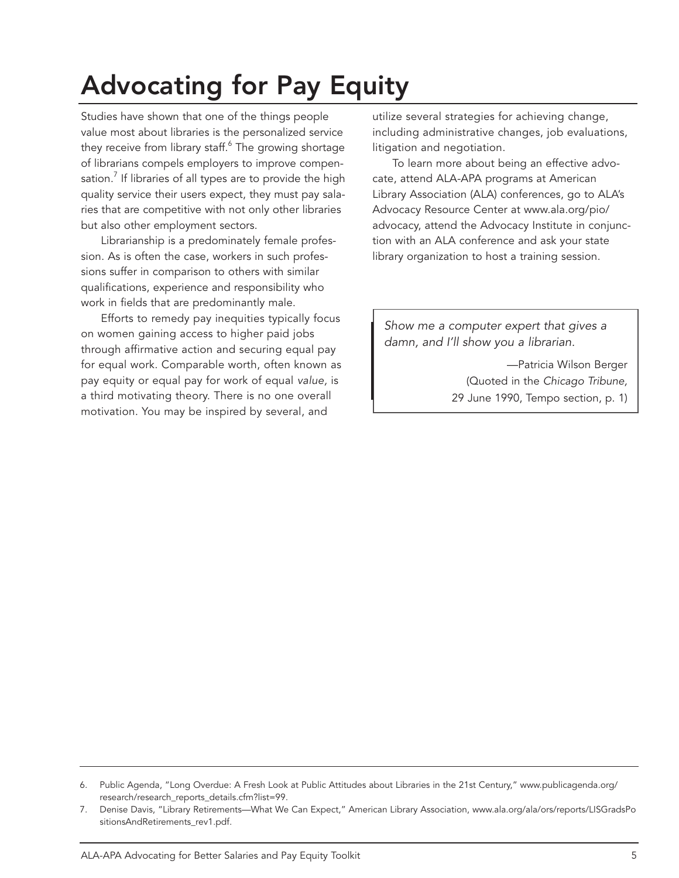# Advocating for Pay Equity

Studies have shown that one of the things people value most about libraries is the personalized service they receive from library staff.[6] The growing shortage of librarians compels employers to improve compensation.[7] If libraries of all types are to provide the high quality service their users expect, they must pay salaries that are competitive with not only other libraries but also other employment sectors.

Librarianship is a predominately female profession. As is often the case, workers in such professions suffer in comparison to others with similar qualifications, experience and responsibility who work in fields that are predominantly male.

Efforts to remedy pay inequities typically focus on women gaining access to higher paid jobs through affirmative action and securing equal pay for equal work. Comparable worth, often known as pay equity or equal pay for work of equal *value*, is a third motivating theory. There is no one overall motivation. You may be inspired by several, and utilize several strategies for achieving change, including administrative changes, job evaluations, litigation and negotiation.

To learn more about being an effective advocate, attend ALA-APA programs at American Library Association (ALA) conferences, go to ALA's Advocacy Resource Center at www.ala.org/pio/advocacy, attend the Advocacy Institute in conjunction with an ALA conference and ask your state library organization to host a training session.

> *Show me a computer expert that gives a damn, and I'll show you a librarian.*
>
> —Patricia Wilson Berger
> (Quoted in the *Chicago Tribune,* 29 June 1990, Tempo section, p. 1)

---

6. Public Agenda, "Long Overdue: A Fresh Look at Public Attitudes about Libraries in the 21st Century," www.publicagenda.org/research/research_reports_details.cfm?list=99.
7. Denise Davis, "Library Retirements—What We Can Expect," American Library Association, www.ala.org/ala/ors/reports/LISGradsPositionsAndRetirements_rev1.pdf.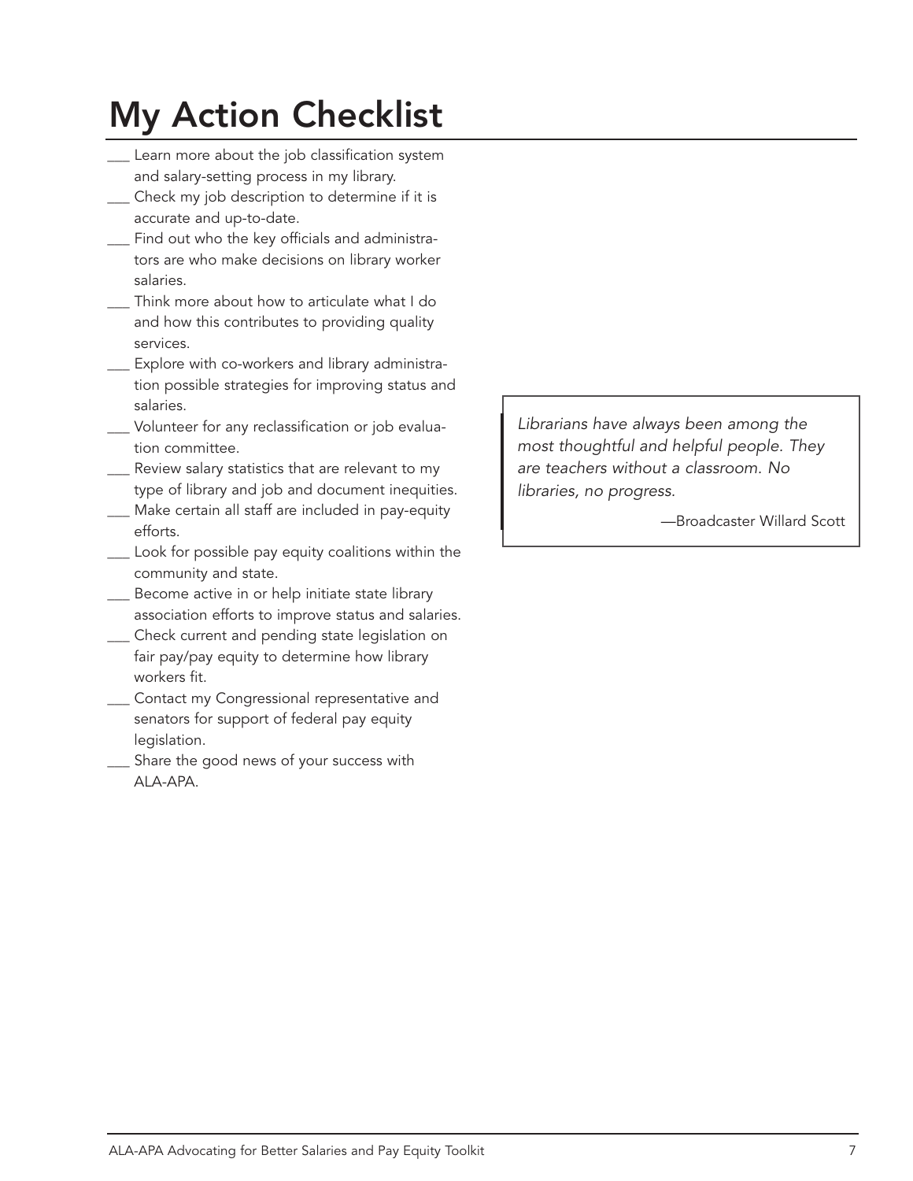# My Action Checklist

___ Learn more about the job classification system and salary-setting process in my library.

___ Check my job description to determine if it is accurate and up-to-date.

___ Find out who the key officials and administrators are who make decisions on library worker salaries.

___ Think more about how to articulate what I do and how this contributes to providing quality services.

___ Explore with co-workers and library administration possible strategies for improving status and salaries.

___ Volunteer for any reclassification or job evaluation committee.

___ Review salary statistics that are relevant to my type of library and job and document inequities.

___ Make certain all staff are included in pay-equity efforts.

___ Look for possible pay equity coalitions within the community and state.

___ Become active in or help initiate state library association efforts to improve status and salaries.

___ Check current and pending state legislation on fair pay/pay equity to determine how library workers fit.

___ Contact my Congressional representative and senators for support of federal pay equity legislation.

___ Share the good news of your success with ALA-APA.

> *Librarians have always been among the most thoughtful and helpful people. They are teachers without a classroom. No libraries, no progress.*
>
> —Broadcaster Willard Scott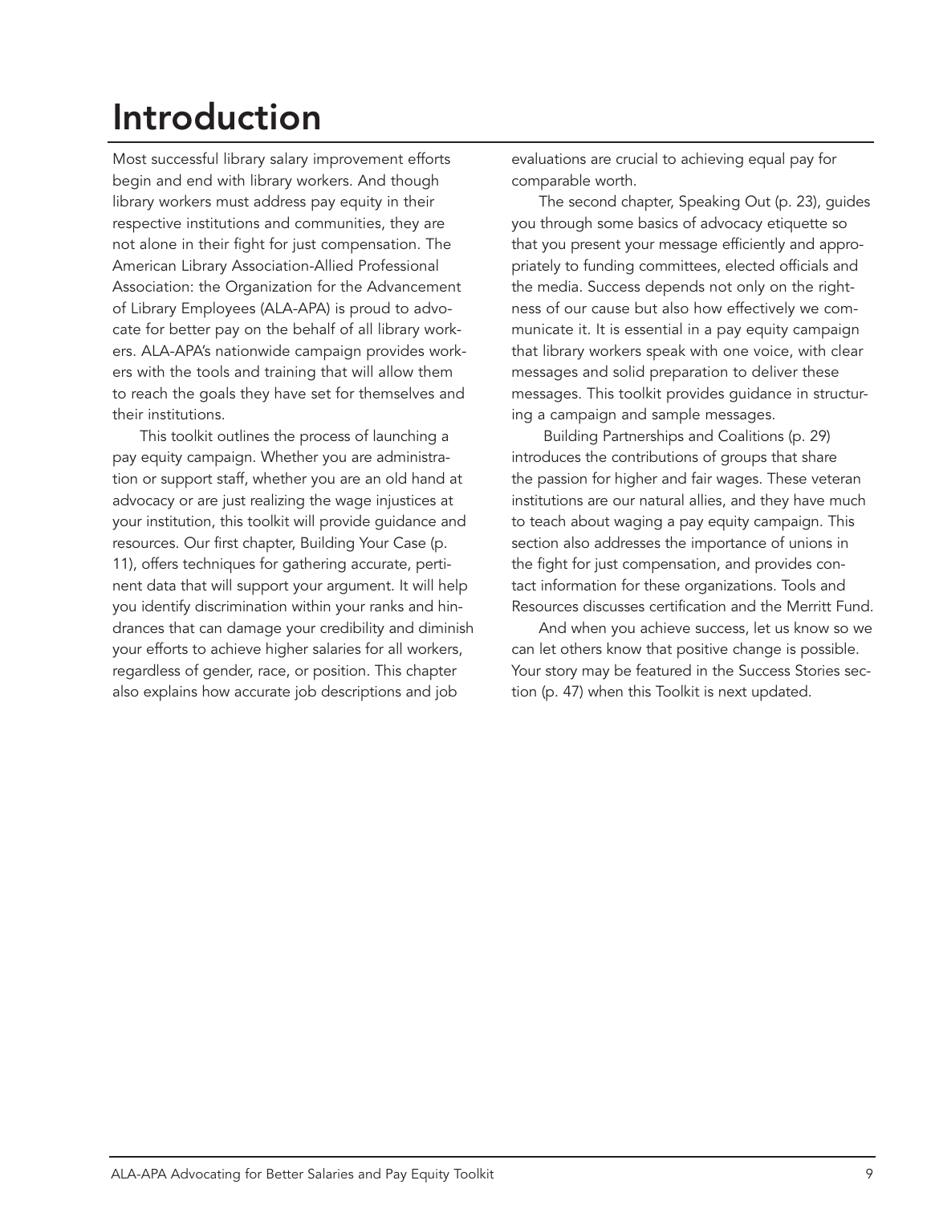# Introduction

Most successful library salary improvement efforts begin and end with library workers. And though library workers must address pay equity in their respective institutions and communities, they are not alone in their fight for just compensation. The American Library Association-Allied Professional Association: the Organization for the Advancement of Library Employees (ALA-APA) is proud to advocate for better pay on the behalf of all library workers. ALA-APA's nationwide campaign provides workers with the tools and training that will allow them to reach the goals they have set for themselves and their institutions.

This toolkit outlines the process of launching a pay equity campaign. Whether you are administration or support staff, whether you are an old hand at advocacy or are just realizing the wage injustices at your institution, this toolkit will provide guidance and resources. Our first chapter, Building Your Case (p. 11), offers techniques for gathering accurate, pertinent data that will support your argument. It will help you identify discrimination within your ranks and hindrances that can damage your credibility and diminish your efforts to achieve higher salaries for all workers, regardless of gender, race, or position. This chapter also explains how accurate job descriptions and job evaluations are crucial to achieving equal pay for comparable worth.

The second chapter, Speaking Out (p. 23), guides you through some basics of advocacy etiquette so that you present your message efficiently and appropriately to funding committees, elected officials and the media. Success depends not only on the rightness of our cause but also how effectively we communicate it. It is essential in a pay equity campaign that library workers speak with one voice, with clear messages and solid preparation to deliver these messages. This toolkit provides guidance in structuring a campaign and sample messages.

Building Partnerships and Coalitions (p. 29) introduces the contributions of groups that share the passion for higher and fair wages. These veteran institutions are our natural allies, and they have much to teach about waging a pay equity campaign. This section also addresses the importance of unions in the fight for just compensation, and provides contact information for these organizations. Tools and Resources discusses certification and the Merritt Fund.

And when you achieve success, let us know so we can let others know that positive change is possible. Your story may be featured in the Success Stories section (p. 47) when this Toolkit is next updated.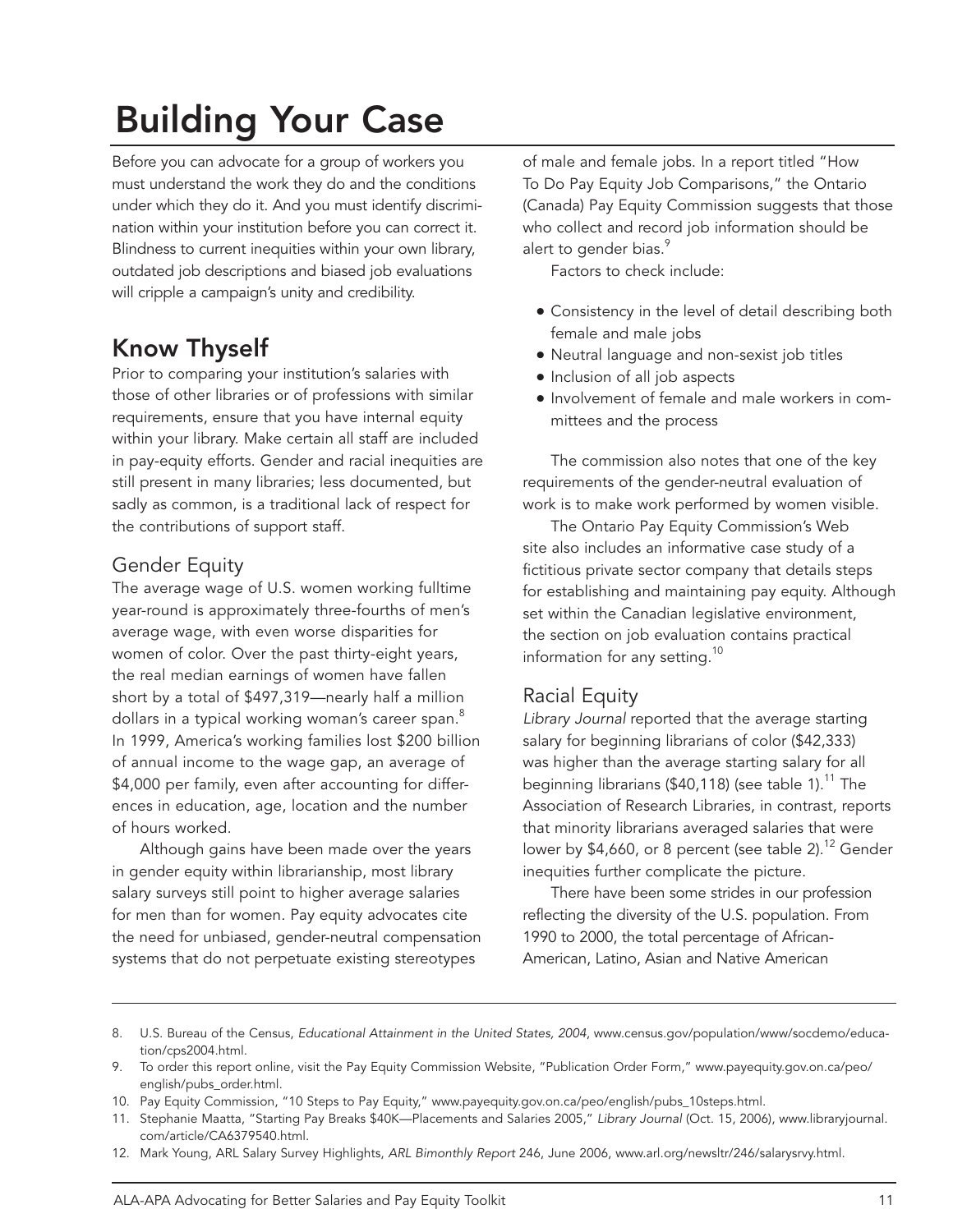# Building Your Case

Before you can advocate for a group of workers you must understand the work they do and the conditions under which they do it. And you must identify discrimination within your institution before you can correct it. Blindness to current inequities within your own library, outdated job descriptions and biased job evaluations will cripple a campaign's unity and credibility.

## Know Thyself

Prior to comparing your institution's salaries with those of other libraries or of professions with similar requirements, ensure that you have internal equity within your library. Make certain all staff are included in pay-equity efforts. Gender and racial inequities are still present in many libraries; less documented, but sadly as common, is a traditional lack of respect for the contributions of support staff.

### Gender Equity

The average wage of U.S. women working fulltime year-round is approximately three-fourths of men's average wage, with even worse disparities for women of color. Over the past thirty-eight years, the real median earnings of women have fallen short by a total of $497,319—nearly half a million dollars in a typical working woman's career span.[8] In 1999, America's working families lost $200 billion of annual income to the wage gap, an average of $4,000 per family, even after accounting for differences in education, age, location and the number of hours worked.

Although gains have been made over the years in gender equity within librarianship, most library salary surveys still point to higher average salaries for men than for women. Pay equity advocates cite the need for unbiased, gender-neutral compensation systems that do not perpetuate existing stereotypes of male and female jobs. In a report titled "How To Do Pay Equity Job Comparisons," the Ontario (Canada) Pay Equity Commission suggests that those who collect and record job information should be alert to gender bias.[9]

Factors to check include:

- Consistency in the level of detail describing both female and male jobs
- Neutral language and non-sexist job titles
- Inclusion of all job aspects
- Involvement of female and male workers in committees and the process

The commission also notes that one of the key requirements of the gender-neutral evaluation of work is to make work performed by women visible.

The Ontario Pay Equity Commission's Web site also includes an informative case study of a fictitious private sector company that details steps for establishing and maintaining pay equity. Although set within the Canadian legislative environment, the section on job evaluation contains practical information for any setting.[10]

### Racial Equity

*Library Journal* reported that the average starting salary for beginning librarians of color ($42,333) was higher than the average starting salary for all beginning librarians ($40,118) (see table 1).[11] The Association of Research Libraries, in contrast, reports that minority librarians averaged salaries that were lower by $4,660, or 8 percent (see table 2).[12] Gender inequities further complicate the picture.

There have been some strides in our profession reflecting the diversity of the U.S. population. From 1990 to 2000, the total percentage of African-American, Latino, Asian and Native American

---

8. U.S. Bureau of the Census, *Educational Attainment in the United States, 2004*, www.census.gov/population/www/socdemo/education/cps2004.html.
9. To order this report online, visit the Pay Equity Commission Website, "Publication Order Form," www.payequity.gov.on.ca/peo/english/pubs_order.html.
10. Pay Equity Commission, "10 Steps to Pay Equity," www.payequity.gov.on.ca/peo/english/pubs_10steps.html.
11. Stephanie Maatta, "Starting Pay Breaks $40K—Placements and Salaries 2005," *Library Journal* (Oct. 15, 2006), www.libraryjournal.com/article/CA6379540.html.
12. Mark Young, ARL Salary Survey Highlights, *ARL Bimonthly Report* 246, June 2006, www.arl.org/newsltr/246/salarysrvy.html.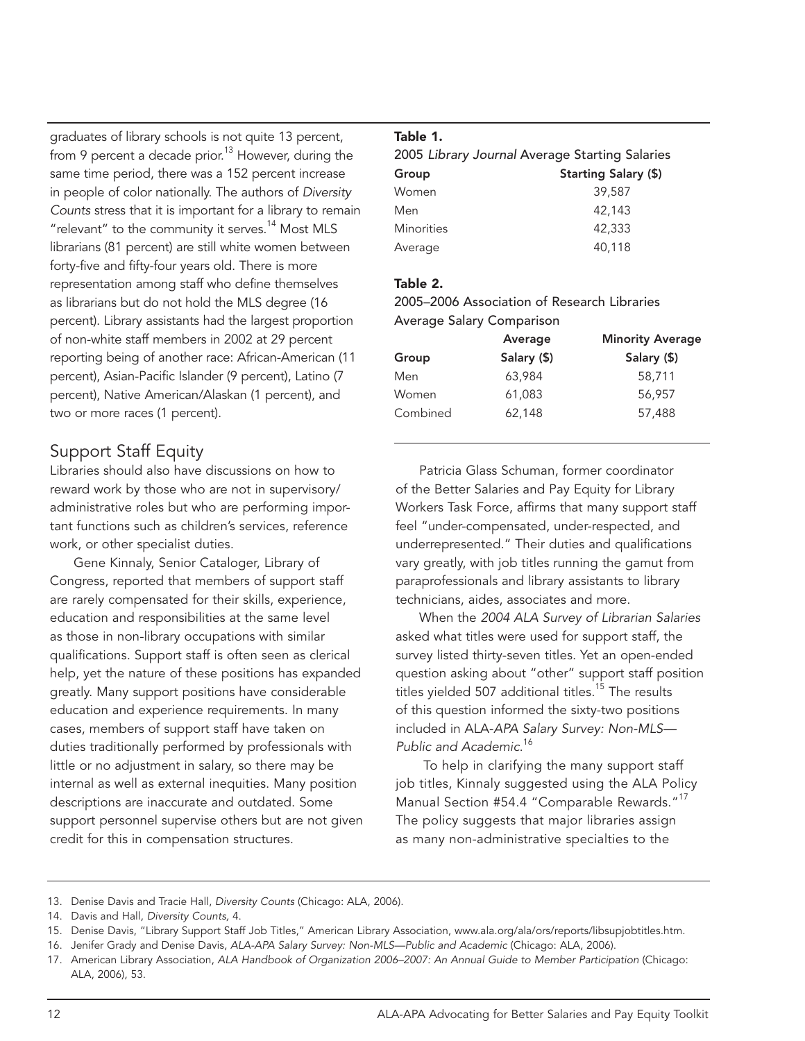graduates of library schools is not quite 13 percent, from 9 percent a decade prior.[13] However, during the same time period, there was a 152 percent increase in people of color nationally. The authors of *Diversity Counts* stress that it is important for a library to remain "relevant" to the community it serves.[14] Most MLS librarians (81 percent) are still white women between forty-five and fifty-four years old. There is more representation among staff who define themselves as librarians but do not hold the MLS degree (16 percent). Library assistants had the largest proportion of non-white staff members in 2002 at 29 percent reporting being of another race: African-American (11 percent), Asian-Pacific Islander (9 percent), Latino (7 percent), Native American/Alaskan (1 percent), and two or more races (1 percent).

## Support Staff Equity

Libraries should also have discussions on how to reward work by those who are not in supervisory/administrative roles but who are performing important functions such as children's services, reference work, or other specialist duties.

Gene Kinnaly, Senior Cataloger, Library of Congress, reported that members of support staff are rarely compensated for their skills, experience, education and responsibilities at the same level as those in non-library occupations with similar qualifications. Support staff is often seen as clerical help, yet the nature of these positions has expanded greatly. Many support positions have considerable education and experience requirements. In many cases, members of support staff have taken on duties traditionally performed by professionals with little or no adjustment in salary, so there may be internal as well as external inequities. Many position descriptions are inaccurate and outdated. Some support personnel supervise others but are not given credit for this in compensation structures.

**Table 1.**
2005 *Library Journal* Average Starting Salaries

| Group | Starting Salary ($) |
|---|---|
| Women | 39,587 |
| Men | 42,143 |
| Minorities | 42,333 |
| Average | 40,118 |

**Table 2.**
2005–2006 Association of Research Libraries Average Salary Comparison

| Group | Average Salary ($) | Minority Average Salary ($) |
|---|---|---|
| Men | 63,984 | 58,711 |
| Women | 61,083 | 56,957 |
| Combined | 62,148 | 57,488 |

Patricia Glass Schuman, former coordinator of the Better Salaries and Pay Equity for Library Workers Task Force, affirms that many support staff feel "under-compensated, under-respected, and underrepresented." Their duties and qualifications vary greatly, with job titles running the gamut from paraprofessionals and library assistants to library technicians, aides, associates and more.

When the *2004 ALA Survey of Librarian Salaries* asked what titles were used for support staff, the survey listed thirty-seven titles. Yet an open-ended question asking about "other" support staff position titles yielded 507 additional titles.[15] The results of this question informed the sixty-two positions included in ALA-*APA Salary Survey: Non-MLS—Public and Academic.*[16]

To help in clarifying the many support staff job titles, Kinnaly suggested using the ALA Policy Manual Section #54.4 "Comparable Rewards."[17] The policy suggests that major libraries assign as many non-administrative specialties to the

13. Denise Davis and Tracie Hall, *Diversity Counts* (Chicago: ALA, 2006).
14. Davis and Hall, *Diversity Counts,* 4.
15. Denise Davis, "Library Support Staff Job Titles," American Library Association, www.ala.org/ala/ors/reports/libsupjobtitles.htm.
16. Jenifer Grady and Denise Davis, *ALA-APA Salary Survey: Non-MLS—Public and Academic* (Chicago: ALA, 2006).
17. American Library Association, *ALA Handbook of Organization 2006–2007: An Annual Guide to Member Participation* (Chicago: ALA, 2006), 53.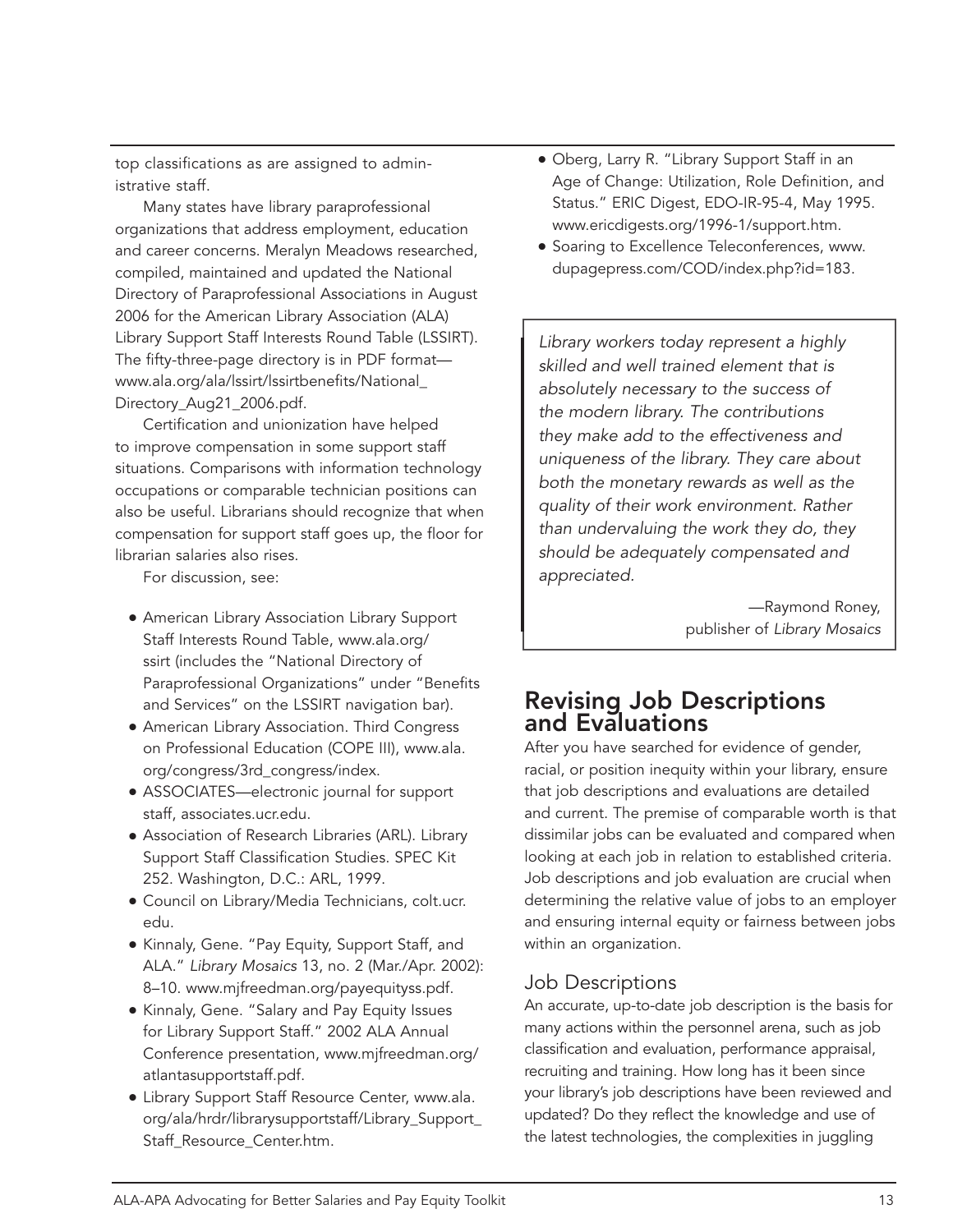top classifications as are assigned to administrative staff.

Many states have library paraprofessional organizations that address employment, education and career concerns. Meralyn Meadows researched, compiled, maintained and updated the National Directory of Paraprofessional Associations in August 2006 for the American Library Association (ALA) Library Support Staff Interests Round Table (LSSIRT). The fifty-three-page directory is in PDF format—www.ala.org/ala/lssirt/lssirtbenefits/National_Directory_Aug21_2006.pdf.

Certification and unionization have helped to improve compensation in some support staff situations. Comparisons with information technology occupations or comparable technician positions can also be useful. Librarians should recognize that when compensation for support staff goes up, the floor for librarian salaries also rises.

For discussion, see:

- American Library Association Library Support Staff Interests Round Table, www.ala.org/ssirt (includes the "National Directory of Paraprofessional Organizations" under "Benefits and Services" on the LSSIRT navigation bar).
- American Library Association. Third Congress on Professional Education (COPE III), www.ala.org/congress/3rd_congress/index.
- ASSOCIATES—electronic journal for support staff, associates.ucr.edu.
- Association of Research Libraries (ARL). Library Support Staff Classification Studies. SPEC Kit 252. Washington, D.C.: ARL, 1999.
- Council on Library/Media Technicians, colt.ucr.edu.
- Kinnaly, Gene. "Pay Equity, Support Staff, and ALA." *Library Mosaics* 13, no. 2 (Mar./Apr. 2002): 8–10. www.mjfreedman.org/payequityss.pdf.
- Kinnaly, Gene. "Salary and Pay Equity Issues for Library Support Staff." 2002 ALA Annual Conference presentation, www.mjfreedman.org/atlantasupportstaff.pdf.
- Library Support Staff Resource Center, www.ala.org/ala/hrdr/librarysupportstaff/Library_Support_Staff_Resource_Center.htm.
- Oberg, Larry R. "Library Support Staff in an Age of Change: Utilization, Role Definition, and Status." ERIC Digest, EDO-IR-95-4, May 1995. www.ericdigests.org/1996-1/support.htm.
- Soaring to Excellence Teleconferences, www.dupagepress.com/COD/index.php?id=183.

> *Library workers today represent a highly skilled and well trained element that is absolutely necessary to the success of the modern library. The contributions they make add to the effectiveness and uniqueness of the library. They care about both the monetary rewards as well as the quality of their work environment. Rather than undervaluing the work they do, they should be adequately compensated and appreciated.*
>
> —Raymond Roney, publisher of *Library Mosaics*

## Revising Job Descriptions and Evaluations

After you have searched for evidence of gender, racial, or position inequity within your library, ensure that job descriptions and evaluations are detailed and current. The premise of comparable worth is that dissimilar jobs can be evaluated and compared when looking at each job in relation to established criteria. Job descriptions and job evaluation are crucial when determining the relative value of jobs to an employer and ensuring internal equity or fairness between jobs within an organization.

### Job Descriptions

An accurate, up-to-date job description is the basis for many actions within the personnel arena, such as job classification and evaluation, performance appraisal, recruiting and training. How long has it been since your library's job descriptions have been reviewed and updated? Do they reflect the knowledge and use of the latest technologies, the complexities in juggling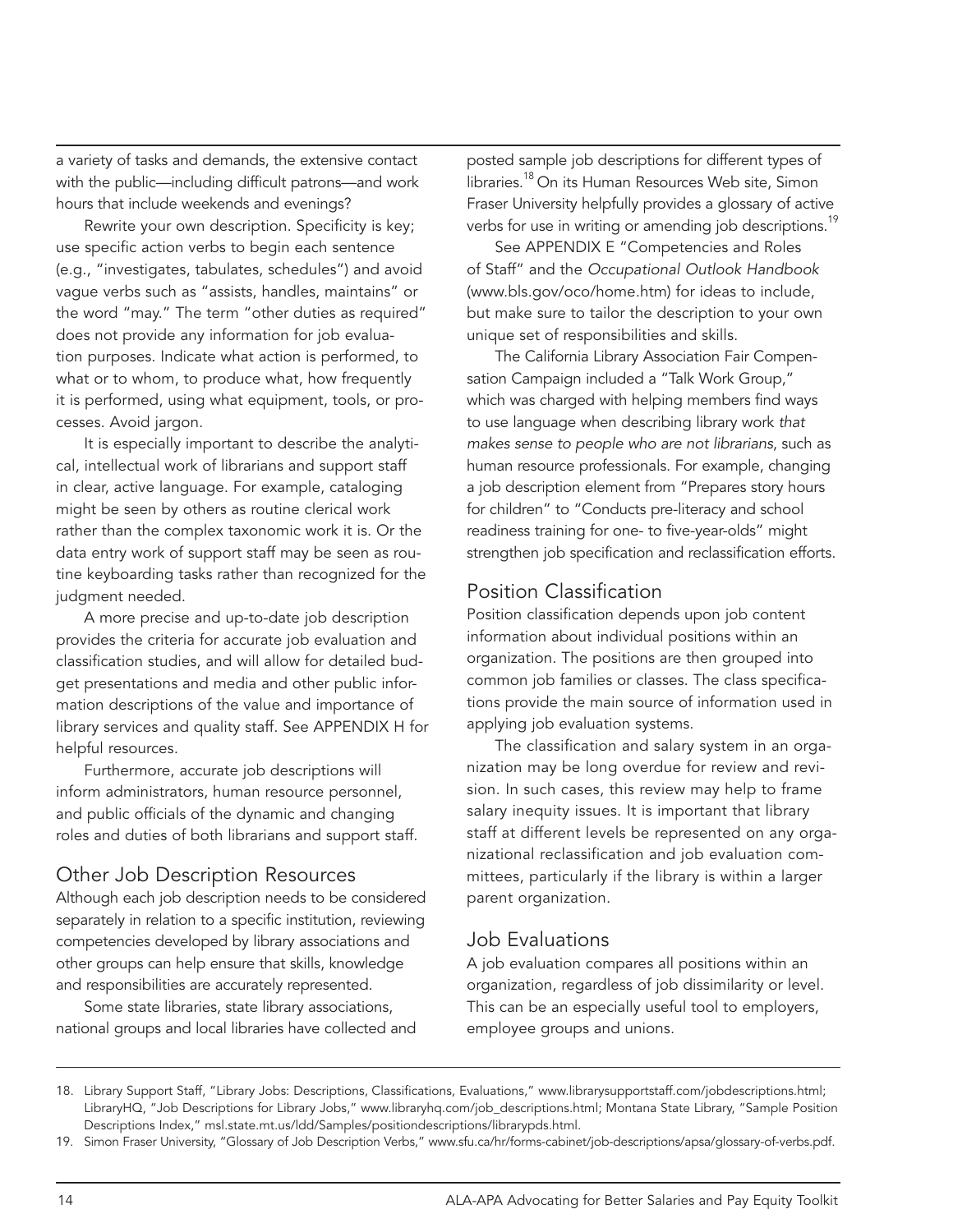a variety of tasks and demands, the extensive contact with the public—including difficult patrons—and work hours that include weekends and evenings?

Rewrite your own description. Specificity is key; use specific action verbs to begin each sentence (e.g., "investigates, tabulates, schedules") and avoid vague verbs such as "assists, handles, maintains" or the word "may." The term "other duties as required" does not provide any information for job evaluation purposes. Indicate what action is performed, to what or to whom, to produce what, how frequently it is performed, using what equipment, tools, or processes. Avoid jargon.

It is especially important to describe the analytical, intellectual work of librarians and support staff in clear, active language. For example, cataloging might be seen by others as routine clerical work rather than the complex taxonomic work it is. Or the data entry work of support staff may be seen as routine keyboarding tasks rather than recognized for the judgment needed.

A more precise and up-to-date job description provides the criteria for accurate job evaluation and classification studies, and will allow for detailed budget presentations and media and other public information descriptions of the value and importance of library services and quality staff. See APPENDIX H for helpful resources.

Furthermore, accurate job descriptions will inform administrators, human resource personnel, and public officials of the dynamic and changing roles and duties of both librarians and support staff.

## Other Job Description Resources

Although each job description needs to be considered separately in relation to a specific institution, reviewing competencies developed by library associations and other groups can help ensure that skills, knowledge and responsibilities are accurately represented.

Some state libraries, state library associations, national groups and local libraries have collected and posted sample job descriptions for different types of libraries.[18] On its Human Resources Web site, Simon Fraser University helpfully provides a glossary of active verbs for use in writing or amending job descriptions.[19]

See APPENDIX E "Competencies and Roles of Staff" and the *Occupational Outlook Handbook* (www.bls.gov/oco/home.htm) for ideas to include, but make sure to tailor the description to your own unique set of responsibilities and skills.

The California Library Association Fair Compensation Campaign included a "Talk Work Group," which was charged with helping members find ways to use language when describing library work *that makes sense to people who are not librarians*, such as human resource professionals. For example, changing a job description element from "Prepares story hours for children" to "Conducts pre-literacy and school readiness training for one- to five-year-olds" might strengthen job specification and reclassification efforts.

## Position Classification

Position classification depends upon job content information about individual positions within an organization. The positions are then grouped into common job families or classes. The class specifications provide the main source of information used in applying job evaluation systems.

The classification and salary system in an organization may be long overdue for review and revision. In such cases, this review may help to frame salary inequity issues. It is important that library staff at different levels be represented on any organizational reclassification and job evaluation committees, particularly if the library is within a larger parent organization.

## Job Evaluations

A job evaluation compares all positions within an organization, regardless of job dissimilarity or level. This can be an especially useful tool to employers, employee groups and unions.

---

18. Library Support Staff, "Library Jobs: Descriptions, Classifications, Evaluations," www.librarysupportstaff.com/jobdescriptions.html; LibraryHQ, "Job Descriptions for Library Jobs," www.libraryhq.com/job_descriptions.html; Montana State Library, "Sample Position Descriptions Index," msl.state.mt.us/ldd/Samples/positiondescriptions/librarypds.html.
19. Simon Fraser University, "Glossary of Job Description Verbs," www.sfu.ca/hr/forms-cabinet/job-descriptions/apsa/glossary-of-verbs.pdf.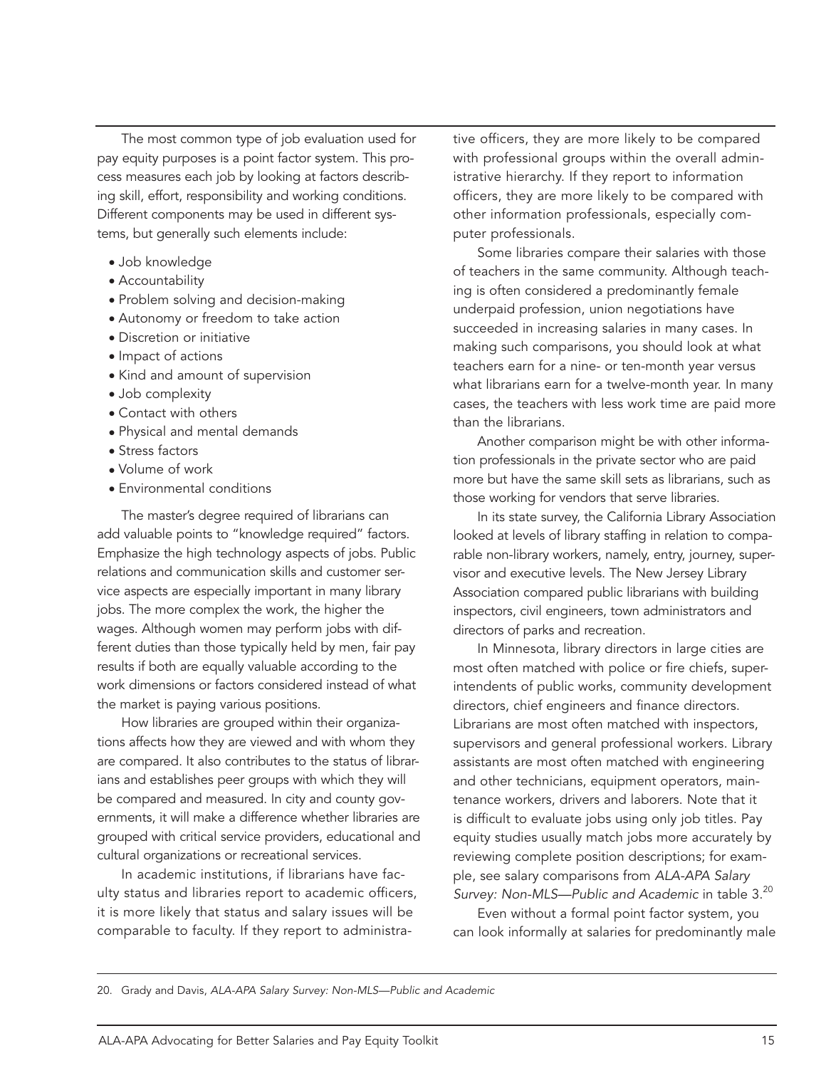The most common type of job evaluation used for pay equity purposes is a point factor system. This process measures each job by looking at factors describing skill, effort, responsibility and working conditions. Different components may be used in different systems, but generally such elements include:

- Job knowledge
- Accountability
- Problem solving and decision-making
- Autonomy or freedom to take action
- Discretion or initiative
- Impact of actions
- Kind and amount of supervision
- Job complexity
- Contact with others
- Physical and mental demands
- Stress factors
- Volume of work
- Environmental conditions

The master's degree required of librarians can add valuable points to "knowledge required" factors. Emphasize the high technology aspects of jobs. Public relations and communication skills and customer service aspects are especially important in many library jobs. The more complex the work, the higher the wages. Although women may perform jobs with different duties than those typically held by men, fair pay results if both are equally valuable according to the work dimensions or factors considered instead of what the market is paying various positions.

How libraries are grouped within their organizations affects how they are viewed and with whom they are compared. It also contributes to the status of librarians and establishes peer groups with which they will be compared and measured. In city and county governments, it will make a difference whether libraries are grouped with critical service providers, educational and cultural organizations or recreational services.

In academic institutions, if librarians have faculty status and libraries report to academic officers, it is more likely that status and salary issues will be comparable to faculty. If they report to administrative officers, they are more likely to be compared with professional groups within the overall administrative hierarchy. If they report to information officers, they are more likely to be compared with other information professionals, especially computer professionals.

Some libraries compare their salaries with those of teachers in the same community. Although teaching is often considered a predominantly female underpaid profession, union negotiations have succeeded in increasing salaries in many cases. In making such comparisons, you should look at what teachers earn for a nine- or ten-month year versus what librarians earn for a twelve-month year. In many cases, the teachers with less work time are paid more than the librarians.

Another comparison might be with other information professionals in the private sector who are paid more but have the same skill sets as librarians, such as those working for vendors that serve libraries.

In its state survey, the California Library Association looked at levels of library staffing in relation to comparable non-library workers, namely, entry, journey, supervisor and executive levels. The New Jersey Library Association compared public librarians with building inspectors, civil engineers, town administrators and directors of parks and recreation.

In Minnesota, library directors in large cities are most often matched with police or fire chiefs, superintendents of public works, community development directors, chief engineers and finance directors. Librarians are most often matched with inspectors, supervisors and general professional workers. Library assistants are most often matched with engineering and other technicians, equipment operators, maintenance workers, drivers and laborers. Note that it is difficult to evaluate jobs using only job titles. Pay equity studies usually match jobs more accurately by reviewing complete position descriptions; for example, see salary comparisons from *ALA-APA Salary Survey: Non-MLS—Public and Academic* in table 3.[20]

Even without a formal point factor system, you can look informally at salaries for predominantly male

20. Grady and Davis, *ALA-APA Salary Survey: Non-MLS—Public and Academic*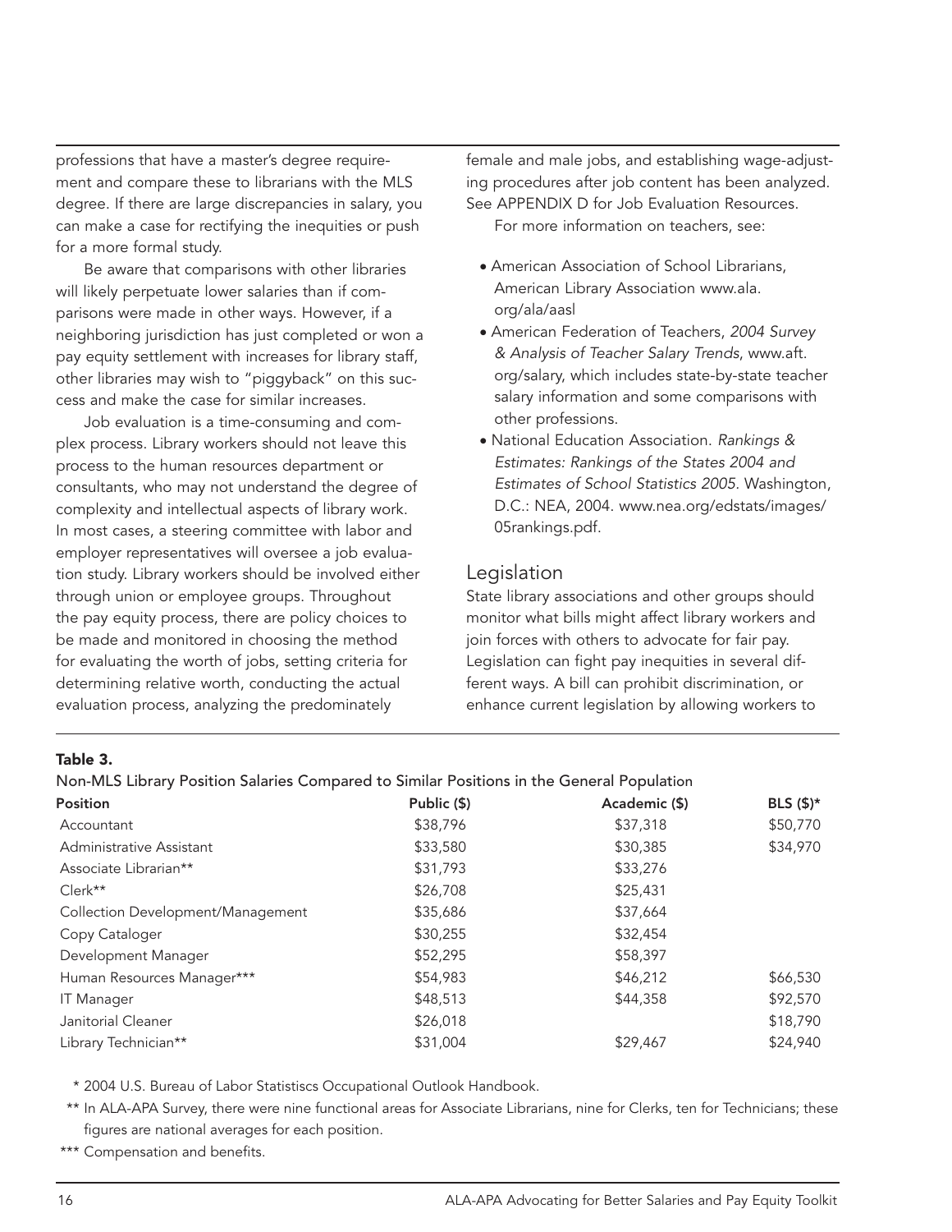professions that have a master's degree requirement and compare these to librarians with the MLS degree. If there are large discrepancies in salary, you can make a case for rectifying the inequities or push for a more formal study.

Be aware that comparisons with other libraries will likely perpetuate lower salaries than if comparisons were made in other ways. However, if a neighboring jurisdiction has just completed or won a pay equity settlement with increases for library staff, other libraries may wish to "piggyback" on this success and make the case for similar increases.

Job evaluation is a time-consuming and complex process. Library workers should not leave this process to the human resources department or consultants, who may not understand the degree of complexity and intellectual aspects of library work. In most cases, a steering committee with labor and employer representatives will oversee a job evaluation study. Library workers should be involved either through union or employee groups. Throughout the pay equity process, there are policy choices to be made and monitored in choosing the method for evaluating the worth of jobs, setting criteria for determining relative worth, conducting the actual evaluation process, analyzing the predominately female and male jobs, and establishing wage-adjusting procedures after job content has been analyzed. See APPENDIX D for Job Evaluation Resources.

For more information on teachers, see:

- American Association of School Librarians, American Library Association www.ala.org/ala/aasl
- American Federation of Teachers, *2004 Survey & Analysis of Teacher Salary Trends*, www.aft.org/salary, which includes state-by-state teacher salary information and some comparisons with other professions.
- National Education Association. *Rankings & Estimates: Rankings of the States 2004 and Estimates of School Statistics 2005*. Washington, D.C.: NEA, 2004. www.nea.org/edstats/images/05rankings.pdf.

## Legislation

State library associations and other groups should monitor what bills might affect library workers and join forces with others to advocate for fair pay. Legislation can fight pay inequities in several different ways. A bill can prohibit discrimination, or enhance current legislation by allowing workers to

**Table 3.**

Non-MLS Library Position Salaries Compared to Similar Positions in the General Population

| Position | Public ($) | Academic ($) | BLS ($)* |
|---|---|---|---|
| Accountant | $38,796 | $37,318 | $50,770 |
| Administrative Assistant | $33,580 | $30,385 | $34,970 |
| Associate Librarian** | $31,793 | $33,276 | |
| Clerk** | $26,708 | $25,431 | |
| Collection Development/Management | $35,686 | $37,664 | |
| Copy Cataloger | $30,255 | $32,454 | |
| Development Manager | $52,295 | $58,397 | |
| Human Resources Manager*** | $54,983 | $46,212 | $66,530 |
| IT Manager | $48,513 | $44,358 | $92,570 |
| Janitorial Cleaner | $26,018 | | $18,790 |
| Library Technician** | $31,004 | $29,467 | $24,940 |

\* 2004 U.S. Bureau of Labor Statistiscs Occupational Outlook Handbook.

\*\* In ALA-APA Survey, there were nine functional areas for Associate Librarians, nine for Clerks, ten for Technicians; these figures are national averages for each position.

\*\*\* Compensation and benefits.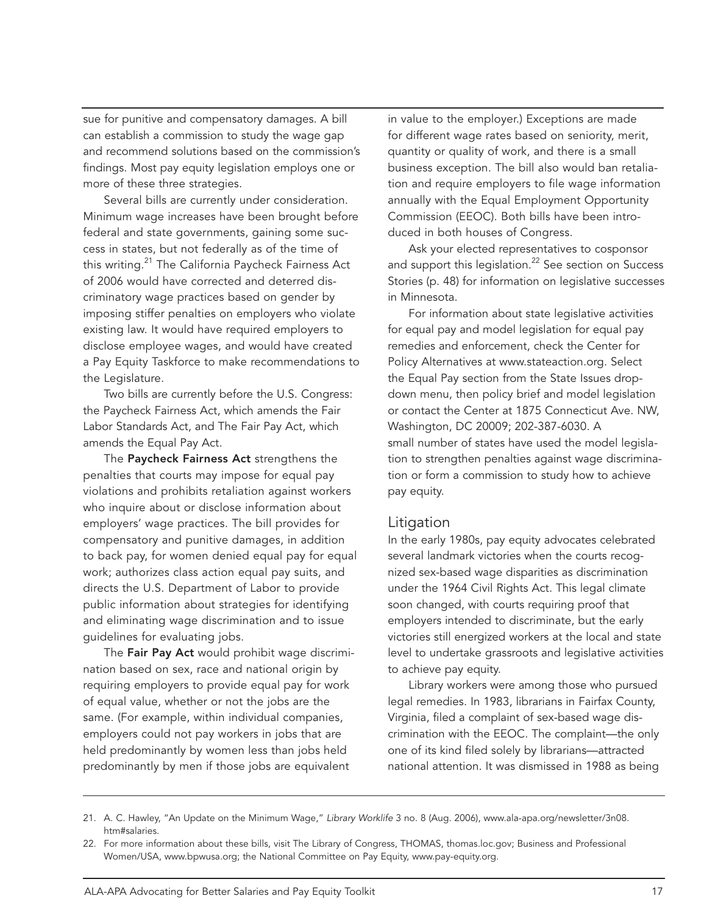sue for punitive and compensatory damages. A bill can establish a commission to study the wage gap and recommend solutions based on the commission's findings. Most pay equity legislation employs one or more of these three strategies.

Several bills are currently under consideration. Minimum wage increases have been brought before federal and state governments, gaining some success in states, but not federally as of the time of this writing.[21] The California Paycheck Fairness Act of 2006 would have corrected and deterred discriminatory wage practices based on gender by imposing stiffer penalties on employers who violate existing law. It would have required employers to disclose employee wages, and would have created a Pay Equity Taskforce to make recommendations to the Legislature.

Two bills are currently before the U.S. Congress: the Paycheck Fairness Act, which amends the Fair Labor Standards Act, and The Fair Pay Act, which amends the Equal Pay Act.

The **Paycheck Fairness Act** strengthens the penalties that courts may impose for equal pay violations and prohibits retaliation against workers who inquire about or disclose information about employers' wage practices. The bill provides for compensatory and punitive damages, in addition to back pay, for women denied equal pay for equal work; authorizes class action equal pay suits, and directs the U.S. Department of Labor to provide public information about strategies for identifying and eliminating wage discrimination and to issue guidelines for evaluating jobs.

The **Fair Pay Act** would prohibit wage discrimination based on sex, race and national origin by requiring employers to provide equal pay for work of equal value, whether or not the jobs are the same. (For example, within individual companies, employers could not pay workers in jobs that are held predominantly by women less than jobs held predominantly by men if those jobs are equivalent in value to the employer.) Exceptions are made for different wage rates based on seniority, merit, quantity or quality of work, and there is a small business exception. The bill also would ban retaliation and require employers to file wage information annually with the Equal Employment Opportunity Commission (EEOC). Both bills have been introduced in both houses of Congress.

Ask your elected representatives to cosponsor and support this legislation.[22] See section on Success Stories (p. 48) for information on legislative successes in Minnesota.

For information about state legislative activities for equal pay and model legislation for equal pay remedies and enforcement, check the Center for Policy Alternatives at www.stateaction.org. Select the Equal Pay section from the State Issues drop-down menu, then policy brief and model legislation or contact the Center at 1875 Connecticut Ave. NW, Washington, DC 20009; 202-387-6030. A small number of states have used the model legislation to strengthen penalties against wage discrimination or form a commission to study how to achieve pay equity.

## Litigation

In the early 1980s, pay equity advocates celebrated several landmark victories when the courts recognized sex-based wage disparities as discrimination under the 1964 Civil Rights Act. This legal climate soon changed, with courts requiring proof that employers intended to discriminate, but the early victories still energized workers at the local and state level to undertake grassroots and legislative activities to achieve pay equity.

Library workers were among those who pursued legal remedies. In 1983, librarians in Fairfax County, Virginia, filed a complaint of sex-based wage discrimination with the EEOC. The complaint—the only one of its kind filed solely by librarians—attracted national attention. It was dismissed in 1988 as being

---

21. A. C. Hawley, "An Update on the Minimum Wage," *Library Worklife* 3 no. 8 (Aug. 2006), www.ala-apa.org/newsletter/3n08.htm#salaries.
22. For more information about these bills, visit The Library of Congress, THOMAS, thomas.loc.gov; Business and Professional Women/USA, www.bpwusa.org; the National Committee on Pay Equity, www.pay-equity.org.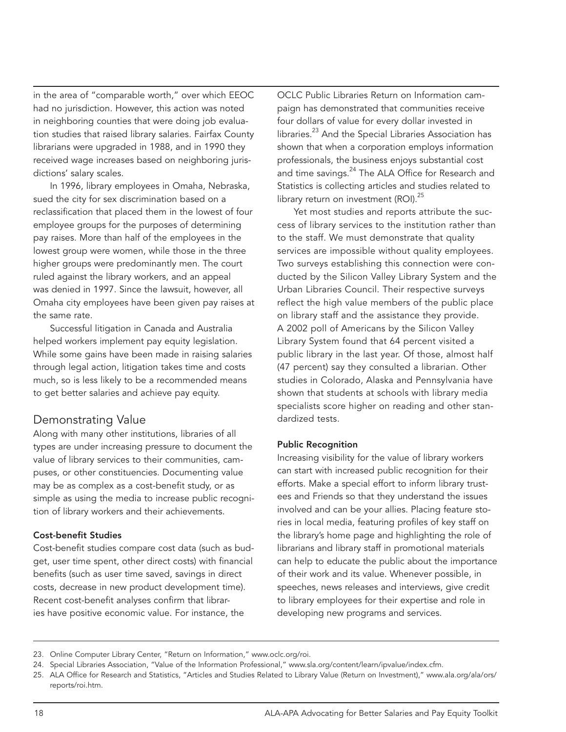in the area of "comparable worth," over which EEOC had no jurisdiction. However, this action was noted in neighboring counties that were doing job evaluation studies that raised library salaries. Fairfax County librarians were upgraded in 1988, and in 1990 they received wage increases based on neighboring jurisdictions' salary scales.

In 1996, library employees in Omaha, Nebraska, sued the city for sex discrimination based on a reclassification that placed them in the lowest of four employee groups for the purposes of determining pay raises. More than half of the employees in the lowest group were women, while those in the three higher groups were predominantly men. The court ruled against the library workers, and an appeal was denied in 1997. Since the lawsuit, however, all Omaha city employees have been given pay raises at the same rate.

Successful litigation in Canada and Australia helped workers implement pay equity legislation. While some gains have been made in raising salaries through legal action, litigation takes time and costs much, so is less likely to be a recommended means to get better salaries and achieve pay equity.

## Demonstrating Value

Along with many other institutions, libraries of all types are under increasing pressure to document the value of library services to their communities, campuses, or other constituencies. Documenting value may be as complex as a cost-benefit study, or as simple as using the media to increase public recognition of library workers and their achievements.

### Cost-benefit Studies

Cost-benefit studies compare cost data (such as budget, user time spent, other direct costs) with financial benefits (such as user time saved, savings in direct costs, decrease in new product development time). Recent cost-benefit analyses confirm that libraries have positive economic value. For instance, the OCLC Public Libraries Return on Information campaign has demonstrated that communities receive four dollars of value for every dollar invested in libraries.[23] And the Special Libraries Association has shown that when a corporation employs information professionals, the business enjoys substantial cost and time savings.[24] The ALA Office for Research and Statistics is collecting articles and studies related to library return on investment (ROI).[25]

Yet most studies and reports attribute the success of library services to the institution rather than to the staff. We must demonstrate that quality services are impossible without quality employees. Two surveys establishing this connection were conducted by the Silicon Valley Library System and the Urban Libraries Council. Their respective surveys reflect the high value members of the public place on library staff and the assistance they provide. A 2002 poll of Americans by the Silicon Valley Library System found that 64 percent visited a public library in the last year. Of those, almost half (47 percent) say they consulted a librarian. Other studies in Colorado, Alaska and Pennsylvania have shown that students at schools with library media specialists score higher on reading and other standardized tests.

### Public Recognition

Increasing visibility for the value of library workers can start with increased public recognition for their efforts. Make a special effort to inform library trustees and Friends so that they understand the issues involved and can be your allies. Placing feature stories in local media, featuring profiles of key staff on the library's home page and highlighting the role of librarians and library staff in promotional materials can help to educate the public about the importance of their work and its value. Whenever possible, in speeches, news releases and interviews, give credit to library employees for their expertise and role in developing new programs and services.

---

23. Online Computer Library Center, "Return on Information," www.oclc.org/roi.
24. Special Libraries Association, "Value of the Information Professional," www.sla.org/content/learn/ipvalue/index.cfm.
25. ALA Office for Research and Statistics, "Articles and Studies Related to Library Value (Return on Investment)," www.ala.org/ala/ors/reports/roi.htm.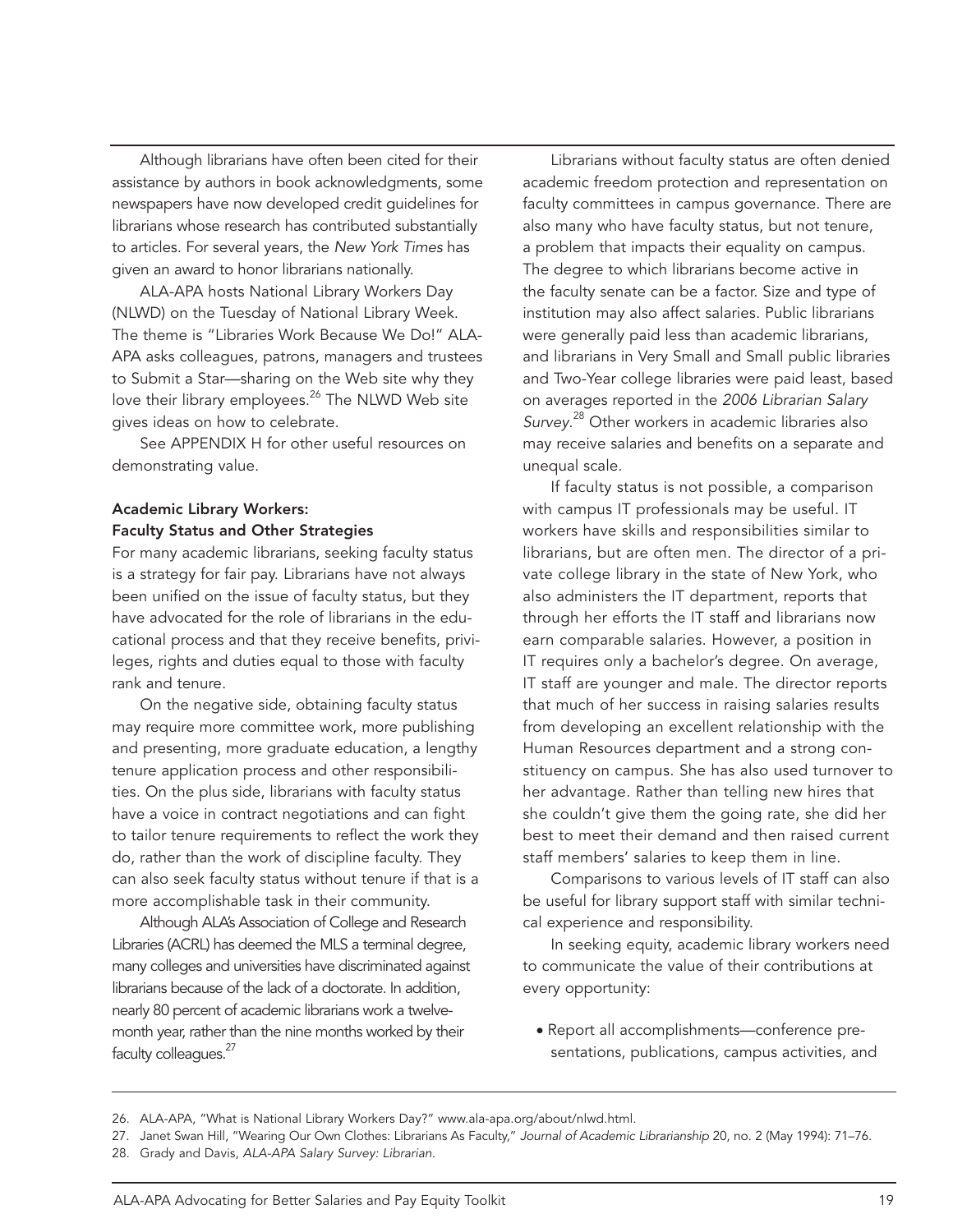Although librarians have often been cited for their assistance by authors in book acknowledgments, some newspapers have now developed credit guidelines for librarians whose research has contributed substantially to articles. For several years, the *New York Times* has given an award to honor librarians nationally.

ALA-APA hosts National Library Workers Day (NLWD) on the Tuesday of National Library Week. The theme is "Libraries Work Because We Do!" ALA-APA asks colleagues, patrons, managers and trustees to Submit a Star—sharing on the Web site why they love their library employees.[26] The NLWD Web site gives ideas on how to celebrate.

See APPENDIX H for other useful resources on demonstrating value.

### Academic Library Workers: Faculty Status and Other Strategies

For many academic librarians, seeking faculty status is a strategy for fair pay. Librarians have not always been unified on the issue of faculty status, but they have advocated for the role of librarians in the educational process and that they receive benefits, privileges, rights and duties equal to those with faculty rank and tenure.

On the negative side, obtaining faculty status may require more committee work, more publishing and presenting, more graduate education, a lengthy tenure application process and other responsibilities. On the plus side, librarians with faculty status have a voice in contract negotiations and can fight to tailor tenure requirements to reflect the work they do, rather than the work of discipline faculty. They can also seek faculty status without tenure if that is a more accomplishable task in their community.

Although ALA's Association of College and Research Libraries (ACRL) has deemed the MLS a terminal degree, many colleges and universities have discriminated against librarians because of the lack of a doctorate. In addition, nearly 80 percent of academic librarians work a twelve-month year, rather than the nine months worked by their faculty colleagues.[27]

Librarians without faculty status are often denied academic freedom protection and representation on faculty committees in campus governance. There are also many who have faculty status, but not tenure, a problem that impacts their equality on campus. The degree to which librarians become active in the faculty senate can be a factor. Size and type of institution may also affect salaries. Public librarians were generally paid less than academic librarians, and librarians in Very Small and Small public libraries and Two-Year college libraries were paid least, based on averages reported in the *2006 Librarian Salary Survey*.[28] Other workers in academic libraries also may receive salaries and benefits on a separate and unequal scale.

If faculty status is not possible, a comparison with campus IT professionals may be useful. IT workers have skills and responsibilities similar to librarians, but are often men. The director of a private college library in the state of New York, who also administers the IT department, reports that through her efforts the IT staff and librarians now earn comparable salaries. However, a position in IT requires only a bachelor's degree. On average, IT staff are younger and male. The director reports that much of her success in raising salaries results from developing an excellent relationship with the Human Resources department and a strong constituency on campus. She has also used turnover to her advantage. Rather than telling new hires that she couldn't give them the going rate, she did her best to meet their demand and then raised current staff members' salaries to keep them in line.

Comparisons to various levels of IT staff can also be useful for library support staff with similar technical experience and responsibility.

In seeking equity, academic library workers need to communicate the value of their contributions at every opportunity:

- Report all accomplishments—conference presentations, publications, campus activities, and

---

26. ALA-APA, "What is National Library Workers Day?" www.ala-apa.org/about/nlwd.html.
27. Janet Swan Hill, "Wearing Our Own Clothes: Librarians As Faculty," *Journal of Academic Librarianship* 20, no. 2 (May 1994): 71–76.
28. Grady and Davis, *ALA-APA Salary Survey: Librarian*.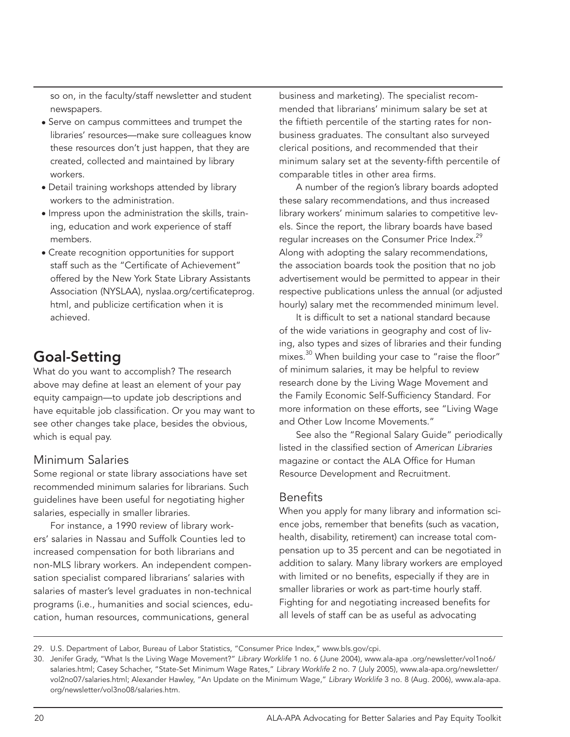so on, in the faculty/staff newsletter and student newspapers.

- Serve on campus committees and trumpet the libraries' resources—make sure colleagues know these resources don't just happen, that they are created, collected and maintained by library workers.
- Detail training workshops attended by library workers to the administration.
- Impress upon the administration the skills, training, education and work experience of staff members.
- Create recognition opportunities for support staff such as the "Certificate of Achievement" offered by the New York State Library Assistants Association (NYSLAA), nyslaa.org/certificateprog.html, and publicize certification when it is achieved.

## Goal-Setting

What do you want to accomplish? The research above may define at least an element of your pay equity campaign—to update job descriptions and have equitable job classification. Or you may want to see other changes take place, besides the obvious, which is equal pay.

### Minimum Salaries

Some regional or state library associations have set recommended minimum salaries for librarians. Such guidelines have been useful for negotiating higher salaries, especially in smaller libraries.

For instance, a 1990 review of library workers' salaries in Nassau and Suffolk Counties led to increased compensation for both librarians and non-MLS library workers. An independent compensation specialist compared librarians' salaries with salaries of master's level graduates in non-technical programs (i.e., humanities and social sciences, education, human resources, communications, general business and marketing). The specialist recommended that librarians' minimum salary be set at the fiftieth percentile of the starting rates for non-business graduates. The consultant also surveyed clerical positions, and recommended that their minimum salary set at the seventy-fifth percentile of comparable titles in other area firms.

A number of the region's library boards adopted these salary recommendations, and thus increased library workers' minimum salaries to competitive levels. Since the report, the library boards have based regular increases on the Consumer Price Index.[29] Along with adopting the salary recommendations, the association boards took the position that no job advertisement would be permitted to appear in their respective publications unless the annual (or adjusted hourly) salary met the recommended minimum level.

It is difficult to set a national standard because of the wide variations in geography and cost of living, also types and sizes of libraries and their funding mixes.[30] When building your case to "raise the floor" of minimum salaries, it may be helpful to review research done by the Living Wage Movement and the Family Economic Self-Sufficiency Standard. For more information on these efforts, see "Living Wage and Other Low Income Movements."

See also the "Regional Salary Guide" periodically listed in the classified section of *American Libraries* magazine or contact the ALA Office for Human Resource Development and Recruitment.

### Benefits

When you apply for many library and information science jobs, remember that benefits (such as vacation, health, disability, retirement) can increase total compensation up to 35 percent and can be negotiated in addition to salary. Many library workers are employed with limited or no benefits, especially if they are in smaller libraries or work as part-time hourly staff. Fighting for and negotiating increased benefits for all levels of staff can be as useful as advocating

---

29. U.S. Department of Labor, Bureau of Labor Statistics, "Consumer Price Index," www.bls.gov/cpi.
30. Jenifer Grady, "What Is the Living Wage Movement?" *Library Worklife* 1 no. 6 (June 2004), www.ala-apa .org/newsletter/vol1no6/salaries.html; Casey Schacher, "State-Set Minimum Wage Rates," *Library Worklife* 2 no. 7 (July 2005), www.ala-apa.org/newsletter/vol2no07/salaries.html; Alexander Hawley, "An Update on the Minimum Wage," *Library Worklife* 3 no. 8 (Aug. 2006), www.ala-apa.org/newsletter/vol3no08/salaries.htm.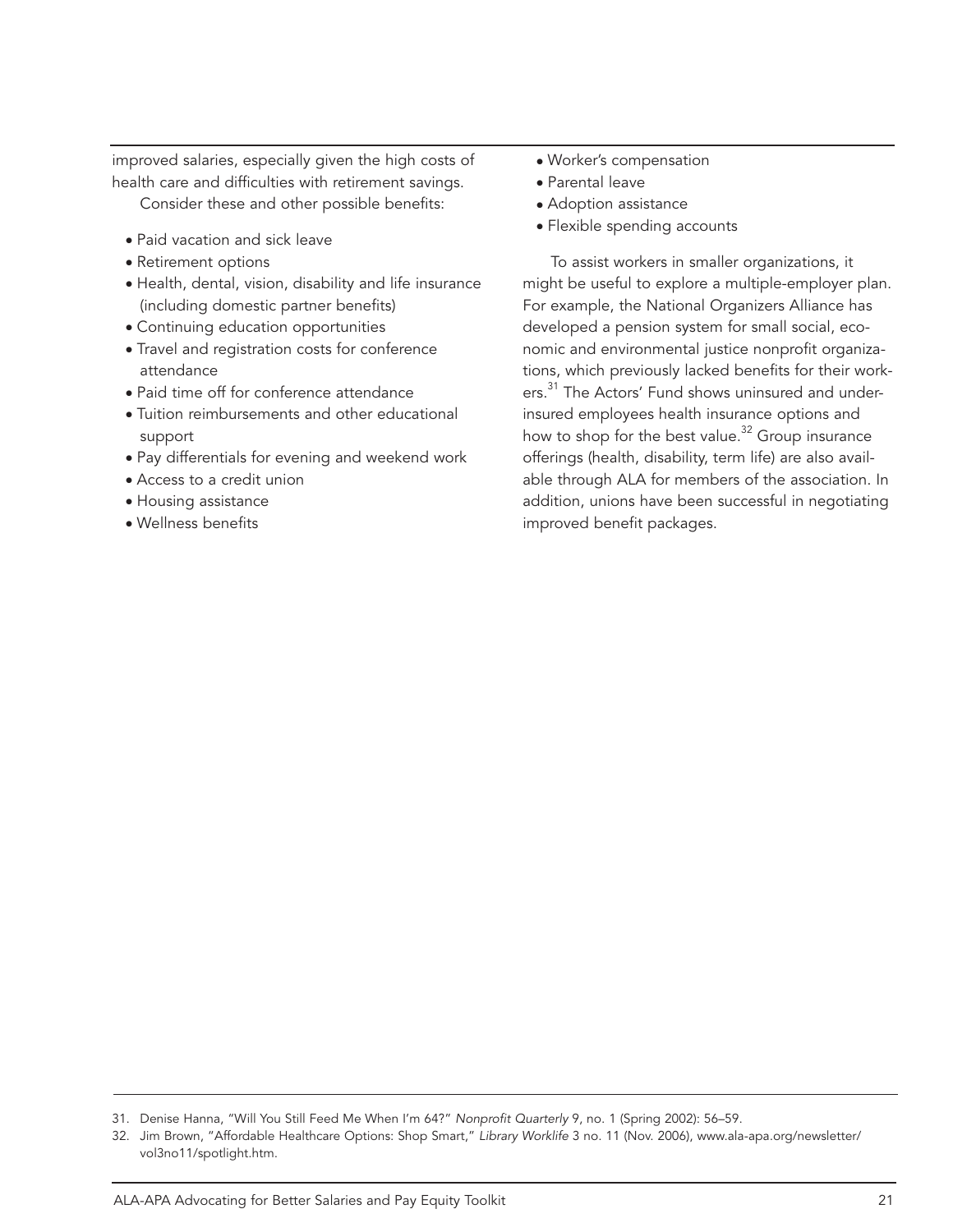improved salaries, especially given the high costs of health care and difficulties with retirement savings.

Consider these and other possible benefits:

- Paid vacation and sick leave
- Retirement options
- Health, dental, vision, disability and life insurance (including domestic partner benefits)
- Continuing education opportunities
- Travel and registration costs for conference attendance
- Paid time off for conference attendance
- Tuition reimbursements and other educational support
- Pay differentials for evening and weekend work
- Access to a credit union
- Housing assistance
- Wellness benefits
- Worker's compensation
- Parental leave
- Adoption assistance
- Flexible spending accounts

To assist workers in smaller organizations, it might be useful to explore a multiple-employer plan. For example, the National Organizers Alliance has developed a pension system for small social, economic and environmental justice nonprofit organizations, which previously lacked benefits for their workers.[31] The Actors' Fund shows uninsured and underinsured employees health insurance options and how to shop for the best value.[32] Group insurance offerings (health, disability, term life) are also available through ALA for members of the association. In addition, unions have been successful in negotiating improved benefit packages.

---

31. Denise Hanna, "Will You Still Feed Me When I'm 64?" *Nonprofit Quarterly* 9, no. 1 (Spring 2002): 56–59.
32. Jim Brown, "Affordable Healthcare Options: Shop Smart," *Library Worklife* 3 no. 11 (Nov. 2006), www.ala-apa.org/newsletter/vol3no11/spotlight.htm.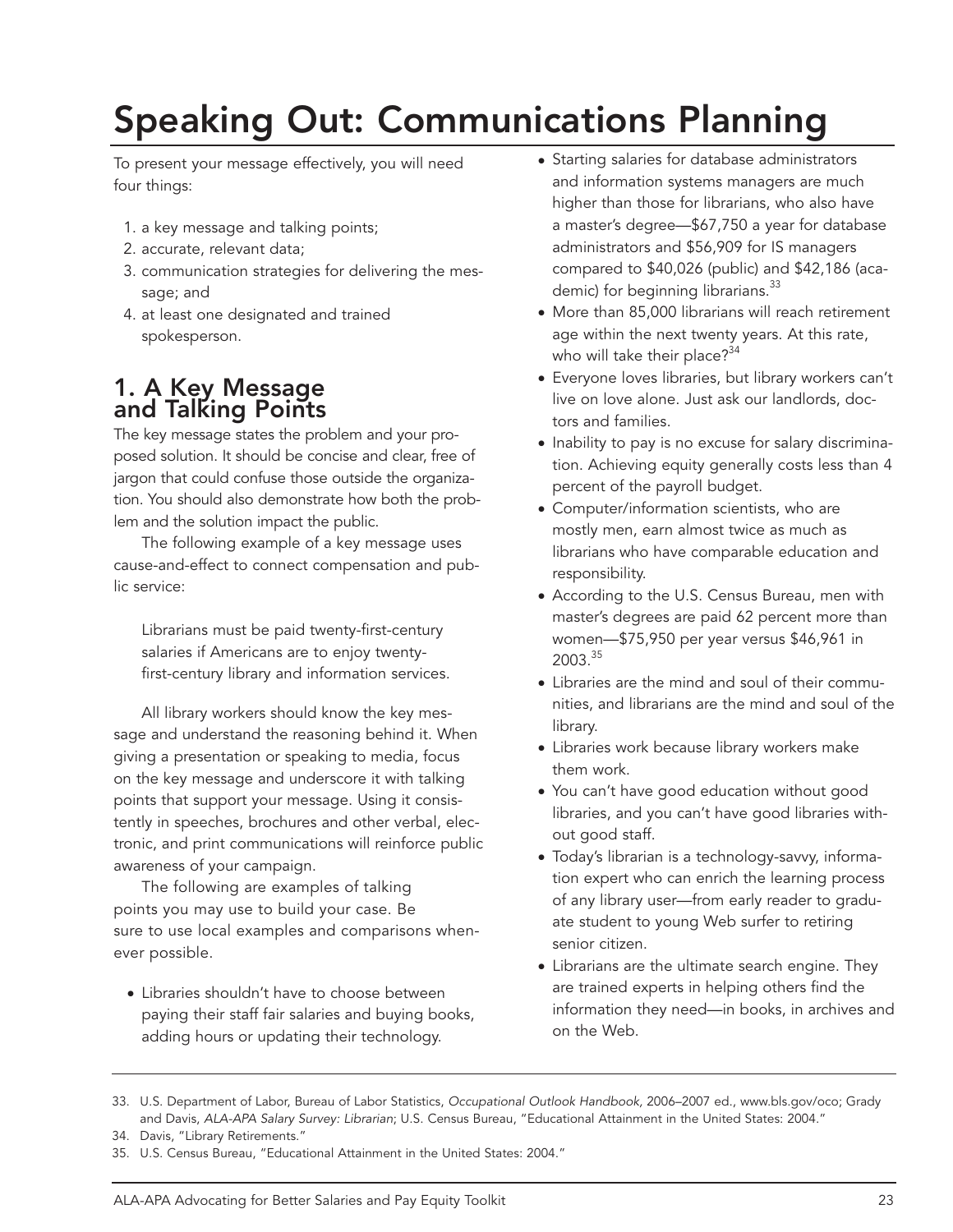# Speaking Out: Communications Planning

To present your message effectively, you will need four things:

1. a key message and talking points;
2. accurate, relevant data;
3. communication strategies for delivering the message; and
4. at least one designated and trained spokesperson.

## 1. A Key Message and Talking Points

The key message states the problem and your proposed solution. It should be concise and clear, free of jargon that could confuse those outside the organization. You should also demonstrate how both the problem and the solution impact the public.

The following example of a key message uses cause-and-effect to connect compensation and public service:

> Librarians must be paid twenty-first-century salaries if Americans are to enjoy twenty-first-century library and information services.

All library workers should know the key message and understand the reasoning behind it. When giving a presentation or speaking to media, focus on the key message and underscore it with talking points that support your message. Using it consistently in speeches, brochures and other verbal, electronic, and print communications will reinforce public awareness of your campaign.

The following are examples of talking points you may use to build your case. Be sure to use local examples and comparisons whenever possible.

- Libraries shouldn't have to choose between paying their staff fair salaries and buying books, adding hours or updating their technology.
- Starting salaries for database administrators and information systems managers are much higher than those for librarians, who also have a master's degree—$67,750 a year for database administrators and $56,909 for IS managers compared to $40,026 (public) and $42,186 (academic) for beginning librarians.[33]
- More than 85,000 librarians will reach retirement age within the next twenty years. At this rate, who will take their place?[34]
- Everyone loves libraries, but library workers can't live on love alone. Just ask our landlords, doctors and families.
- Inability to pay is no excuse for salary discrimination. Achieving equity generally costs less than 4 percent of the payroll budget.
- Computer/information scientists, who are mostly men, earn almost twice as much as librarians who have comparable education and responsibility.
- According to the U.S. Census Bureau, men with master's degrees are paid 62 percent more than women—$75,950 per year versus $46,961 in 2003.[35]
- Libraries are the mind and soul of their communities, and librarians are the mind and soul of the library.
- Libraries work because library workers make them work.
- You can't have good education without good libraries, and you can't have good libraries without good staff.
- Today's librarian is a technology-savvy, information expert who can enrich the learning process of any library user—from early reader to graduate student to young Web surfer to retiring senior citizen.
- Librarians are the ultimate search engine. They are trained experts in helping others find the information they need—in books, in archives and on the Web.

---

33. U.S. Department of Labor, Bureau of Labor Statistics, *Occupational Outlook Handbook,* 2006–2007 ed., www.bls.gov/oco; Grady and Davis, *ALA-APA Salary Survey: Librarian*; U.S. Census Bureau, "Educational Attainment in the United States: 2004."
34. Davis, "Library Retirements."
35. U.S. Census Bureau, "Educational Attainment in the United States: 2004."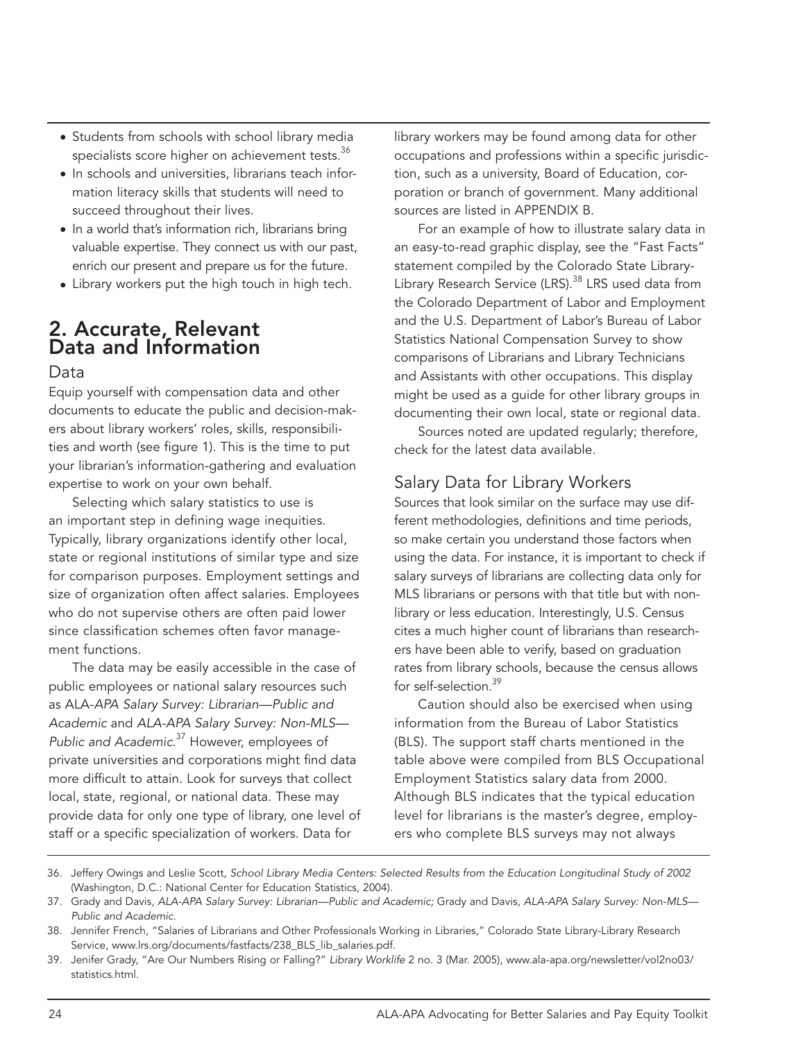- Students from schools with school library media specialists score higher on achievement tests.[36]
- In schools and universities, librarians teach information literacy skills that students will need to succeed throughout their lives.
- In a world that's information rich, librarians bring valuable expertise. They connect us with our past, enrich our present and prepare us for the future.
- Library workers put the high touch in high tech.

## 2. Accurate, Relevant Data and Information

### Data

Equip yourself with compensation data and other documents to educate the public and decision-makers about library workers' roles, skills, responsibilities and worth (see figure 1). This is the time to put your librarian's information-gathering and evaluation expertise to work on your own behalf.

Selecting which salary statistics to use is an important step in defining wage inequities. Typically, library organizations identify other local, state or regional institutions of similar type and size for comparison purposes. Employment settings and size of organization often affect salaries. Employees who do not supervise others are often paid lower since classification schemes often favor management functions.

The data may be easily accessible in the case of public employees or national salary resources such as ALA-*APA Salary Survey: Librarian—Public and Academic* and *ALA-APA Salary Survey: Non-MLS—Public and Academic*.[37] However, employees of private universities and corporations might find data more difficult to attain. Look for surveys that collect local, state, regional, or national data. These may provide data for only one type of library, one level of staff or a specific specialization of workers. Data for library workers may be found among data for other occupations and professions within a specific jurisdiction, such as a university, Board of Education, corporation or branch of government. Many additional sources are listed in APPENDIX B.

For an example of how to illustrate salary data in an easy-to-read graphic display, see the "Fast Facts" statement compiled by the Colorado State Library-Library Research Service (LRS).[38] LRS used data from the Colorado Department of Labor and Employment and the U.S. Department of Labor's Bureau of Labor Statistics National Compensation Survey to show comparisons of Librarians and Library Technicians and Assistants with other occupations. This display might be used as a guide for other library groups in documenting their own local, state or regional data.

Sources noted are updated regularly; therefore, check for the latest data available.

### Salary Data for Library Workers

Sources that look similar on the surface may use different methodologies, definitions and time periods, so make certain you understand those factors when using the data. For instance, it is important to check if salary surveys of librarians are collecting data only for MLS librarians or persons with that title but with non-library or less education. Interestingly, U.S. Census cites a much higher count of librarians than researchers have been able to verify, based on graduation rates from library schools, because the census allows for self-selection.[39]

Caution should also be exercised when using information from the Bureau of Labor Statistics (BLS). The support staff charts mentioned in the table above were compiled from BLS Occupational Employment Statistics salary data from 2000. Although BLS indicates that the typical education level for librarians is the master's degree, employers who complete BLS surveys may not always

36. Jeffery Owings and Leslie Scott, *School Library Media Centers: Selected Results from the Education Longitudinal Study of 2002* (Washington, D.C.: National Center for Education Statistics, 2004).
37. Grady and Davis, *ALA-APA Salary Survey: Librarian—Public and Academic;* Grady and Davis, *ALA-APA Salary Survey: Non-MLS—Public and Academic.*
38. Jennifer French, "Salaries of Librarians and Other Professionals Working in Libraries," Colorado State Library-Library Research Service, www.lrs.org/documents/fastfacts/238_BLS_lib_salaries.pdf.
39. Jenifer Grady, "Are Our Numbers Rising or Falling?" *Library Worklife* 2 no. 3 (Mar. 2005), www.ala-apa.org/newsletter/vol2no03/statistics.html.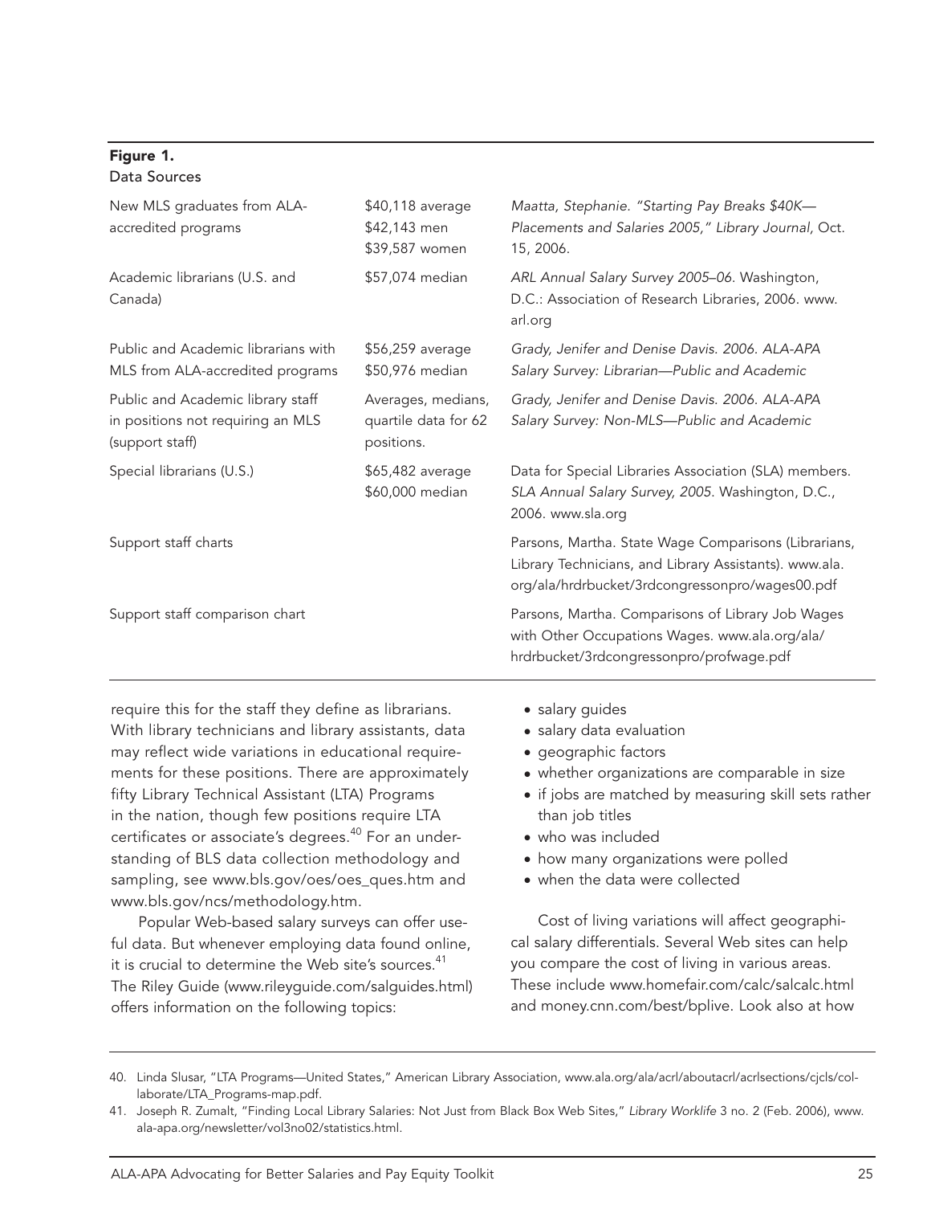**Figure 1.**
Data Sources

| | | |
|---|---|---|
| New MLS graduates from ALA-accredited programs | $40,118 average<br>$42,143 men<br>$39,587 women | *Maatta, Stephanie. "Starting Pay Breaks $40K—Placements and Salaries 2005," Library Journal,* Oct. 15, 2006. |
| Academic librarians (U.S. and Canada) | $57,074 median | *ARL Annual Salary Survey 2005–06*. Washington, D.C.: Association of Research Libraries, 2006. www.arl.org |
| Public and Academic librarians with MLS from ALA-accredited programs | $56,259 average<br>$50,976 median | *Grady, Jenifer and Denise Davis. 2006. ALA-APA Salary Survey: Librarian—Public and Academic* |
| Public and Academic library staff in positions not requiring an MLS (support staff) | Averages, medians, quartile data for 62 positions. | *Grady, Jenifer and Denise Davis. 2006. ALA-APA Salary Survey: Non-MLS—Public and Academic* |
| Special librarians (U.S.) | $65,482 average<br>$60,000 median | Data for Special Libraries Association (SLA) members. *SLA Annual Salary Survey, 2005*. Washington, D.C., 2006. www.sla.org |
| Support staff charts | | Parsons, Martha. State Wage Comparisons (Librarians, Library Technicians, and Library Assistants). www.ala.org/ala/hrdrbucket/3rdcongressonpro/wages00.pdf |
| Support staff comparison chart | | Parsons, Martha. Comparisons of Library Job Wages with Other Occupations Wages. www.ala.org/ala/hrdrbucket/3rdcongressonpro/profwage.pdf |

require this for the staff they define as librarians. With library technicians and library assistants, data may reflect wide variations in educational requirements for these positions. There are approximately fifty Library Technical Assistant (LTA) Programs in the nation, though few positions require LTA certificates or associate's degrees.[40] For an understanding of BLS data collection methodology and sampling, see www.bls.gov/oes/oes_ques.htm and www.bls.gov/ncs/methodology.htm.

Popular Web-based salary surveys can offer useful data. But whenever employing data found online, it is crucial to determine the Web site's sources.[41] The Riley Guide (www.rileyguide.com/salguides.html) offers information on the following topics:

- salary guides
- salary data evaluation
- geographic factors
- whether organizations are comparable in size
- if jobs are matched by measuring skill sets rather than job titles
- who was included
- how many organizations were polled
- when the data were collected

Cost of living variations will affect geographical salary differentials. Several Web sites can help you compare the cost of living in various areas. These include www.homefair.com/calc/salcalc.html and money.cnn.com/best/bplive. Look also at how

40. Linda Slusar, "LTA Programs—United States," American Library Association, www.ala.org/ala/acrl/aboutacrl/acrlsections/cjcls/collaborate/LTA_Programs-map.pdf.
41. Joseph R. Zumalt, "Finding Local Library Salaries: Not Just from Black Box Web Sites," *Library Worklife* 3 no. 2 (Feb. 2006), www.ala-apa.org/newsletter/vol3no02/statistics.html.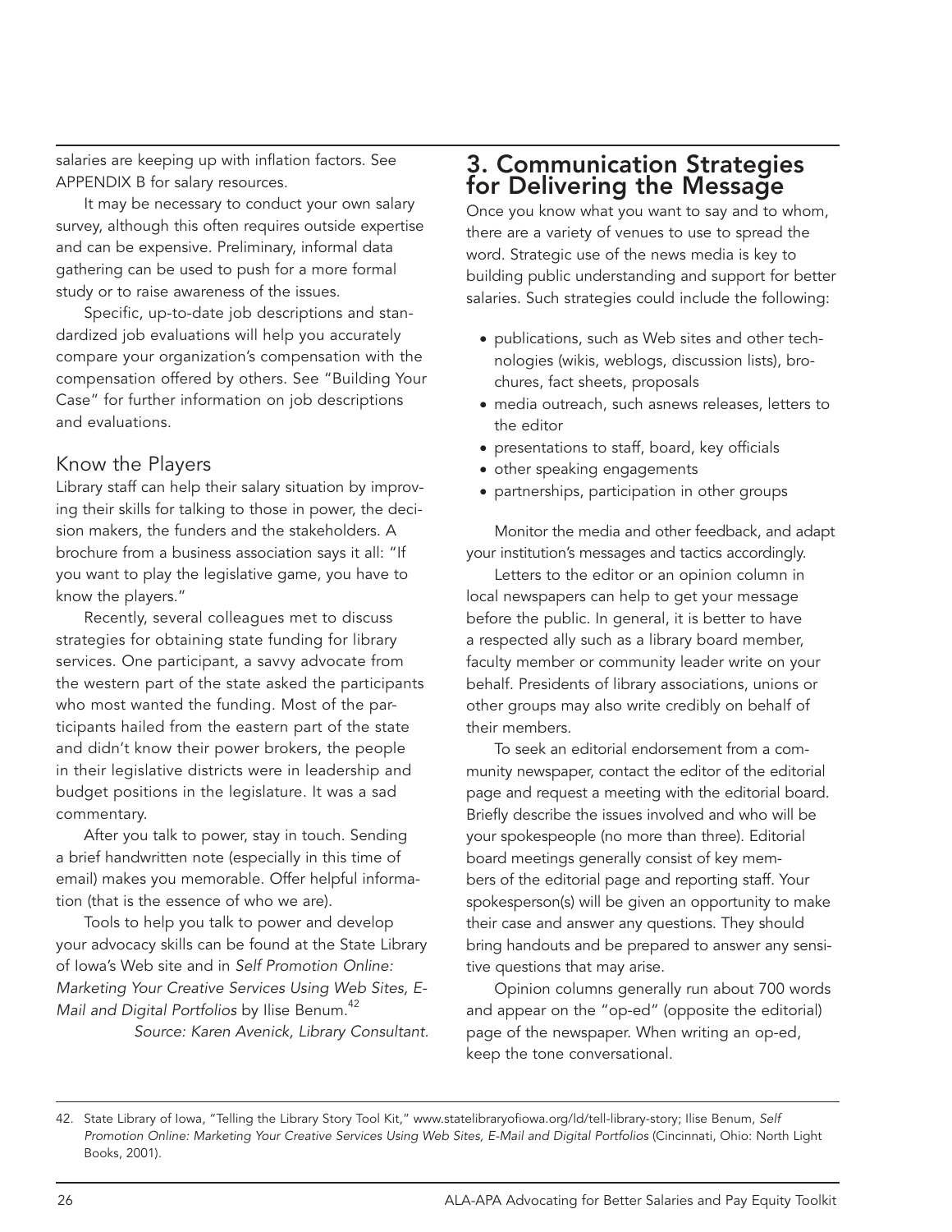salaries are keeping up with inflation factors. See APPENDIX B for salary resources.

It may be necessary to conduct your own salary survey, although this often requires outside expertise and can be expensive. Preliminary, informal data gathering can be used to push for a more formal study or to raise awareness of the issues.

Specific, up-to-date job descriptions and standardized job evaluations will help you accurately compare your organization's compensation with the compensation offered by others. See "Building Your Case" for further information on job descriptions and evaluations.

### Know the Players

Library staff can help their salary situation by improving their skills for talking to those in power, the decision makers, the funders and the stakeholders. A brochure from a business association says it all: "If you want to play the legislative game, you have to know the players."

Recently, several colleagues met to discuss strategies for obtaining state funding for library services. One participant, a savvy advocate from the western part of the state asked the participants who most wanted the funding. Most of the participants hailed from the eastern part of the state and didn't know their power brokers, the people in their legislative districts were in leadership and budget positions in the legislature. It was a sad commentary.

After you talk to power, stay in touch. Sending a brief handwritten note (especially in this time of email) makes you memorable. Offer helpful information (that is the essence of who we are).

Tools to help you talk to power and develop your advocacy skills can be found at the State Library of Iowa's Web site and in *Self Promotion Online: Marketing Your Creative Services Using Web Sites, E-Mail and Digital Portfolios* by Ilise Benum.[42]

*Source: Karen Avenick, Library Consultant.*

## 3. Communication Strategies for Delivering the Message

Once you know what you want to say and to whom, there are a variety of venues to use to spread the word. Strategic use of the news media is key to building public understanding and support for better salaries. Such strategies could include the following:

- publications, such as Web sites and other technologies (wikis, weblogs, discussion lists), brochures, fact sheets, proposals
- media outreach, such asnews releases, letters to the editor
- presentations to staff, board, key officials
- other speaking engagements
- partnerships, participation in other groups

Monitor the media and other feedback, and adapt your institution's messages and tactics accordingly.

Letters to the editor or an opinion column in local newspapers can help to get your message before the public. In general, it is better to have a respected ally such as a library board member, faculty member or community leader write on your behalf. Presidents of library associations, unions or other groups may also write credibly on behalf of their members.

To seek an editorial endorsement from a community newspaper, contact the editor of the editorial page and request a meeting with the editorial board. Briefly describe the issues involved and who will be your spokespeople (no more than three). Editorial board meetings generally consist of key members of the editorial page and reporting staff. Your spokesperson(s) will be given an opportunity to make their case and answer any questions. They should bring handouts and be prepared to answer any sensitive questions that may arise.

Opinion columns generally run about 700 words and appear on the "op-ed" (opposite the editorial) page of the newspaper. When writing an op-ed, keep the tone conversational.

42. State Library of Iowa, "Telling the Library Story Tool Kit," www.statelibraryofiowa.org/ld/tell-library-story; Ilise Benum, *Self Promotion Online: Marketing Your Creative Services Using Web Sites, E-Mail and Digital Portfolios* (Cincinnati, Ohio: North Light Books, 2001).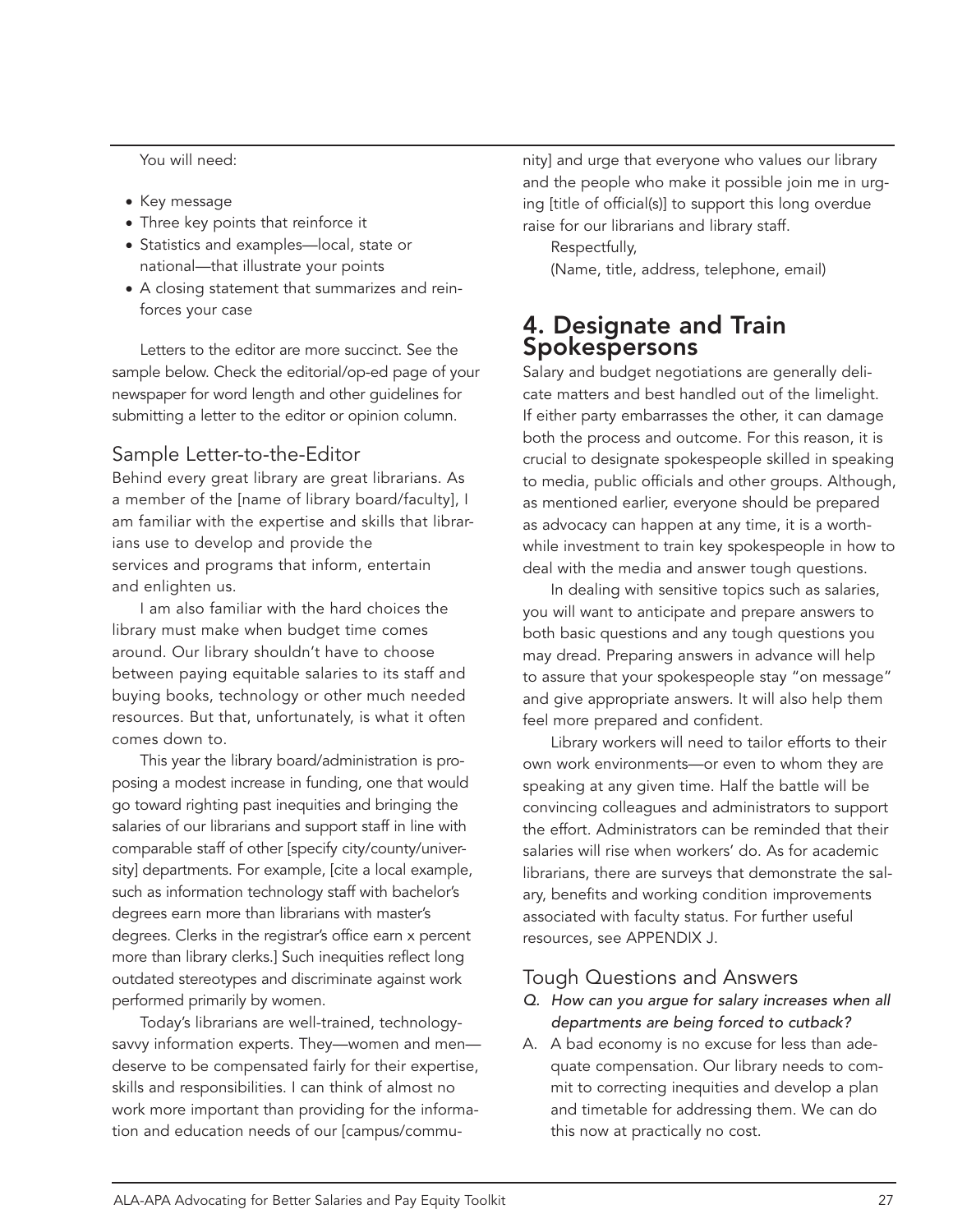You will need:

- Key message
- Three key points that reinforce it
- Statistics and examples—local, state or national—that illustrate your points
- A closing statement that summarizes and reinforces your case

Letters to the editor are more succinct. See the sample below. Check the editorial/op-ed page of your newspaper for word length and other guidelines for submitting a letter to the editor or opinion column.

### Sample Letter-to-the-Editor

Behind every great library are great librarians. As a member of the [name of library board/faculty], I am familiar with the expertise and skills that librarians use to develop and provide the services and programs that inform, entertain and enlighten us.

I am also familiar with the hard choices the library must make when budget time comes around. Our library shouldn't have to choose between paying equitable salaries to its staff and buying books, technology or other much needed resources. But that, unfortunately, is what it often comes down to.

This year the library board/administration is proposing a modest increase in funding, one that would go toward righting past inequities and bringing the salaries of our librarians and support staff in line with comparable staff of other [specify city/county/university] departments. For example, [cite a local example, such as information technology staff with bachelor's degrees earn more than librarians with master's degrees. Clerks in the registrar's office earn x percent more than library clerks.] Such inequities reflect long outdated stereotypes and discriminate against work performed primarily by women.

Today's librarians are well-trained, technology-savvy information experts. They—women and men—deserve to be compensated fairly for their expertise, skills and responsibilities. I can think of almost no work more important than providing for the information and education needs of our [campus/community] and urge that everyone who values our library and the people who make it possible join me in urging [title of official(s)] to support this long overdue raise for our librarians and library staff.

Respectfully,

(Name, title, address, telephone, email)

## 4. Designate and Train Spokespersons

Salary and budget negotiations are generally delicate matters and best handled out of the limelight. If either party embarrasses the other, it can damage both the process and outcome. For this reason, it is crucial to designate spokespeople skilled in speaking to media, public officials and other groups. Although, as mentioned earlier, everyone should be prepared as advocacy can happen at any time, it is a worthwhile investment to train key spokespeople in how to deal with the media and answer tough questions.

In dealing with sensitive topics such as salaries, you will want to anticipate and prepare answers to both basic questions and any tough questions you may dread. Preparing answers in advance will help to assure that your spokespeople stay "on message" and give appropriate answers. It will also help them feel more prepared and confident.

Library workers will need to tailor efforts to their own work environments—or even to whom they are speaking at any given time. Half the battle will be convincing colleagues and administrators to support the effort. Administrators can be reminded that their salaries will rise when workers' do. As for academic librarians, there are surveys that demonstrate the salary, benefits and working condition improvements associated with faculty status. For further useful resources, see APPENDIX J.

### Tough Questions and Answers

*Q. How can you argue for salary increases when all departments are being forced to cutback?*

A. A bad economy is no excuse for less than adequate compensation. Our library needs to commit to correcting inequities and develop a plan and timetable for addressing them. We can do this now at practically no cost.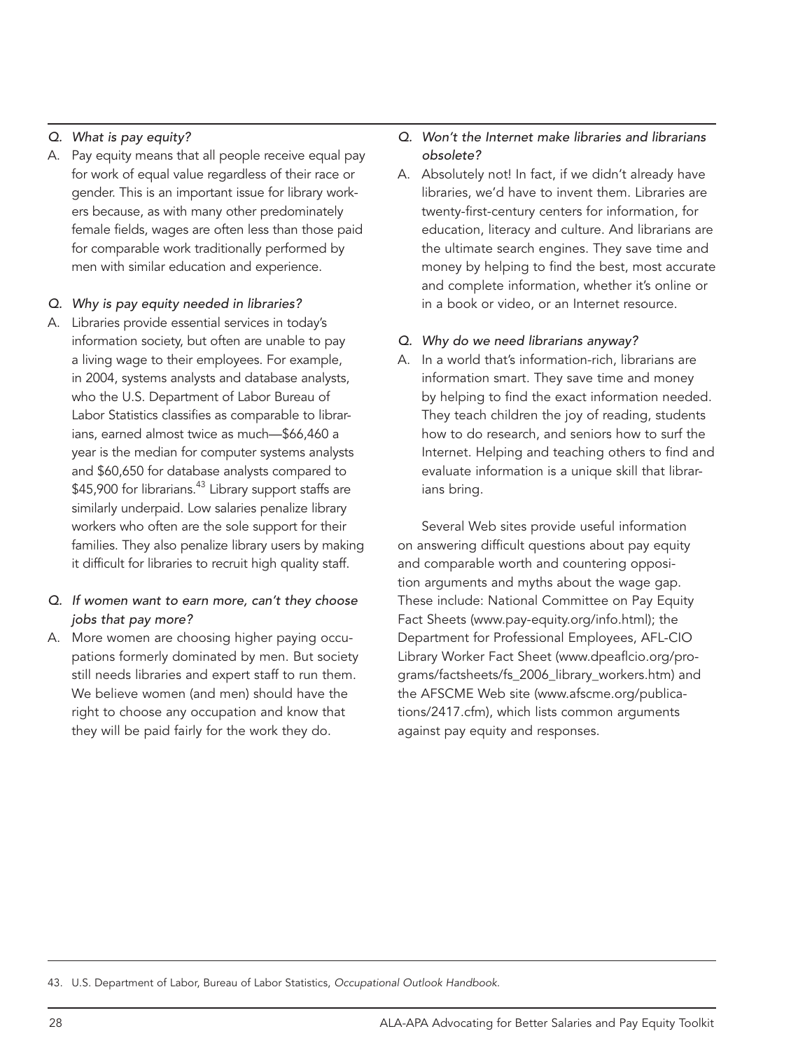*Q. What is pay equity?*

A. Pay equity means that all people receive equal pay for work of equal value regardless of their race or gender. This is an important issue for library workers because, as with many other predominately female fields, wages are often less than those paid for comparable work traditionally performed by men with similar education and experience.

*Q. Why is pay equity needed in libraries?*

A. Libraries provide essential services in today's information society, but often are unable to pay a living wage to their employees. For example, in 2004, systems analysts and database analysts, who the U.S. Department of Labor Bureau of Labor Statistics classifies as comparable to librarians, earned almost twice as much—$66,460 a year is the median for computer systems analysts and $60,650 for database analysts compared to $45,900 for librarians.[43] Library support staffs are similarly underpaid. Low salaries penalize library workers who often are the sole support for their families. They also penalize library users by making it difficult for libraries to recruit high quality staff.

*Q. If women want to earn more, can't they choose jobs that pay more?*

A. More women are choosing higher paying occupations formerly dominated by men. But society still needs libraries and expert staff to run them. We believe women (and men) should have the right to choose any occupation and know that they will be paid fairly for the work they do.

*Q. Won't the Internet make libraries and librarians obsolete?*

A. Absolutely not! In fact, if we didn't already have libraries, we'd have to invent them. Libraries are twenty-first-century centers for information, for education, literacy and culture. And librarians are the ultimate search engines. They save time and money by helping to find the best, most accurate and complete information, whether it's online or in a book or video, or an Internet resource.

*Q. Why do we need librarians anyway?*

A. In a world that's information-rich, librarians are information smart. They save time and money by helping to find the exact information needed. They teach children the joy of reading, students how to do research, and seniors how to surf the Internet. Helping and teaching others to find and evaluate information is a unique skill that librarians bring.

Several Web sites provide useful information on answering difficult questions about pay equity and comparable worth and countering opposition arguments and myths about the wage gap. These include: National Committee on Pay Equity Fact Sheets (www.pay-equity.org/info.html); the Department for Professional Employees, AFL-CIO Library Worker Fact Sheet (www.dpeaflcio.org/programs/factsheets/fs_2006_library_workers.htm) and the AFSCME Web site (www.afscme.org/publications/2417.cfm), which lists common arguments against pay equity and responses.

43. U.S. Department of Labor, Bureau of Labor Statistics, *Occupational Outlook Handbook*.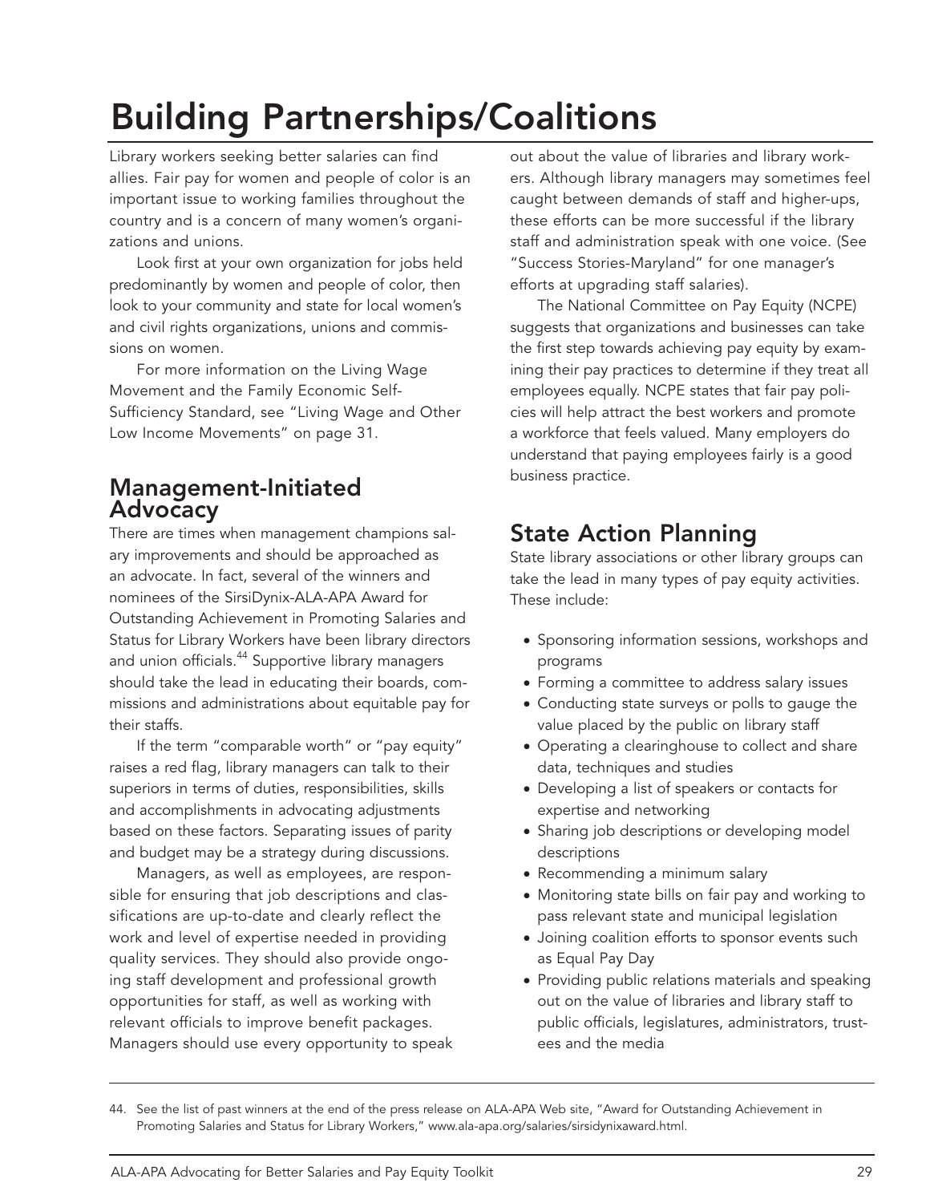# Building Partnerships/Coalitions

Library workers seeking better salaries can find allies. Fair pay for women and people of color is an important issue to working families throughout the country and is a concern of many women's organizations and unions.

Look first at your own organization for jobs held predominantly by women and people of color, then look to your community and state for local women's and civil rights organizations, unions and commissions on women.

For more information on the Living Wage Movement and the Family Economic Self-Sufficiency Standard, see "Living Wage and Other Low Income Movements" on page 31.

## Management-Initiated Advocacy

There are times when management champions salary improvements and should be approached as an advocate. In fact, several of the winners and nominees of the SirsiDynix-ALA-APA Award for Outstanding Achievement in Promoting Salaries and Status for Library Workers have been library directors and union officials.[44] Supportive library managers should take the lead in educating their boards, commissions and administrations about equitable pay for their staffs.

If the term "comparable worth" or "pay equity" raises a red flag, library managers can talk to their superiors in terms of duties, responsibilities, skills and accomplishments in advocating adjustments based on these factors. Separating issues of parity and budget may be a strategy during discussions.

Managers, as well as employees, are responsible for ensuring that job descriptions and classifications are up-to-date and clearly reflect the work and level of expertise needed in providing quality services. They should also provide ongoing staff development and professional growth opportunities for staff, as well as working with relevant officials to improve benefit packages. Managers should use every opportunity to speak out about the value of libraries and library workers. Although library managers may sometimes feel caught between demands of staff and higher-ups, these efforts can be more successful if the library staff and administration speak with one voice. (See "Success Stories-Maryland" for one manager's efforts at upgrading staff salaries).

The National Committee on Pay Equity (NCPE) suggests that organizations and businesses can take the first step towards achieving pay equity by examining their pay practices to determine if they treat all employees equally. NCPE states that fair pay policies will help attract the best workers and promote a workforce that feels valued. Many employers do understand that paying employees fairly is a good business practice.

## State Action Planning

State library associations or other library groups can take the lead in many types of pay equity activities. These include:

- Sponsoring information sessions, workshops and programs
- Forming a committee to address salary issues
- Conducting state surveys or polls to gauge the value placed by the public on library staff
- Operating a clearinghouse to collect and share data, techniques and studies
- Developing a list of speakers or contacts for expertise and networking
- Sharing job descriptions or developing model descriptions
- Recommending a minimum salary
- Monitoring state bills on fair pay and working to pass relevant state and municipal legislation
- Joining coalition efforts to sponsor events such as Equal Pay Day
- Providing public relations materials and speaking out on the value of libraries and library staff to public officials, legislatures, administrators, trustees and the media

---

44. See the list of past winners at the end of the press release on ALA-APA Web site, "Award for Outstanding Achievement in Promoting Salaries and Status for Library Workers," www.ala-apa.org/salaries/sirsidynixaward.html.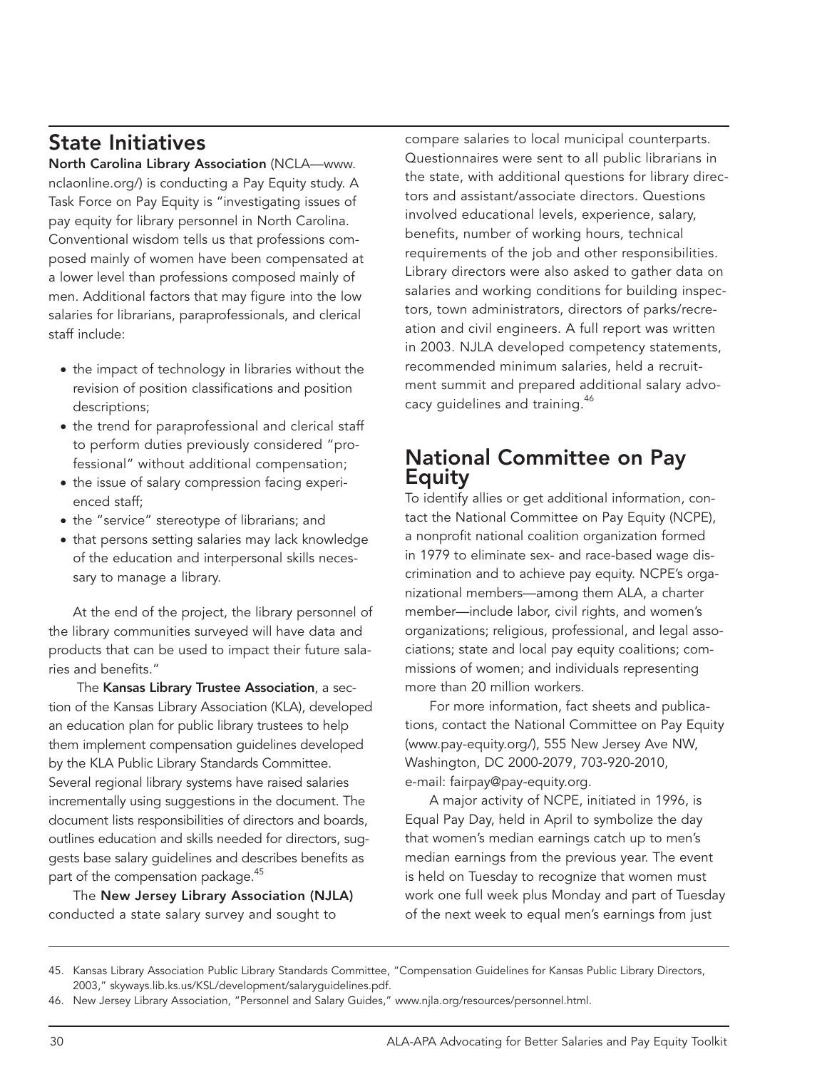## State Initiatives

**North Carolina Library Association** (NCLA—www.nclaonline.org/) is conducting a Pay Equity study. A Task Force on Pay Equity is "investigating issues of pay equity for library personnel in North Carolina. Conventional wisdom tells us that professions composed mainly of women have been compensated at a lower level than professions composed mainly of men. Additional factors that may figure into the low salaries for librarians, paraprofessionals, and clerical staff include:

- the impact of technology in libraries without the revision of position classifications and position descriptions;
- the trend for paraprofessional and clerical staff to perform duties previously considered "professional" without additional compensation;
- the issue of salary compression facing experienced staff;
- the "service" stereotype of librarians; and
- that persons setting salaries may lack knowledge of the education and interpersonal skills necessary to manage a library.

At the end of the project, the library personnel of the library communities surveyed will have data and products that can be used to impact their future salaries and benefits."

The **Kansas Library Trustee Association**, a section of the Kansas Library Association (KLA), developed an education plan for public library trustees to help them implement compensation guidelines developed by the KLA Public Library Standards Committee. Several regional library systems have raised salaries incrementally using suggestions in the document. The document lists responsibilities of directors and boards, outlines education and skills needed for directors, suggests base salary guidelines and describes benefits as part of the compensation package.[45]

The **New Jersey Library Association (NJLA)** conducted a state salary survey and sought to compare salaries to local municipal counterparts. Questionnaires were sent to all public librarians in the state, with additional questions for library directors and assistant/associate directors. Questions involved educational levels, experience, salary, benefits, number of working hours, technical requirements of the job and other responsibilities. Library directors were also asked to gather data on salaries and working conditions for building inspectors, town administrators, directors of parks/recreation and civil engineers. A full report was written in 2003. NJLA developed competency statements, recommended minimum salaries, held a recruitment summit and prepared additional salary advocacy guidelines and training.[46]

## National Committee on Pay Equity

To identify allies or get additional information, contact the National Committee on Pay Equity (NCPE), a nonprofit national coalition organization formed in 1979 to eliminate sex- and race-based wage discrimination and to achieve pay equity. NCPE's organizational members—among them ALA, a charter member—include labor, civil rights, and women's organizations; religious, professional, and legal associations; state and local pay equity coalitions; commissions of women; and individuals representing more than 20 million workers.

For more information, fact sheets and publications, contact the National Committee on Pay Equity (www.pay-equity.org/), 555 New Jersey Ave NW, Washington, DC 2000-2079, 703-920-2010, e-mail: fairpay@pay-equity.org.

A major activity of NCPE, initiated in 1996, is Equal Pay Day, held in April to symbolize the day that women's median earnings catch up to men's median earnings from the previous year. The event is held on Tuesday to recognize that women must work one full week plus Monday and part of Tuesday of the next week to equal men's earnings from just

---

45. Kansas Library Association Public Library Standards Committee, "Compensation Guidelines for Kansas Public Library Directors, 2003," skyways.lib.ks.us/KSL/development/salaryguidelines.pdf.
46. New Jersey Library Association, "Personnel and Salary Guides," www.njla.org/resources/personnel.html.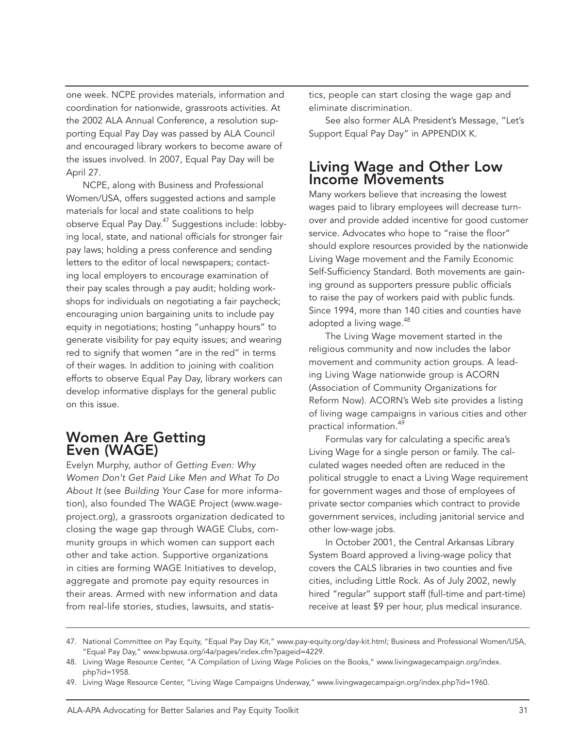one week. NCPE provides materials, information and coordination for nationwide, grassroots activities. At the 2002 ALA Annual Conference, a resolution supporting Equal Pay Day was passed by ALA Council and encouraged library workers to become aware of the issues involved. In 2007, Equal Pay Day will be April 27.

NCPE, along with Business and Professional Women/USA, offers suggested actions and sample materials for local and state coalitions to help observe Equal Pay Day.[47] Suggestions include: lobbying local, state, and national officials for stronger fair pay laws; holding a press conference and sending letters to the editor of local newspapers; contacting local employers to encourage examination of their pay scales through a pay audit; holding workshops for individuals on negotiating a fair paycheck; encouraging union bargaining units to include pay equity in negotiations; hosting "unhappy hours" to generate visibility for pay equity issues; and wearing red to signify that women "are in the red" in terms of their wages. In addition to joining with coalition efforts to observe Equal Pay Day, library workers can develop informative displays for the general public on this issue.

## Women Are Getting Even (WAGE)

Evelyn Murphy, author of *Getting Even: Why Women Don't Get Paid Like Men and What To Do About It* (see *Building Your Case* for more information), also founded The WAGE Project (www.wageproject.org), a grassroots organization dedicated to closing the wage gap through WAGE Clubs, community groups in which women can support each other and take action. Supportive organizations in cities are forming WAGE Initiatives to develop, aggregate and promote pay equity resources in their areas. Armed with new information and data from real-life stories, studies, lawsuits, and statistics, people can start closing the wage gap and eliminate discrimination.

See also former ALA President's Message, "Let's Support Equal Pay Day" in APPENDIX K.

## Living Wage and Other Low Income Movements

Many workers believe that increasing the lowest wages paid to library employees will decrease turnover and provide added incentive for good customer service. Advocates who hope to "raise the floor" should explore resources provided by the nationwide Living Wage movement and the Family Economic Self-Sufficiency Standard. Both movements are gaining ground as supporters pressure public officials to raise the pay of workers paid with public funds. Since 1994, more than 140 cities and counties have adopted a living wage.[48]

The Living Wage movement started in the religious community and now includes the labor movement and community action groups. A leading Living Wage nationwide group is ACORN (Association of Community Organizations for Reform Now). ACORN's Web site provides a listing of living wage campaigns in various cities and other practical information.[49]

Formulas vary for calculating a specific area's Living Wage for a single person or family. The calculated wages needed often are reduced in the political struggle to enact a Living Wage requirement for government wages and those of employees of private sector companies which contract to provide government services, including janitorial service and other low-wage jobs.

In October 2001, the Central Arkansas Library System Board approved a living-wage policy that covers the CALS libraries in two counties and five cities, including Little Rock. As of July 2002, newly hired "regular" support staff (full-time and part-time) receive at least $9 per hour, plus medical insurance.

---

47. National Committee on Pay Equity, "Equal Pay Day Kit," www.pay-equity.org/day-kit.html; Business and Professional Women/USA, "Equal Pay Day," www.bpwusa.org/i4a/pages/index.cfm?pageid=4229.
48. Living Wage Resource Center, "A Compilation of Living Wage Policies on the Books," www.livingwagecampaign.org/index.php?id=1958.
49. Living Wage Resource Center, "Living Wage Campaigns Underway," www.livingwagecampaign.org/index.php?id=1960.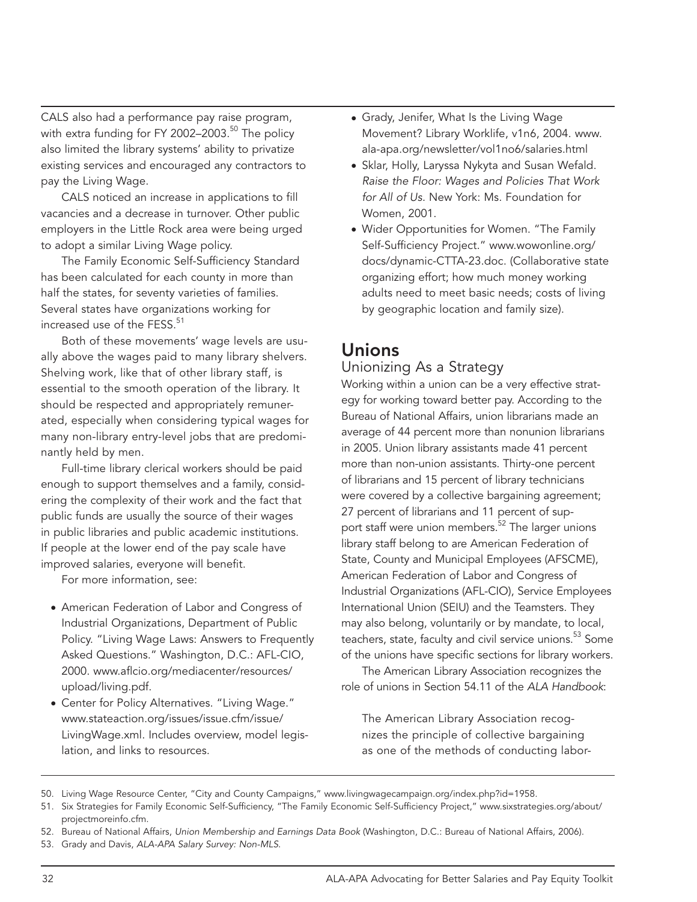CALS also had a performance pay raise program, with extra funding for FY 2002–2003.[50] The policy also limited the library systems' ability to privatize existing services and encouraged any contractors to pay the Living Wage.

CALS noticed an increase in applications to fill vacancies and a decrease in turnover. Other public employers in the Little Rock area were being urged to adopt a similar Living Wage policy.

The Family Economic Self-Sufficiency Standard has been calculated for each county in more than half the states, for seventy varieties of families. Several states have organizations working for increased use of the FESS.[51]

Both of these movements' wage levels are usually above the wages paid to many library shelvers. Shelving work, like that of other library staff, is essential to the smooth operation of the library. It should be respected and appropriately remunerated, especially when considering typical wages for many non-library entry-level jobs that are predominantly held by men.

Full-time library clerical workers should be paid enough to support themselves and a family, considering the complexity of their work and the fact that public funds are usually the source of their wages in public libraries and public academic institutions. If people at the lower end of the pay scale have improved salaries, everyone will benefit.

For more information, see:

- American Federation of Labor and Congress of Industrial Organizations, Department of Public Policy. "Living Wage Laws: Answers to Frequently Asked Questions." Washington, D.C.: AFL-CIO, 2000. www.aflcio.org/mediacenter/resources/upload/living.pdf.
- Center for Policy Alternatives. "Living Wage." www.stateaction.org/issues/issue.cfm/issue/LivingWage.xml. Includes overview, model legislation, and links to resources.
- Grady, Jenifer, What Is the Living Wage Movement? Library Worklife, v1n6, 2004. www.ala-apa.org/newsletter/vol1no6/salaries.html
- Sklar, Holly, Laryssa Nykyta and Susan Wefald. *Raise the Floor: Wages and Policies That Work for All of Us*. New York: Ms. Foundation for Women, 2001.
- Wider Opportunities for Women. "The Family Self-Sufficiency Project." www.wowonline.org/docs/dynamic-CTTA-23.doc. (Collaborative state organizing effort; how much money working adults need to meet basic needs; costs of living by geographic location and family size).

## Unions

### Unionizing As a Strategy

Working within a union can be a very effective strategy for working toward better pay. According to the Bureau of National Affairs, union librarians made an average of 44 percent more than nonunion librarians in 2005. Union library assistants made 41 percent more than non-union assistants. Thirty-one percent of librarians and 15 percent of library technicians were covered by a collective bargaining agreement; 27 percent of librarians and 11 percent of support staff were union members.[52] The larger unions library staff belong to are American Federation of State, County and Municipal Employees (AFSCME), American Federation of Labor and Congress of Industrial Organizations (AFL-CIO), Service Employees International Union (SEIU) and the Teamsters. They may also belong, voluntarily or by mandate, to local, teachers, state, faculty and civil service unions.[53] Some of the unions have specific sections for library workers.

The American Library Association recognizes the role of unions in Section 54.11 of the *ALA Handbook*:

> The American Library Association recognizes the principle of collective bargaining as one of the methods of conducting labor-

50. Living Wage Resource Center, "City and County Campaigns," www.livingwagecampaign.org/index.php?id=1958.
51. Six Strategies for Family Economic Self-Sufficiency, "The Family Economic Self-Sufficiency Project," www.sixstrategies.org/about/projectmoreinfo.cfm.
52. Bureau of National Affairs, *Union Membership and Earnings Data Book* (Washington, D.C.: Bureau of National Affairs, 2006).
53. Grady and Davis, *ALA-APA Salary Survey: Non-MLS*.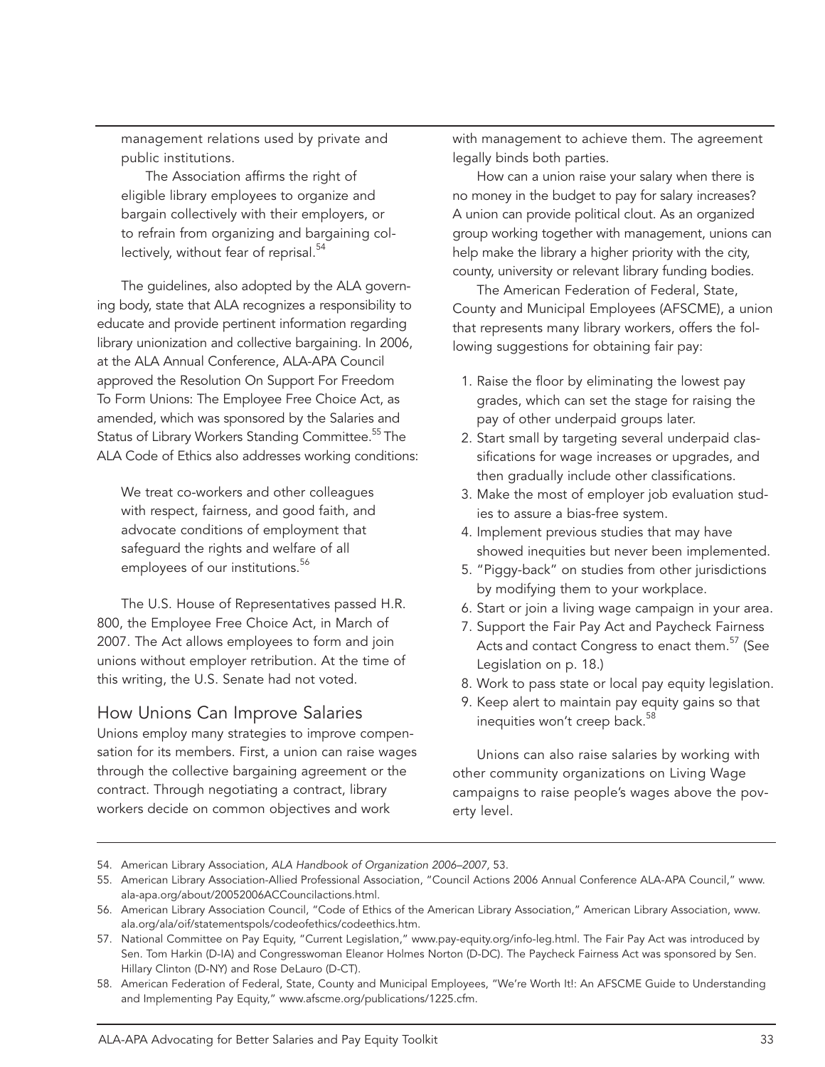management relations used by private and public institutions.

> The Association affirms the right of eligible library employees to organize and bargain collectively with their employers, or to refrain from organizing and bargaining collectively, without fear of reprisal.[54]

The guidelines, also adopted by the ALA governing body, state that ALA recognizes a responsibility to educate and provide pertinent information regarding library unionization and collective bargaining. In 2006, at the ALA Annual Conference, ALA-APA Council approved the Resolution On Support For Freedom To Form Unions: The Employee Free Choice Act, as amended, which was sponsored by the Salaries and Status of Library Workers Standing Committee.[55] The ALA Code of Ethics also addresses working conditions:

> We treat co-workers and other colleagues with respect, fairness, and good faith, and advocate conditions of employment that safeguard the rights and welfare of all employees of our institutions.[56]

The U.S. House of Representatives passed H.R. 800, the Employee Free Choice Act, in March of 2007. The Act allows employees to form and join unions without employer retribution. At the time of this writing, the U.S. Senate had not voted.

## How Unions Can Improve Salaries

Unions employ many strategies to improve compensation for its members. First, a union can raise wages through the collective bargaining agreement or the contract. Through negotiating a contract, library workers decide on common objectives and work with management to achieve them. The agreement legally binds both parties.

How can a union raise your salary when there is no money in the budget to pay for salary increases? A union can provide political clout. As an organized group working together with management, unions can help make the library a higher priority with the city, county, university or relevant library funding bodies.

The American Federation of Federal, State, County and Municipal Employees (AFSCME), a union that represents many library workers, offers the following suggestions for obtaining fair pay:

1. Raise the floor by eliminating the lowest pay grades, which can set the stage for raising the pay of other underpaid groups later.
2. Start small by targeting several underpaid classifications for wage increases or upgrades, and then gradually include other classifications.
3. Make the most of employer job evaluation studies to assure a bias-free system.
4. Implement previous studies that may have showed inequities but never been implemented.
5. "Piggy-back" on studies from other jurisdictions by modifying them to your workplace.
6. Start or join a living wage campaign in your area.
7. Support the Fair Pay Act and Paycheck Fairness Acts and contact Congress to enact them.[57] (See Legislation on p. 18.)
8. Work to pass state or local pay equity legislation.
9. Keep alert to maintain pay equity gains so that inequities won't creep back.[58]

Unions can also raise salaries by working with other community organizations on Living Wage campaigns to raise people's wages above the poverty level.

---

54. American Library Association, *ALA Handbook of Organization 2006–2007*, 53.
55. American Library Association-Allied Professional Association, "Council Actions 2006 Annual Conference ALA-APA Council," www.ala-apa.org/about/20052006ACCouncilactions.html.
56. American Library Association Council, "Code of Ethics of the American Library Association," American Library Association, www.ala.org/ala/oif/statementspols/codeofethics/codeethics.htm.
57. National Committee on Pay Equity, "Current Legislation," www.pay-equity.org/info-leg.html. The Fair Pay Act was introduced by Sen. Tom Harkin (D-IA) and Congresswoman Eleanor Holmes Norton (D-DC). The Paycheck Fairness Act was sponsored by Sen. Hillary Clinton (D-NY) and Rose DeLauro (D-CT).
58. American Federation of Federal, State, County and Municipal Employees, "We're Worth It!: An AFSCME Guide to Understanding and Implementing Pay Equity," www.afscme.org/publications/1225.cfm.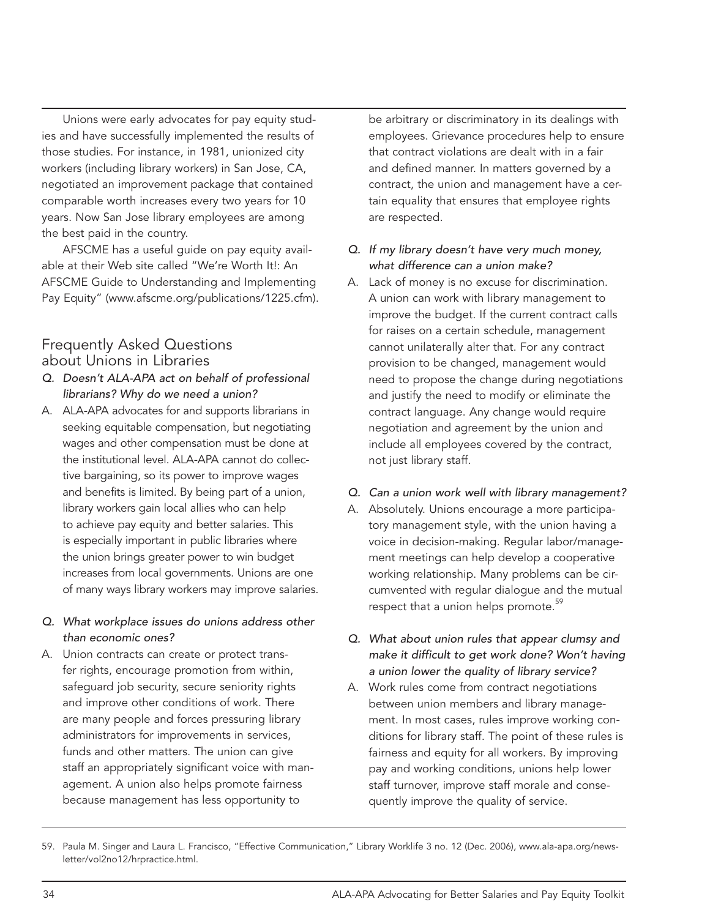Unions were early advocates for pay equity studies and have successfully implemented the results of those studies. For instance, in 1981, unionized city workers (including library workers) in San Jose, CA, negotiated an improvement package that contained comparable worth increases every two years for 10 years. Now San Jose library employees are among the best paid in the country.

AFSCME has a useful guide on pay equity available at their Web site called "We're Worth It!: An AFSCME Guide to Understanding and Implementing Pay Equity" (www.afscme.org/publications/1225.cfm).

## Frequently Asked Questions about Unions in Libraries

*Q. Doesn't ALA-APA act on behalf of professional librarians? Why do we need a union?*

A. ALA-APA advocates for and supports librarians in seeking equitable compensation, but negotiating wages and other compensation must be done at the institutional level. ALA-APA cannot do collective bargaining, so its power to improve wages and benefits is limited. By being part of a union, library workers gain local allies who can help to achieve pay equity and better salaries. This is especially important in public libraries where the union brings greater power to win budget increases from local governments. Unions are one of many ways library workers may improve salaries.

*Q. What workplace issues do unions address other than economic ones?*

A. Union contracts can create or protect transfer rights, encourage promotion from within, safeguard job security, secure seniority rights and improve other conditions of work. There are many people and forces pressuring library administrators for improvements in services, funds and other matters. The union can give staff an appropriately significant voice with management. A union also helps promote fairness because management has less opportunity to be arbitrary or discriminatory in its dealings with employees. Grievance procedures help to ensure that contract violations are dealt with in a fair and defined manner. In matters governed by a contract, the union and management have a certain equality that ensures that employee rights are respected.

*Q. If my library doesn't have very much money, what difference can a union make?*

A. Lack of money is no excuse for discrimination. A union can work with library management to improve the budget. If the current contract calls for raises on a certain schedule, management cannot unilaterally alter that. For any contract provision to be changed, management would need to propose the change during negotiations and justify the need to modify or eliminate the contract language. Any change would require negotiation and agreement by the union and include all employees covered by the contract, not just library staff.

*Q. Can a union work well with library management?*

A. Absolutely. Unions encourage a more participatory management style, with the union having a voice in decision-making. Regular labor/management meetings can help develop a cooperative working relationship. Many problems can be circumvented with regular dialogue and the mutual respect that a union helps promote.[59]

*Q. What about union rules that appear clumsy and make it difficult to get work done? Won't having a union lower the quality of library service?*

A. Work rules come from contract negotiations between union members and library management. In most cases, rules improve working conditions for library staff. The point of these rules is fairness and equity for all workers. By improving pay and working conditions, unions help lower staff turnover, improve staff morale and consequently improve the quality of service.

---

59. Paula M. Singer and Laura L. Francisco, "Effective Communication," Library Worklife 3 no. 12 (Dec. 2006), www.ala-apa.org/newsletter/vol2no12/hrpractice.html.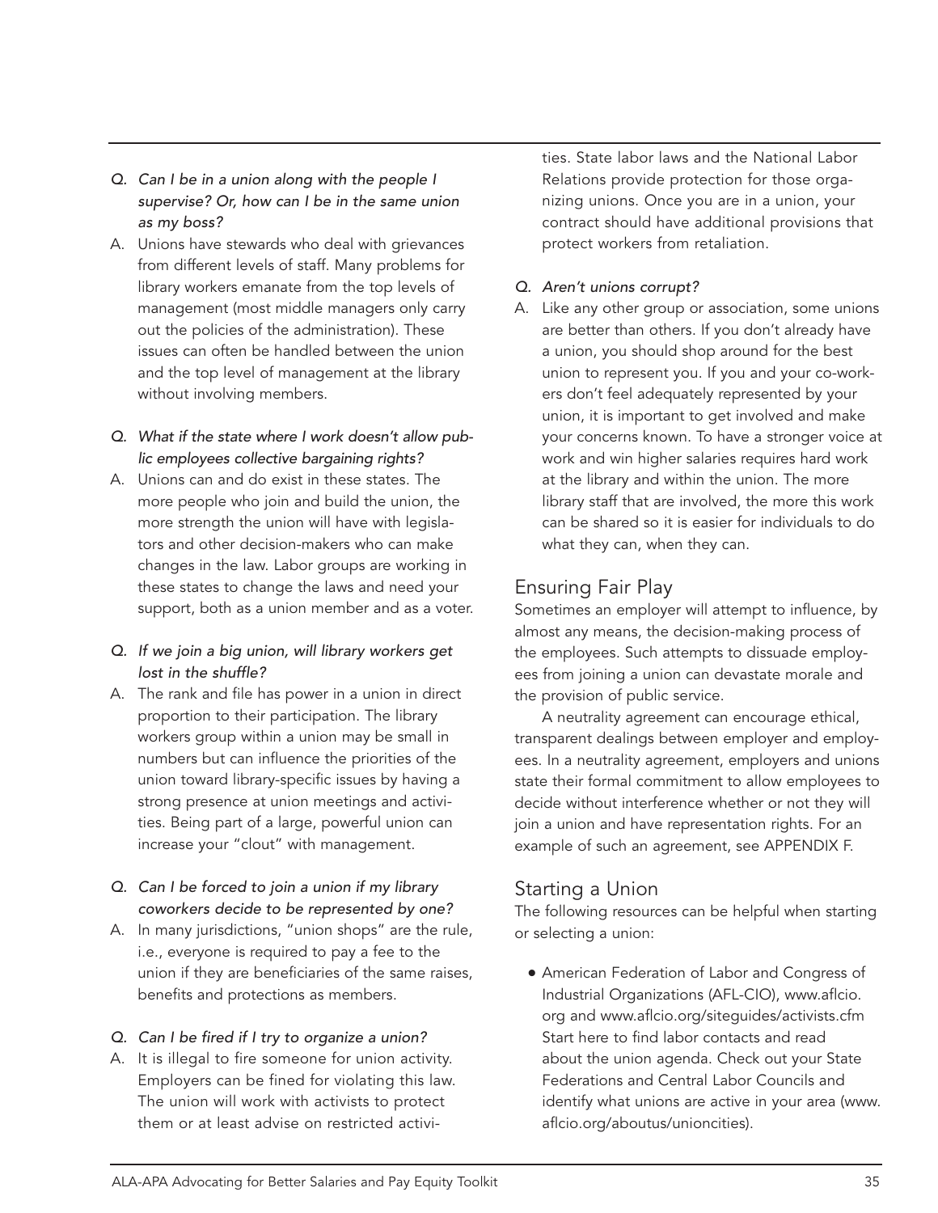*Q. Can I be in a union along with the people I supervise? Or, how can I be in the same union as my boss?*

A. Unions have stewards who deal with grievances from different levels of staff. Many problems for library workers emanate from the top levels of management (most middle managers only carry out the policies of the administration). These issues can often be handled between the union and the top level of management at the library without involving members.

*Q. What if the state where I work doesn't allow public employees collective bargaining rights?*

A. Unions can and do exist in these states. The more people who join and build the union, the more strength the union will have with legislators and other decision-makers who can make changes in the law. Labor groups are working in these states to change the laws and need your support, both as a union member and as a voter.

*Q. If we join a big union, will library workers get lost in the shuffle?*

A. The rank and file has power in a union in direct proportion to their participation. The library workers group within a union may be small in numbers but can influence the priorities of the union toward library-specific issues by having a strong presence at union meetings and activities. Being part of a large, powerful union can increase your "clout" with management.

*Q. Can I be forced to join a union if my library coworkers decide to be represented by one?*

A. In many jurisdictions, "union shops" are the rule, i.e., everyone is required to pay a fee to the union if they are beneficiaries of the same raises, benefits and protections as members.

*Q. Can I be fired if I try to organize a union?*

A. It is illegal to fire someone for union activity. Employers can be fined for violating this law. The union will work with activists to protect them or at least advise on restricted activities. State labor laws and the National Labor Relations provide protection for those organizing unions. Once you are in a union, your contract should have additional provisions that protect workers from retaliation.

*Q. Aren't unions corrupt?*

A. Like any other group or association, some unions are better than others. If you don't already have a union, you should shop around for the best union to represent you. If you and your co-workers don't feel adequately represented by your union, it is important to get involved and make your concerns known. To have a stronger voice at work and win higher salaries requires hard work at the library and within the union. The more library staff that are involved, the more this work can be shared so it is easier for individuals to do what they can, when they can.

## Ensuring Fair Play

Sometimes an employer will attempt to influence, by almost any means, the decision-making process of the employees. Such attempts to dissuade employees from joining a union can devastate morale and the provision of public service.

A neutrality agreement can encourage ethical, transparent dealings between employer and employees. In a neutrality agreement, employers and unions state their formal commitment to allow employees to decide without interference whether or not they will join a union and have representation rights. For an example of such an agreement, see APPENDIX F.

## Starting a Union

The following resources can be helpful when starting or selecting a union:

- American Federation of Labor and Congress of Industrial Organizations (AFL-CIO), www.aflcio.org and www.aflcio.org/siteguides/activists.cfm Start here to find labor contacts and read about the union agenda. Check out your State Federations and Central Labor Councils and identify what unions are active in your area (www.aflcio.org/aboutus/unioncities).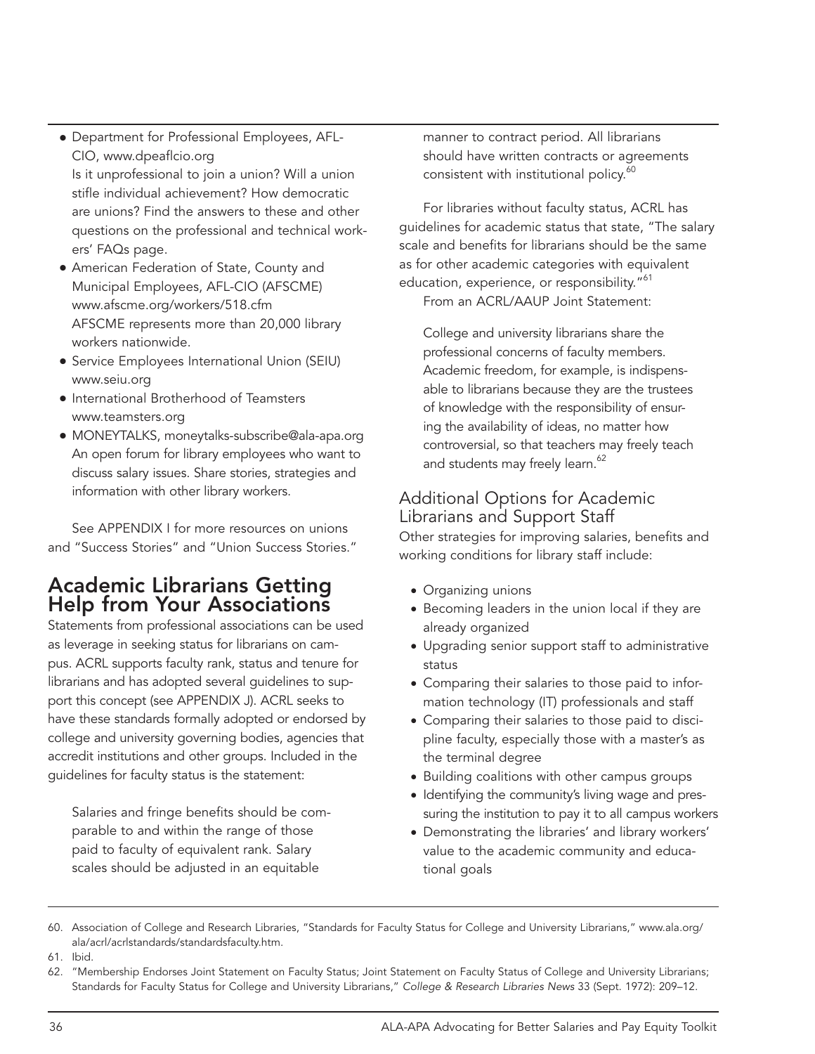- Department for Professional Employees, AFL-CIO, www.dpeaflcio.org
  Is it unprofessional to join a union? Will a union stifle individual achievement? How democratic are unions? Find the answers to these and other questions on the professional and technical workers' FAQs page.
- American Federation of State, County and Municipal Employees, AFL-CIO (AFSCME) www.afscme.org/workers/518.cfm
  AFSCME represents more than 20,000 library workers nationwide.
- Service Employees International Union (SEIU) www.seiu.org
- International Brotherhood of Teamsters www.teamsters.org
- MONEYTALKS, moneytalks-subscribe@ala-apa.org
  An open forum for library employees who want to discuss salary issues. Share stories, strategies and information with other library workers.

See APPENDIX I for more resources on unions and "Success Stories" and "Union Success Stories."

## Academic Librarians Getting Help from Your Associations

Statements from professional associations can be used as leverage in seeking status for librarians on campus. ACRL supports faculty rank, status and tenure for librarians and has adopted several guidelines to support this concept (see APPENDIX J). ACRL seeks to have these standards formally adopted or endorsed by college and university governing bodies, agencies that accredit institutions and other groups. Included in the guidelines for faculty status is the statement:

> Salaries and fringe benefits should be comparable to and within the range of those paid to faculty of equivalent rank. Salary scales should be adjusted in an equitable manner to contract period. All librarians should have written contracts or agreements consistent with institutional policy.[60]

For libraries without faculty status, ACRL has guidelines for academic status that state, "The salary scale and benefits for librarians should be the same as for other academic categories with equivalent education, experience, or responsibility."[61]

From an ACRL/AAUP Joint Statement:

> College and university librarians share the professional concerns of faculty members. Academic freedom, for example, is indispensable to librarians because they are the trustees of knowledge with the responsibility of ensuring the availability of ideas, no matter how controversial, so that teachers may freely teach and students may freely learn.[62]

### Additional Options for Academic Librarians and Support Staff

Other strategies for improving salaries, benefits and working conditions for library staff include:

- Organizing unions
- Becoming leaders in the union local if they are already organized
- Upgrading senior support staff to administrative status
- Comparing their salaries to those paid to information technology (IT) professionals and staff
- Comparing their salaries to those paid to discipline faculty, especially those with a master's as the terminal degree
- Building coalitions with other campus groups
- Identifying the community's living wage and pressuring the institution to pay it to all campus workers
- Demonstrating the libraries' and library workers' value to the academic community and educational goals

---

60. Association of College and Research Libraries, "Standards for Faculty Status for College and University Librarians," www.ala.org/ala/acrl/acrlstandards/standardsfaculty.htm.
61. Ibid.
62. "Membership Endorses Joint Statement on Faculty Status; Joint Statement on Faculty Status of College and University Librarians; Standards for Faculty Status for College and University Librarians," *College & Research Libraries News* 33 (Sept. 1972): 209–12.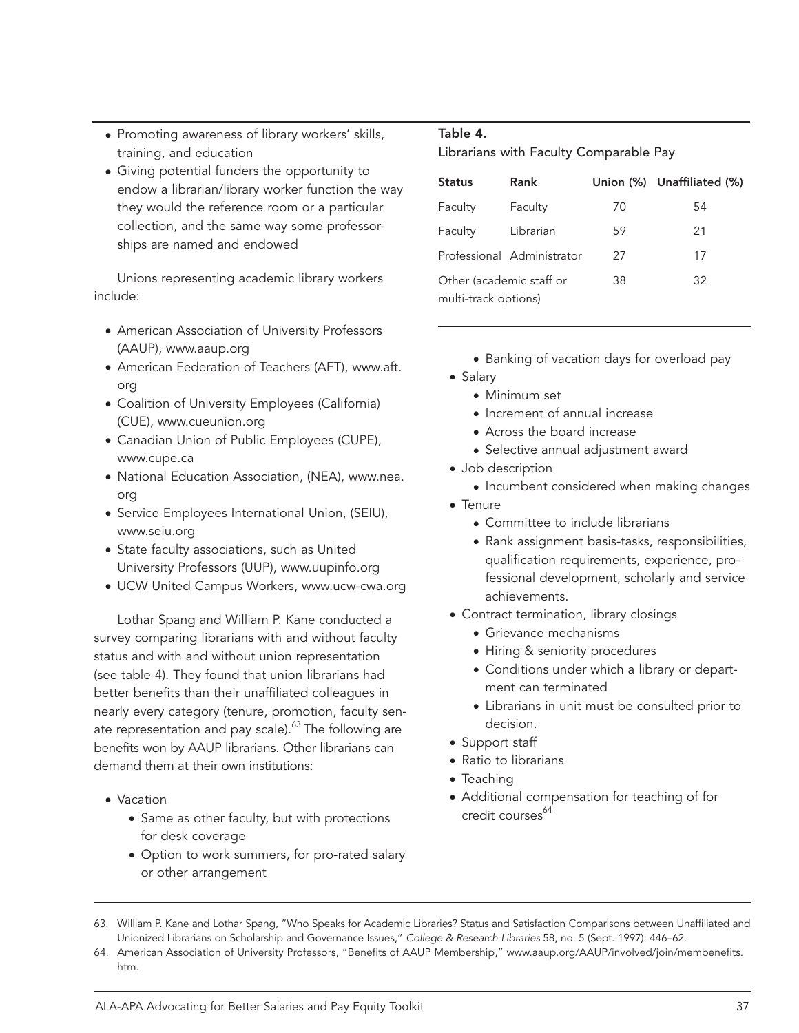- Promoting awareness of library workers' skills, training, and education
- Giving potential funders the opportunity to endow a librarian/library worker function the way they would the reference room or a particular collection, and the same way some professorships are named and endowed

Unions representing academic library workers include:

- American Association of University Professors (AAUP), www.aaup.org
- American Federation of Teachers (AFT), www.aft.org
- Coalition of University Employees (California) (CUE), www.cueunion.org
- Canadian Union of Public Employees (CUPE), www.cupe.ca
- National Education Association, (NEA), www.nea.org
- Service Employees International Union, (SEIU), www.seiu.org
- State faculty associations, such as United University Professors (UUP), www.uupinfo.org
- UCW United Campus Workers, www.ucw-cwa.org

Lothar Spang and William P. Kane conducted a survey comparing librarians with and without faculty status and with and without union representation (see table 4). They found that union librarians had better benefits than their unaffiliated colleagues in nearly every category (tenure, promotion, faculty senate representation and pay scale).[63] The following are benefits won by AAUP librarians. Other librarians can demand them at their own institutions:

**Table 4.**
**Librarians with Faculty Comparable Pay**

| Status | Rank | Union (%) | Unaffiliated (%) |
|---|---|---|---|
| Faculty | Faculty | 70 | 54 |
| Faculty | Librarian | 59 | 21 |
| Professional | Administrator | 27 | 17 |
| Other (academic staff or multi-track options) | | 38 | 32 |

- Vacation
  - Same as other faculty, but with protections for desk coverage
  - Option to work summers, for pro-rated salary or other arrangement
  - Banking of vacation days for overload pay
- Salary
  - Minimum set
  - Increment of annual increase
  - Across the board increase
  - Selective annual adjustment award
- Job description
  - Incumbent considered when making changes
- Tenure
  - Committee to include librarians
  - Rank assignment basis-tasks, responsibilities, qualification requirements, experience, professional development, scholarly and service achievements.
- Contract termination, library closings
  - Grievance mechanisms
  - Hiring & seniority procedures
  - Conditions under which a library or department can terminated
  - Librarians in unit must be consulted prior to decision.
- Support staff
- Ratio to librarians
- Teaching
- Additional compensation for teaching of for credit courses[64]

---

63. William P. Kane and Lothar Spang, "Who Speaks for Academic Libraries? Status and Satisfaction Comparisons between Unaffiliated and Unionized Librarians on Scholarship and Governance Issues," *College & Research Libraries* 58, no. 5 (Sept. 1997): 446–62.
64. American Association of University Professors, "Benefits of AAUP Membership," www.aaup.org/AAUP/involved/join/membenefits.htm.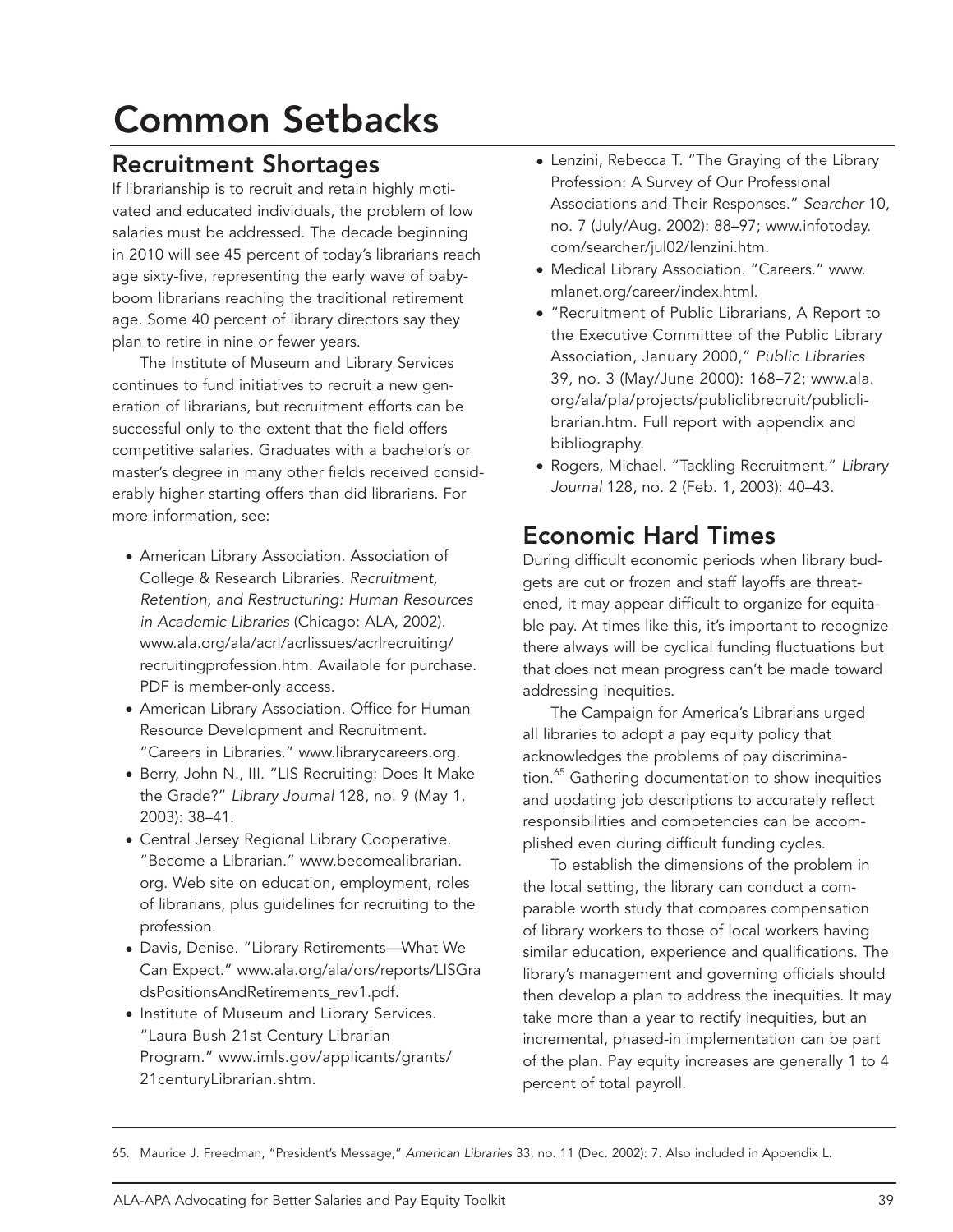# Common Setbacks

## Recruitment Shortages

If librarianship is to recruit and retain highly motivated and educated individuals, the problem of low salaries must be addressed. The decade beginning in 2010 will see 45 percent of today's librarians reach age sixty-five, representing the early wave of baby-boom librarians reaching the traditional retirement age. Some 40 percent of library directors say they plan to retire in nine or fewer years.

The Institute of Museum and Library Services continues to fund initiatives to recruit a new generation of librarians, but recruitment efforts can be successful only to the extent that the field offers competitive salaries. Graduates with a bachelor's or master's degree in many other fields received considerably higher starting offers than did librarians. For more information, see:

- American Library Association. Association of College & Research Libraries. *Recruitment, Retention, and Restructuring: Human Resources in Academic Libraries* (Chicago: ALA, 2002). www.ala.org/ala/acrl/acrlissues/acrlrecruiting/recruitingprofession.htm. Available for purchase. PDF is member-only access.
- American Library Association. Office for Human Resource Development and Recruitment. "Careers in Libraries." www.librarycareers.org.
- Berry, John N., III. "LIS Recruiting: Does It Make the Grade?" *Library Journal* 128, no. 9 (May 1, 2003): 38–41.
- Central Jersey Regional Library Cooperative. "Become a Librarian." www.becomealibrarian.org. Web site on education, employment, roles of librarians, plus guidelines for recruiting to the profession.
- Davis, Denise. "Library Retirements—What We Can Expect." www.ala.org/ala/ors/reports/LISGradsPositionsAndRetirements_rev1.pdf.
- Institute of Museum and Library Services. "Laura Bush 21st Century Librarian Program." www.imls.gov/applicants/grants/21centuryLibrarian.shtm.
- Lenzini, Rebecca T. "The Graying of the Library Profession: A Survey of Our Professional Associations and Their Responses." *Searcher* 10, no. 7 (July/Aug. 2002): 88–97; www.infotoday.com/searcher/jul02/lenzini.htm.
- Medical Library Association. "Careers." www.mlanet.org/career/index.html.
- "Recruitment of Public Librarians, A Report to the Executive Committee of the Public Library Association, January 2000," *Public Libraries* 39, no. 3 (May/June 2000): 168–72; www.ala.org/ala/pla/projects/publiclibrecruit/publiclibrarian.htm. Full report with appendix and bibliography.
- Rogers, Michael. "Tackling Recruitment." *Library Journal* 128, no. 2 (Feb. 1, 2003): 40–43.

## Economic Hard Times

During difficult economic periods when library budgets are cut or frozen and staff layoffs are threatened, it may appear difficult to organize for equitable pay. At times like this, it's important to recognize there always will be cyclical funding fluctuations but that does not mean progress can't be made toward addressing inequities.

The Campaign for America's Librarians urged all libraries to adopt a pay equity policy that acknowledges the problems of pay discrimination.[65] Gathering documentation to show inequities and updating job descriptions to accurately reflect responsibilities and competencies can be accomplished even during difficult funding cycles.

To establish the dimensions of the problem in the local setting, the library can conduct a comparable worth study that compares compensation of library workers to those of local workers having similar education, experience and qualifications. The library's management and governing officials should then develop a plan to address the inequities. It may take more than a year to rectify inequities, but an incremental, phased-in implementation can be part of the plan. Pay equity increases are generally 1 to 4 percent of total payroll.

---

65. Maurice J. Freedman, "President's Message," *American Libraries* 33, no. 11 (Dec. 2002): 7. Also included in Appendix L.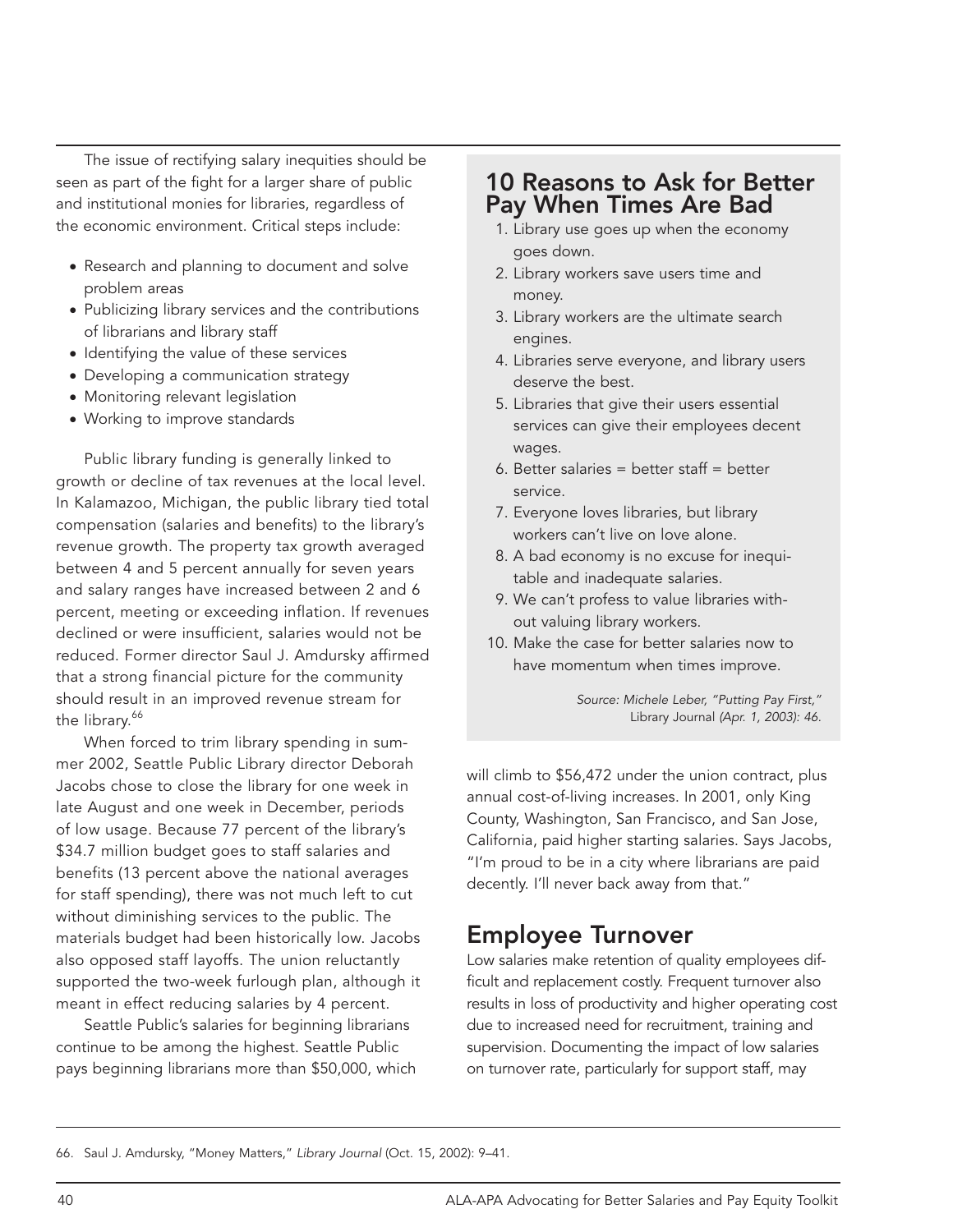The issue of rectifying salary inequities should be seen as part of the fight for a larger share of public and institutional monies for libraries, regardless of the economic environment. Critical steps include:

- Research and planning to document and solve problem areas
- Publicizing library services and the contributions of librarians and library staff
- Identifying the value of these services
- Developing a communication strategy
- Monitoring relevant legislation
- Working to improve standards

Public library funding is generally linked to growth or decline of tax revenues at the local level. In Kalamazoo, Michigan, the public library tied total compensation (salaries and benefits) to the library's revenue growth. The property tax growth averaged between 4 and 5 percent annually for seven years and salary ranges have increased between 2 and 6 percent, meeting or exceeding inflation. If revenues declined or were insufficient, salaries would not be reduced. Former director Saul J. Amdursky affirmed that a strong financial picture for the community should result in an improved revenue stream for the library.[66]

When forced to trim library spending in summer 2002, Seattle Public Library director Deborah Jacobs chose to close the library for one week in late August and one week in December, periods of low usage. Because 77 percent of the library's $34.7 million budget goes to staff salaries and benefits (13 percent above the national averages for staff spending), there was not much left to cut without diminishing services to the public. The materials budget had been historically low. Jacobs also opposed staff layoffs. The union reluctantly supported the two-week furlough plan, although it meant in effect reducing salaries by 4 percent.

Seattle Public's salaries for beginning librarians continue to be among the highest. Seattle Public pays beginning librarians more than $50,000, which will climb to $56,472 under the union contract, plus annual cost-of-living increases. In 2001, only King County, Washington, San Francisco, and San Jose, California, paid higher starting salaries. Says Jacobs, "I'm proud to be in a city where librarians are paid decently. I'll never back away from that."

## 10 Reasons to Ask for Better Pay When Times Are Bad

1. Library use goes up when the economy goes down.
2. Library workers save users time and money.
3. Library workers are the ultimate search engines.
4. Libraries serve everyone, and library users deserve the best.
5. Libraries that give their users essential services can give their employees decent wages.
6. Better salaries = better staff = better service.
7. Everyone loves libraries, but library workers can't live on love alone.
8. A bad economy is no excuse for inequitable and inadequate salaries.
9. We can't profess to value libraries without valuing library workers.
10. Make the case for better salaries now to have momentum when times improve.

*Source: Michele Leber, "Putting Pay First,"* Library Journal *(Apr. 1, 2003): 46.*

## Employee Turnover

Low salaries make retention of quality employees difficult and replacement costly. Frequent turnover also results in loss of productivity and higher operating cost due to increased need for recruitment, training and supervision. Documenting the impact of low salaries on turnover rate, particularly for support staff, may

66. Saul J. Amdursky, "Money Matters," *Library Journal* (Oct. 15, 2002): 9–41.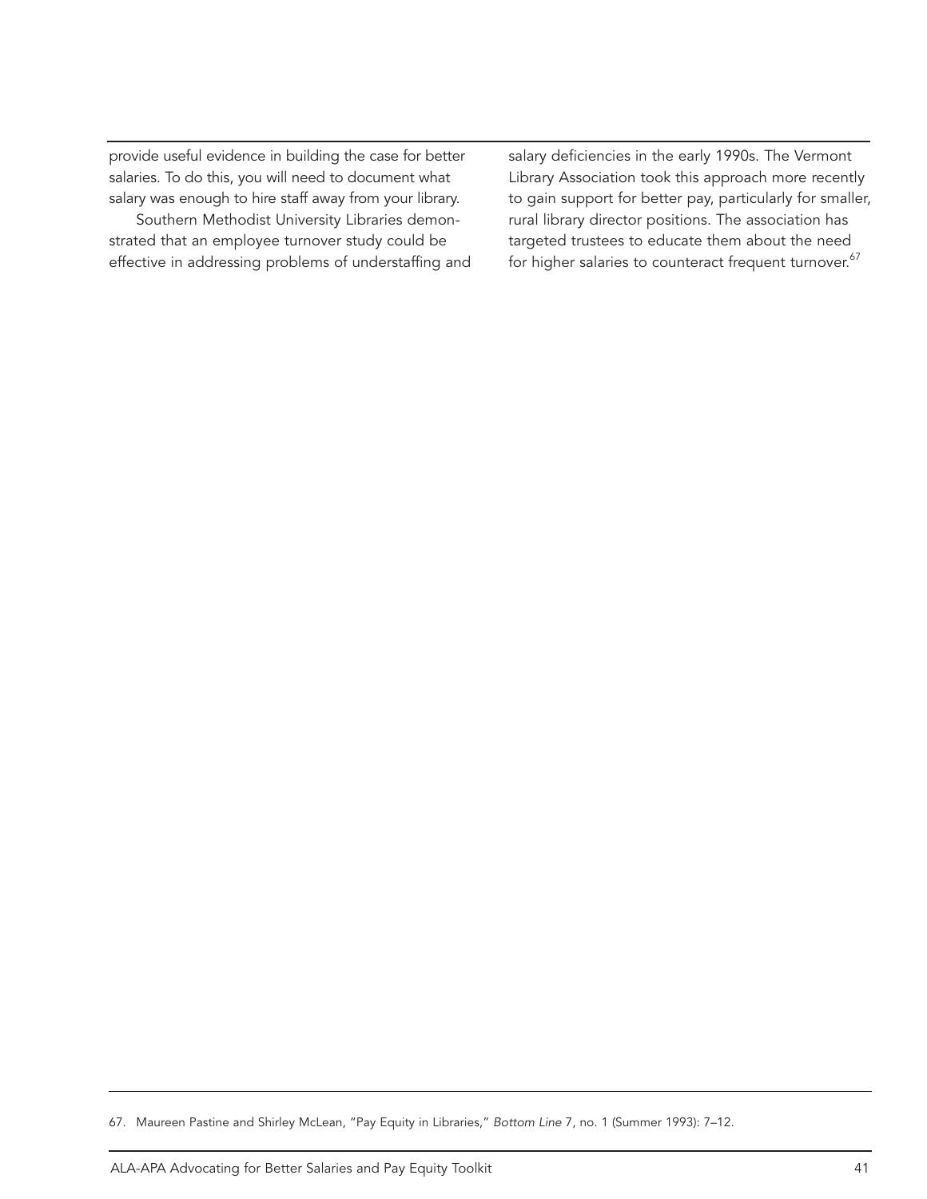provide useful evidence in building the case for better salaries. To do this, you will need to document what salary was enough to hire staff away from your library.

Southern Methodist University Libraries demonstrated that an employee turnover study could be effective in addressing problems of understaffing and salary deficiencies in the early 1990s. The Vermont Library Association took this approach more recently to gain support for better pay, particularly for smaller, rural library director positions. The association has targeted trustees to educate them about the need for higher salaries to counteract frequent turnover.[67]

67. Maureen Pastine and Shirley McLean, "Pay Equity in Libraries," *Bottom Line* 7, no. 1 (Summer 1993): 7–12.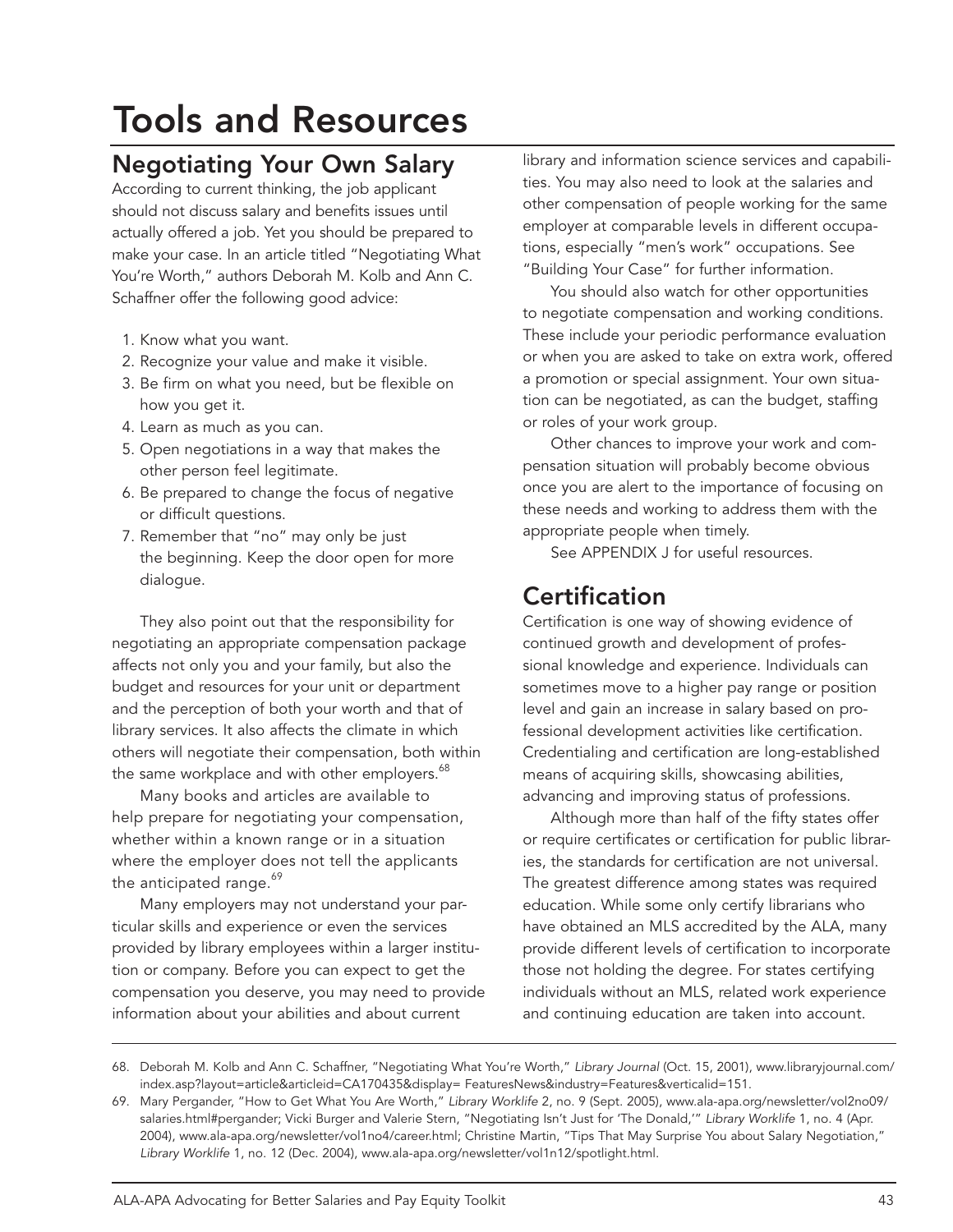# Tools and Resources

## Negotiating Your Own Salary

According to current thinking, the job applicant should not discuss salary and benefits issues until actually offered a job. Yet you should be prepared to make your case. In an article titled "Negotiating What You're Worth," authors Deborah M. Kolb and Ann C. Schaffner offer the following good advice:

1. Know what you want.
2. Recognize your value and make it visible.
3. Be firm on what you need, but be flexible on how you get it.
4. Learn as much as you can.
5. Open negotiations in a way that makes the other person feel legitimate.
6. Be prepared to change the focus of negative or difficult questions.
7. Remember that "no" may only be just the beginning. Keep the door open for more dialogue.

They also point out that the responsibility for negotiating an appropriate compensation package affects not only you and your family, but also the budget and resources for your unit or department and the perception of both your worth and that of library services. It also affects the climate in which others will negotiate their compensation, both within the same workplace and with other employers.[68]

Many books and articles are available to help prepare for negotiating your compensation, whether within a known range or in a situation where the employer does not tell the applicants the anticipated range.[69]

Many employers may not understand your particular skills and experience or even the services provided by library employees within a larger institution or company. Before you can expect to get the compensation you deserve, you may need to provide information about your abilities and about current library and information science services and capabilities. You may also need to look at the salaries and other compensation of people working for the same employer at comparable levels in different occupations, especially "men's work" occupations. See "Building Your Case" for further information.

You should also watch for other opportunities to negotiate compensation and working conditions. These include your periodic performance evaluation or when you are asked to take on extra work, offered a promotion or special assignment. Your own situation can be negotiated, as can the budget, staffing or roles of your work group.

Other chances to improve your work and compensation situation will probably become obvious once you are alert to the importance of focusing on these needs and working to address them with the appropriate people when timely.

See APPENDIX J for useful resources.

## Certification

Certification is one way of showing evidence of continued growth and development of professional knowledge and experience. Individuals can sometimes move to a higher pay range or position level and gain an increase in salary based on professional development activities like certification. Credentialing and certification are long-established means of acquiring skills, showcasing abilities, advancing and improving status of professions.

Although more than half of the fifty states offer or require certificates or certification for public libraries, the standards for certification are not universal. The greatest difference among states was required education. While some only certify librarians who have obtained an MLS accredited by the ALA, many provide different levels of certification to incorporate those not holding the degree. For states certifying individuals without an MLS, related work experience and continuing education are taken into account.

---

68. Deborah M. Kolb and Ann C. Schaffner, "Negotiating What You're Worth," *Library Journal* (Oct. 15, 2001), www.libraryjournal.com/index.asp?layout=article&articleid=CA170435&display= FeaturesNews&industry=Features&verticalid=151.

69. Mary Pergander, "How to Get What You Are Worth," *Library Worklife* 2, no. 9 (Sept. 2005), www.ala-apa.org/newsletter/vol2no09/salaries.html#pergander; Vicki Burger and Valerie Stern, "Negotiating Isn't Just for 'The Donald,'" *Library Worklife* 1, no. 4 (Apr. 2004), www.ala-apa.org/newsletter/vol1no4/career.html; Christine Martin, "Tips That May Surprise You about Salary Negotiation," *Library Worklife* 1, no. 12 (Dec. 2004), www.ala-apa.org/newsletter/vol1n12/spotlight.html.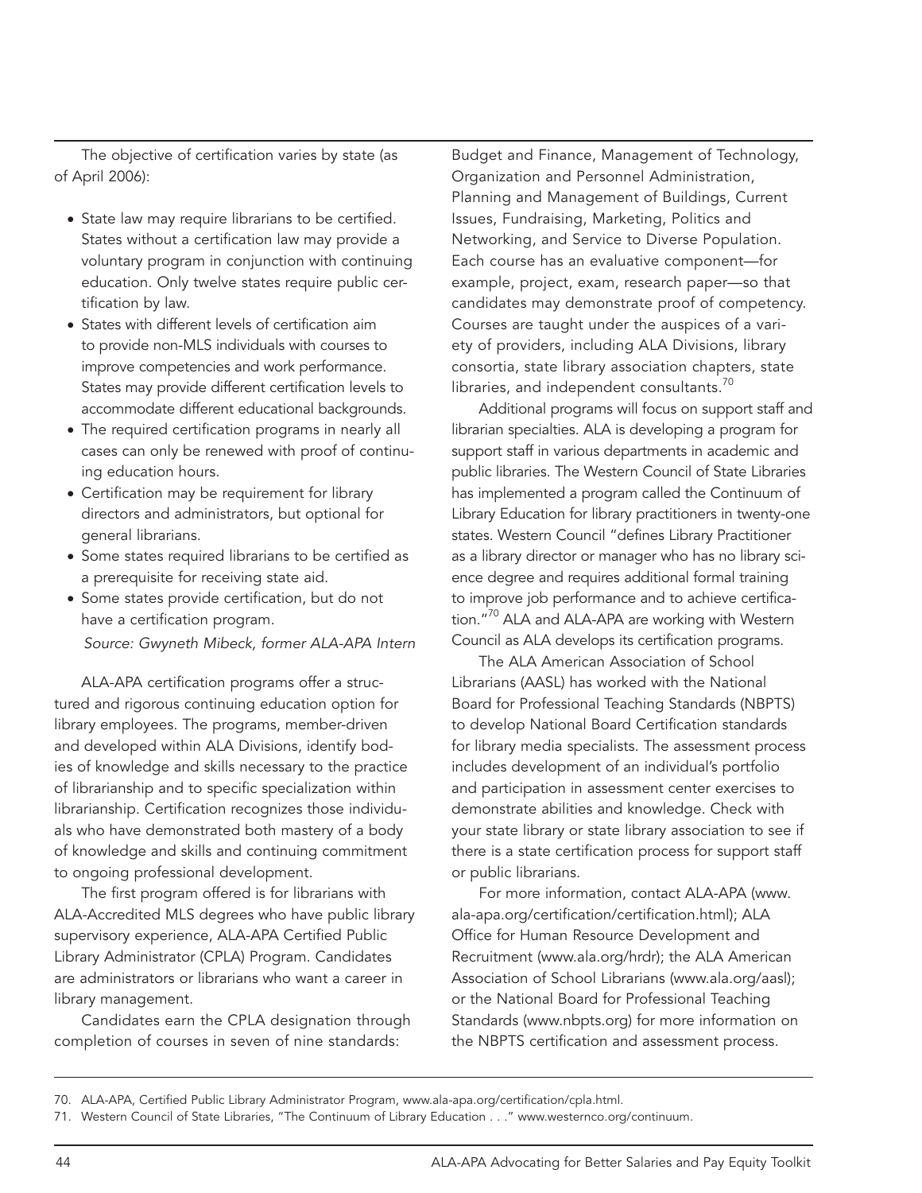The objective of certification varies by state (as of April 2006):

- State law may require librarians to be certified. States without a certification law may provide a voluntary program in conjunction with continuing education. Only twelve states require public certification by law.
- States with different levels of certification aim to provide non-MLS individuals with courses to improve competencies and work performance. States may provide different certification levels to accommodate different educational backgrounds.
- The required certification programs in nearly all cases can only be renewed with proof of continuing education hours.
- Certification may be requirement for library directors and administrators, but optional for general librarians.
- Some states required librarians to be certified as a prerequisite for receiving state aid.
- Some states provide certification, but do not have a certification program.

*Source: Gwyneth Mibeck, former ALA-APA Intern*

ALA-APA certification programs offer a structured and rigorous continuing education option for library employees. The programs, member-driven and developed within ALA Divisions, identify bodies of knowledge and skills necessary to the practice of librarianship and to specific specialization within librarianship. Certification recognizes those individuals who have demonstrated both mastery of a body of knowledge and skills and continuing commitment to ongoing professional development.

The first program offered is for librarians with ALA-Accredited MLS degrees who have public library supervisory experience, ALA-APA Certified Public Library Administrator (CPLA) Program. Candidates are administrators or librarians who want a career in library management.

Candidates earn the CPLA designation through completion of courses in seven of nine standards: Budget and Finance, Management of Technology, Organization and Personnel Administration, Planning and Management of Buildings, Current Issues, Fundraising, Marketing, Politics and Networking, and Service to Diverse Population. Each course has an evaluative component—for example, project, exam, research paper—so that candidates may demonstrate proof of competency. Courses are taught under the auspices of a variety of providers, including ALA Divisions, library consortia, state library association chapters, state libraries, and independent consultants.[70]

Additional programs will focus on support staff and librarian specialties. ALA is developing a program for support staff in various departments in academic and public libraries. The Western Council of State Libraries has implemented a program called the Continuum of Library Education for library practitioners in twenty-one states. Western Council "defines Library Practitioner as a library director or manager who has no library science degree and requires additional formal training to improve job performance and to achieve certification."[70] ALA and ALA-APA are working with Western Council as ALA develops its certification programs.

The ALA American Association of School Librarians (AASL) has worked with the National Board for Professional Teaching Standards (NBPTS) to develop National Board Certification standards for library media specialists. The assessment process includes development of an individual's portfolio and participation in assessment center exercises to demonstrate abilities and knowledge. Check with your state library or state library association to see if there is a state certification process for support staff or public librarians.

For more information, contact ALA-APA (www.ala-apa.org/certification/certification.html); ALA Office for Human Resource Development and Recruitment (www.ala.org/hrdr); the ALA American Association of School Librarians (www.ala.org/aasl); or the National Board for Professional Teaching Standards (www.nbpts.org) for more information on the NBPTS certification and assessment process.

---

70. ALA-APA, Certified Public Library Administrator Program, www.ala-apa.org/certification/cpla.html.
71. Western Council of State Libraries, "The Continuum of Library Education . . ." www.westernco.org/continuum.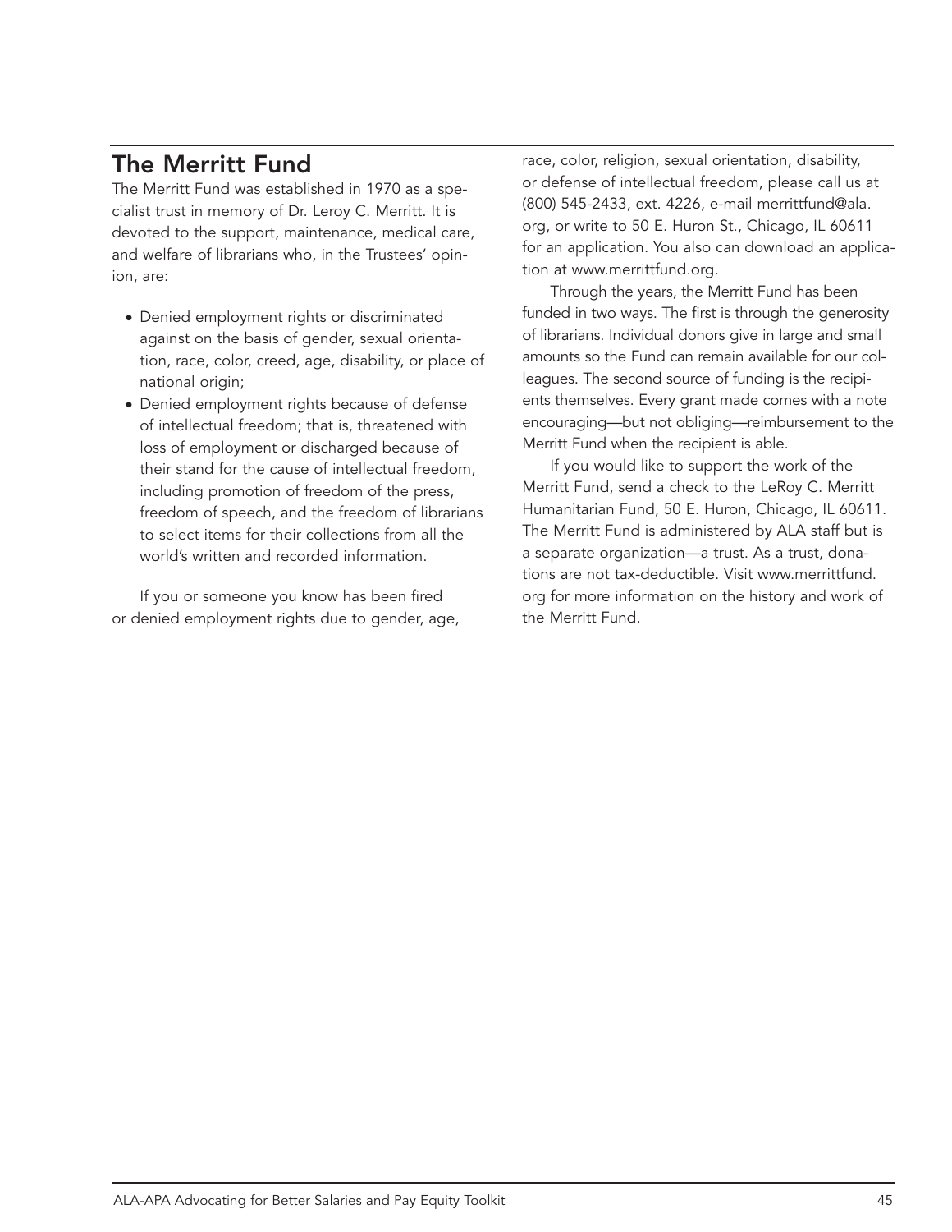## The Merritt Fund

The Merritt Fund was established in 1970 as a specialist trust in memory of Dr. Leroy C. Merritt. It is devoted to the support, maintenance, medical care, and welfare of librarians who, in the Trustees' opinion, are:

- Denied employment rights or discriminated against on the basis of gender, sexual orientation, race, color, creed, age, disability, or place of national origin;
- Denied employment rights because of defense of intellectual freedom; that is, threatened with loss of employment or discharged because of their stand for the cause of intellectual freedom, including promotion of freedom of the press, freedom of speech, and the freedom of librarians to select items for their collections from all the world's written and recorded information.

If you or someone you know has been fired or denied employment rights due to gender, age, race, color, religion, sexual orientation, disability, or defense of intellectual freedom, please call us at (800) 545-2433, ext. 4226, e-mail merrittfund@ala.org, or write to 50 E. Huron St., Chicago, IL 60611 for an application. You also can download an application at www.merrittfund.org.

Through the years, the Merritt Fund has been funded in two ways. The first is through the generosity of librarians. Individual donors give in large and small amounts so the Fund can remain available for our colleagues. The second source of funding is the recipients themselves. Every grant made comes with a note encouraging—but not obliging—reimbursement to the Merritt Fund when the recipient is able.

If you would like to support the work of the Merritt Fund, send a check to the LeRoy C. Merritt Humanitarian Fund, 50 E. Huron, Chicago, IL 60611. The Merritt Fund is administered by ALA staff but is a separate organization—a trust. As a trust, donations are not tax-deductible. Visit www.merrittfund.org for more information on the history and work of the Merritt Fund.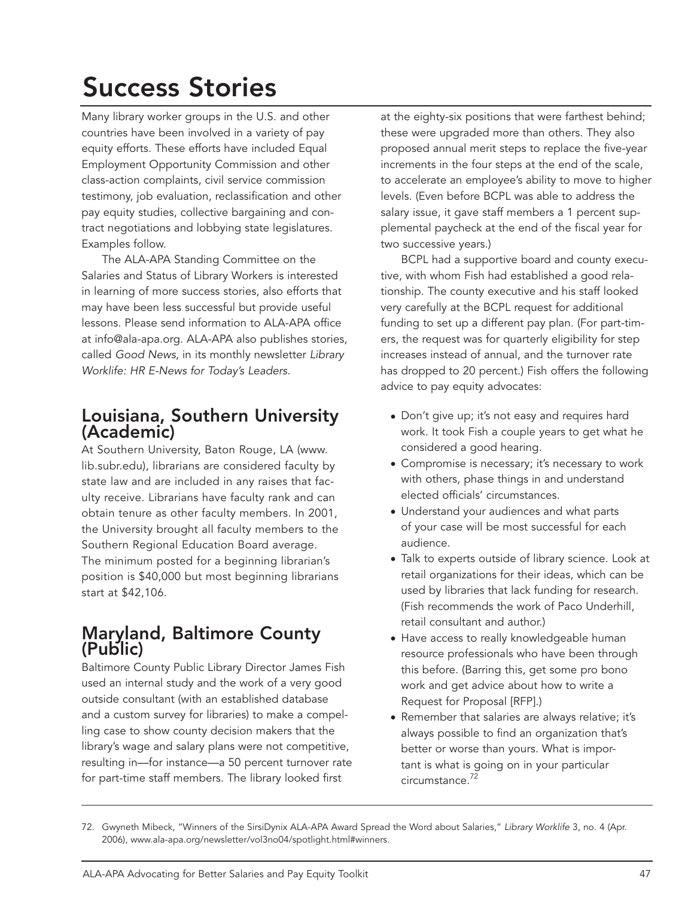# Success Stories

Many library worker groups in the U.S. and other countries have been involved in a variety of pay equity efforts. These efforts have included Equal Employment Opportunity Commission and other class-action complaints, civil service commission testimony, job evaluation, reclassification and other pay equity studies, collective bargaining and contract negotiations and lobbying state legislatures. Examples follow.

The ALA-APA Standing Committee on the Salaries and Status of Library Workers is interested in learning of more success stories, also efforts that may have been less successful but provide useful lessons. Please send information to ALA-APA office at info@ala-apa.org. ALA-APA also publishes stories, called *Good News*, in its monthly newsletter *Library Worklife: HR E-News for Today's Leaders*.

## Louisiana, Southern University (Academic)

At Southern University, Baton Rouge, LA (www.lib.subr.edu), librarians are considered faculty by state law and are included in any raises that faculty receive. Librarians have faculty rank and can obtain tenure as other faculty members. In 2001, the University brought all faculty members to the Southern Regional Education Board average. The minimum posted for a beginning librarian's position is $40,000 but most beginning librarians start at $42,106.

## Maryland, Baltimore County (Public)

Baltimore County Public Library Director James Fish used an internal study and the work of a very good outside consultant (with an established database and a custom survey for libraries) to make a compelling case to show county decision makers that the library's wage and salary plans were not competitive, resulting in—for instance—a 50 percent turnover rate for part-time staff members. The library looked first at the eighty-six positions that were farthest behind; these were upgraded more than others. They also proposed annual merit steps to replace the five-year increments in the four steps at the end of the scale, to accelerate an employee's ability to move to higher levels. (Even before BCPL was able to address the salary issue, it gave staff members a 1 percent supplemental paycheck at the end of the fiscal year for two successive years.)

BCPL had a supportive board and county executive, with whom Fish had established a good relationship. The county executive and his staff looked very carefully at the BCPL request for additional funding to set up a different pay plan. (For part-timers, the request was for quarterly eligibility for step increases instead of annual, and the turnover rate has dropped to 20 percent.) Fish offers the following advice to pay equity advocates:

- Don't give up; it's not easy and requires hard work. It took Fish a couple years to get what he considered a good hearing.
- Compromise is necessary; it's necessary to work with others, phase things in and understand elected officials' circumstances.
- Understand your audiences and what parts of your case will be most successful for each audience.
- Talk to experts outside of library science. Look at retail organizations for their ideas, which can be used by libraries that lack funding for research. (Fish recommends the work of Paco Underhill, retail consultant and author.)
- Have access to really knowledgeable human resource professionals who have been through this before. (Barring this, get some pro bono work and get advice about how to write a Request for Proposal [RFP].)
- Remember that salaries are always relative; it's always possible to find an organization that's better or worse than yours. What is important is what is going on in your particular circumstance.[72]

72. Gwyneth Mibeck, "Winners of the SirsiDynix ALA-APA Award Spread the Word about Salaries," *Library Worklife* 3, no. 4 (Apr. 2006), www.ala-apa.org/newsletter/vol3no04/spotlight.html#winners.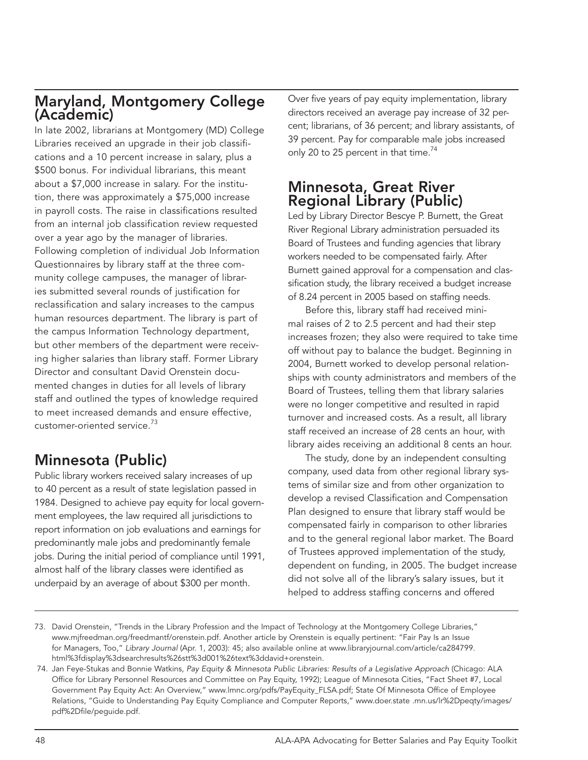## Maryland, Montgomery College (Academic)

In late 2002, librarians at Montgomery (MD) College Libraries received an upgrade in their job classifications and a 10 percent increase in salary, plus a $500 bonus. For individual librarians, this meant about a $7,000 increase in salary. For the institution, there was approximately a $75,000 increase in payroll costs. The raise in classifications resulted from an internal job classification review requested over a year ago by the manager of libraries. Following completion of individual Job Information Questionnaires by library staff at the three community college campuses, the manager of libraries submitted several rounds of justification for reclassification and salary increases to the campus human resources department. The library is part of the campus Information Technology department, but other members of the department were receiving higher salaries than library staff. Former Library Director and consultant David Orenstein documented changes in duties for all levels of library staff and outlined the types of knowledge required to meet increased demands and ensure effective, customer-oriented service.[73]

## Minnesota (Public)

Public library workers received salary increases of up to 40 percent as a result of state legislation passed in 1984. Designed to achieve pay equity for local government employees, the law required all jurisdictions to report information on job evaluations and earnings for predominantly male jobs and predominantly female jobs. During the initial period of compliance until 1991, almost half of the library classes were identified as underpaid by an average of about $300 per month. Over five years of pay equity implementation, library directors received an average pay increase of 32 percent; librarians, of 36 percent; and library assistants, of 39 percent. Pay for comparable male jobs increased only 20 to 25 percent in that time.[74]

## Minnesota, Great River Regional Library (Public)

Led by Library Director Bescye P. Burnett, the Great River Regional Library administration persuaded its Board of Trustees and funding agencies that library workers needed to be compensated fairly. After Burnett gained approval for a compensation and classification study, the library received a budget increase of 8.24 percent in 2005 based on staffing needs.

Before this, library staff had received minimal raises of 2 to 2.5 percent and had their step increases frozen; they also were required to take time off without pay to balance the budget. Beginning in 2004, Burnett worked to develop personal relationships with county administrators and members of the Board of Trustees, telling them that library salaries were no longer competitive and resulted in rapid turnover and increased costs. As a result, all library staff received an increase of 28 cents an hour, with library aides receiving an additional 8 cents an hour.

The study, done by an independent consulting company, used data from other regional library systems of similar size and from other organization to develop a revised Classification and Compensation Plan designed to ensure that library staff would be compensated fairly in comparison to other libraries and to the general regional labor market. The Board of Trustees approved implementation of the study, dependent on funding, in 2005. The budget increase did not solve all of the library's salary issues, but it helped to address staffing concerns and offered

---

73. David Orenstein, "Trends in the Library Profession and the Impact of Technology at the Montgomery College Libraries," www.mjfreedman.org/freedmantf/orenstein.pdf. Another article by Orenstein is equally pertinent: "Fair Pay Is an Issue for Managers, Too," *Library Journal* (Apr. 1, 2003): 45; also available online at www.libraryjournal.com/article/ca284799.html%3fdisplay%3dsearchresults%26stt%3d001%26text%3ddavid+orenstein.

74. Jan Feye-Stukas and Bonnie Watkins, *Pay Equity & Minnesota Public Libraries: Results of a Legislative Approach* (Chicago: ALA Office for Library Personnel Resources and Committee on Pay Equity, 1992); League of Minnesota Cities, "Fact Sheet #7, Local Government Pay Equity Act: An Overview," www.lmnc.org/pdfs/PayEquity_FLSA.pdf; State Of Minnesota Office of Employee Relations, "Guide to Understanding Pay Equity Compliance and Computer Reports," www.doer.state .mn.us/lr%2Dpeqty/images/pdf%2Dfile/peguide.pdf.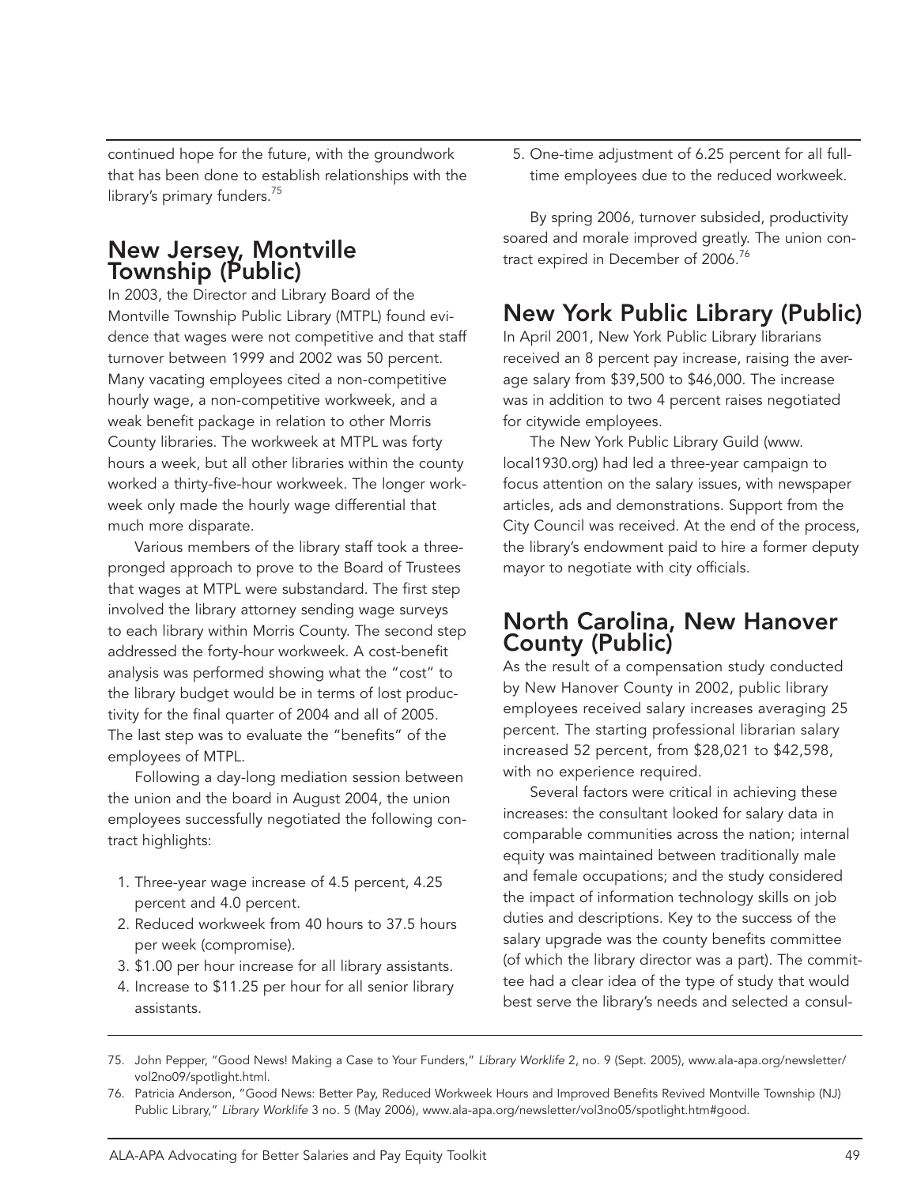continued hope for the future, with the groundwork that has been done to establish relationships with the library's primary funders.[75]

## New Jersey, Montville Township (Public)

In 2003, the Director and Library Board of the Montville Township Public Library (MTPL) found evidence that wages were not competitive and that staff turnover between 1999 and 2002 was 50 percent. Many vacating employees cited a non-competitive hourly wage, a non-competitive workweek, and a weak benefit package in relation to other Morris County libraries. The workweek at MTPL was forty hours a week, but all other libraries within the county worked a thirty-five-hour workweek. The longer workweek only made the hourly wage differential that much more disparate.

Various members of the library staff took a three-pronged approach to prove to the Board of Trustees that wages at MTPL were substandard. The first step involved the library attorney sending wage surveys to each library within Morris County. The second step addressed the forty-hour workweek. A cost-benefit analysis was performed showing what the "cost" to the library budget would be in terms of lost productivity for the final quarter of 2004 and all of 2005. The last step was to evaluate the "benefits" of the employees of MTPL.

Following a day-long mediation session between the union and the board in August 2004, the union employees successfully negotiated the following contract highlights:

1. Three-year wage increase of 4.5 percent, 4.25 percent and 4.0 percent.
2. Reduced workweek from 40 hours to 37.5 hours per week (compromise).
3. $1.00 per hour increase for all library assistants.
4. Increase to $11.25 per hour for all senior library assistants.
5. One-time adjustment of 6.25 percent for all full-time employees due to the reduced workweek.

By spring 2006, turnover subsided, productivity soared and morale improved greatly. The union contract expired in December of 2006.[76]

## New York Public Library (Public)

In April 2001, New York Public Library librarians received an 8 percent pay increase, raising the average salary from $39,500 to $46,000. The increase was in addition to two 4 percent raises negotiated for citywide employees.

The New York Public Library Guild (www.local1930.org) had led a three-year campaign to focus attention on the salary issues, with newspaper articles, ads and demonstrations. Support from the City Council was received. At the end of the process, the library's endowment paid to hire a former deputy mayor to negotiate with city officials.

## North Carolina, New Hanover County (Public)

As the result of a compensation study conducted by New Hanover County in 2002, public library employees received salary increases averaging 25 percent. The starting professional librarian salary increased 52 percent, from $28,021 to $42,598, with no experience required.

Several factors were critical in achieving these increases: the consultant looked for salary data in comparable communities across the nation; internal equity was maintained between traditionally male and female occupations; and the study considered the impact of information technology skills on job duties and descriptions. Key to the success of the salary upgrade was the county benefits committee (of which the library director was a part). The committee had a clear idea of the type of study that would best serve the library's needs and selected a consul-

---

75. John Pepper, "Good News! Making a Case to Your Funders," *Library Worklife* 2, no. 9 (Sept. 2005), www.ala-apa.org/newsletter/vol2no09/spotlight.html.

76. Patricia Anderson, "Good News: Better Pay, Reduced Workweek Hours and Improved Benefits Revived Montville Township (NJ) Public Library," *Library Worklife* 3 no. 5 (May 2006), www.ala-apa.org/newsletter/vol3no05/spotlight.htm#good.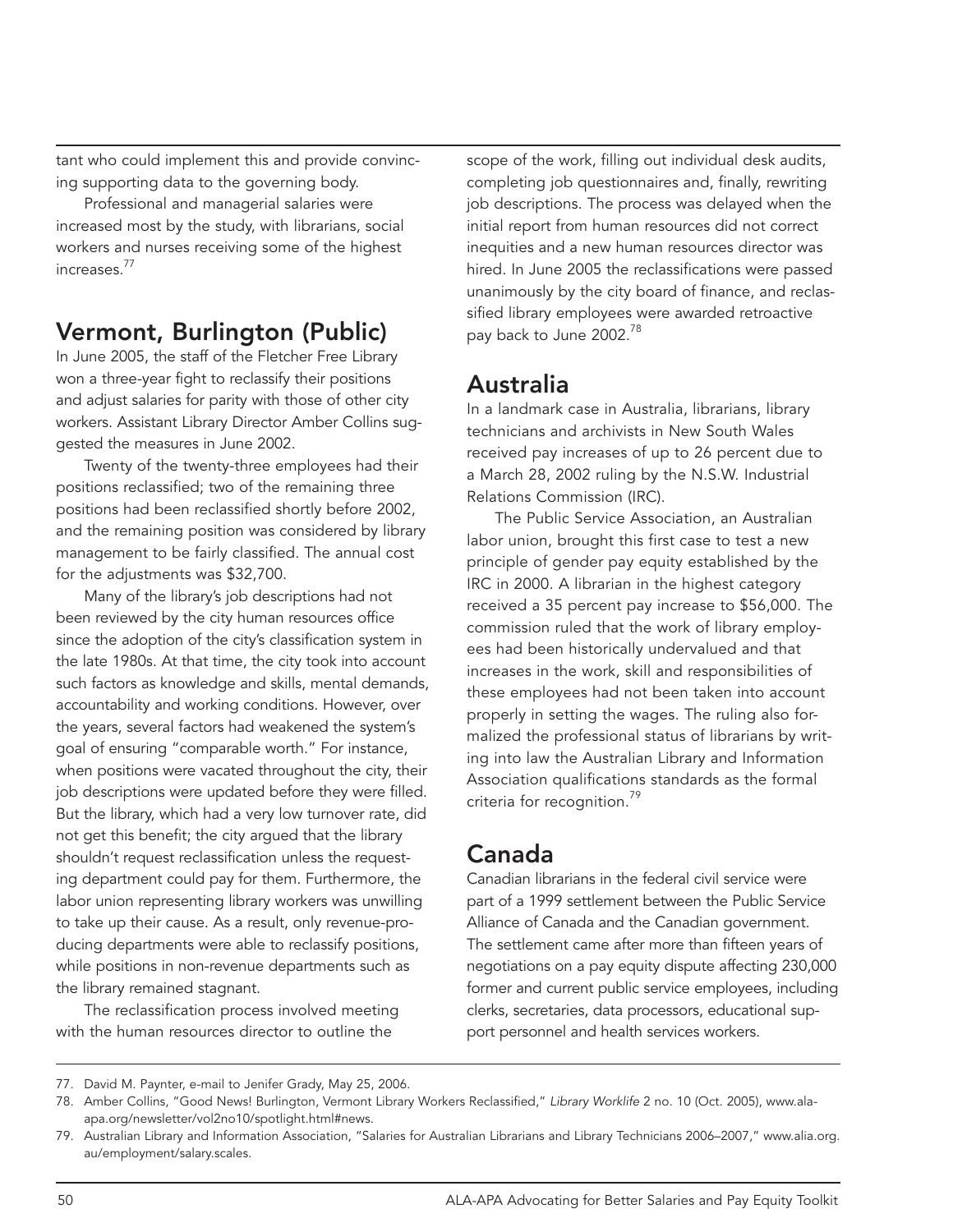tant who could implement this and provide convincing supporting data to the governing body.

Professional and managerial salaries were increased most by the study, with librarians, social workers and nurses receiving some of the highest increases.[77]

## Vermont, Burlington (Public)

In June 2005, the staff of the Fletcher Free Library won a three-year fight to reclassify their positions and adjust salaries for parity with those of other city workers. Assistant Library Director Amber Collins suggested the measures in June 2002.

Twenty of the twenty-three employees had their positions reclassified; two of the remaining three positions had been reclassified shortly before 2002, and the remaining position was considered by library management to be fairly classified. The annual cost for the adjustments was $32,700.

Many of the library's job descriptions had not been reviewed by the city human resources office since the adoption of the city's classification system in the late 1980s. At that time, the city took into account such factors as knowledge and skills, mental demands, accountability and working conditions. However, over the years, several factors had weakened the system's goal of ensuring "comparable worth." For instance, when positions were vacated throughout the city, their job descriptions were updated before they were filled. But the library, which had a very low turnover rate, did not get this benefit; the city argued that the library shouldn't request reclassification unless the requesting department could pay for them. Furthermore, the labor union representing library workers was unwilling to take up their cause. As a result, only revenue-producing departments were able to reclassify positions, while positions in non-revenue departments such as the library remained stagnant.

The reclassification process involved meeting with the human resources director to outline the scope of the work, filling out individual desk audits, completing job questionnaires and, finally, rewriting job descriptions. The process was delayed when the initial report from human resources did not correct inequities and a new human resources director was hired. In June 2005 the reclassifications were passed unanimously by the city board of finance, and reclassified library employees were awarded retroactive pay back to June 2002.[78]

## Australia

In a landmark case in Australia, librarians, library technicians and archivists in New South Wales received pay increases of up to 26 percent due to a March 28, 2002 ruling by the N.S.W. Industrial Relations Commission (IRC).

The Public Service Association, an Australian labor union, brought this first case to test a new principle of gender pay equity established by the IRC in 2000. A librarian in the highest category received a 35 percent pay increase to $56,000. The commission ruled that the work of library employees had been historically undervalued and that increases in the work, skill and responsibilities of these employees had not been taken into account properly in setting the wages. The ruling also formalized the professional status of librarians by writing into law the Australian Library and Information Association qualifications standards as the formal criteria for recognition.[79]

## Canada

Canadian librarians in the federal civil service were part of a 1999 settlement between the Public Service Alliance of Canada and the Canadian government. The settlement came after more than fifteen years of negotiations on a pay equity dispute affecting 230,000 former and current public service employees, including clerks, secretaries, data processors, educational support personnel and health services workers.

---

77. David M. Paynter, e-mail to Jenifer Grady, May 25, 2006.
78. Amber Collins, "Good News! Burlington, Vermont Library Workers Reclassified," *Library Worklife* 2 no. 10 (Oct. 2005), www.ala-apa.org/newsletter/vol2no10/spotlight.html#news.
79. Australian Library and Information Association, "Salaries for Australian Librarians and Library Technicians 2006–2007," www.alia.org.au/employment/salary.scales.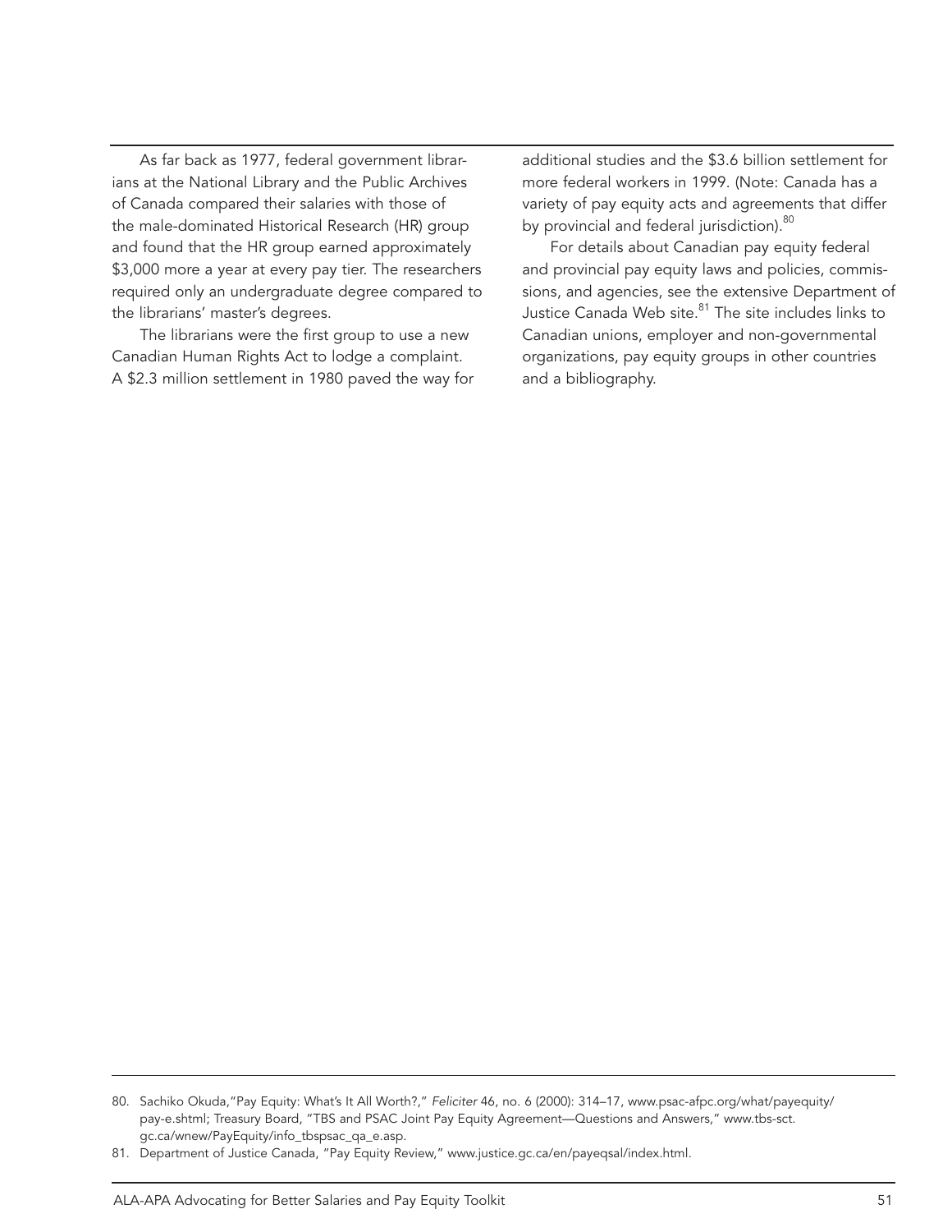As far back as 1977, federal government librarians at the National Library and the Public Archives of Canada compared their salaries with those of the male-dominated Historical Research (HR) group and found that the HR group earned approximately $3,000 more a year at every pay tier. The researchers required only an undergraduate degree compared to the librarians' master's degrees.

The librarians were the first group to use a new Canadian Human Rights Act to lodge a complaint. A $2.3 million settlement in 1980 paved the way for additional studies and the $3.6 billion settlement for more federal workers in 1999. (Note: Canada has a variety of pay equity acts and agreements that differ by provincial and federal jurisdiction).[80]

For details about Canadian pay equity federal and provincial pay equity laws and policies, commissions, and agencies, see the extensive Department of Justice Canada Web site.[81] The site includes links to Canadian unions, employer and non-governmental organizations, pay equity groups in other countries and a bibliography.

---

80. Sachiko Okuda,"Pay Equity: What's It All Worth?," *Feliciter* 46, no. 6 (2000): 314–17, www.psac-afpc.org/what/payequity/pay-e.shtml; Treasury Board, "TBS and PSAC Joint Pay Equity Agreement—Questions and Answers," www.tbs-sct.gc.ca/wnew/PayEquity/info_tbspsac_qa_e.asp.
81. Department of Justice Canada, "Pay Equity Review," www.justice.gc.ca/en/payeqsal/index.html.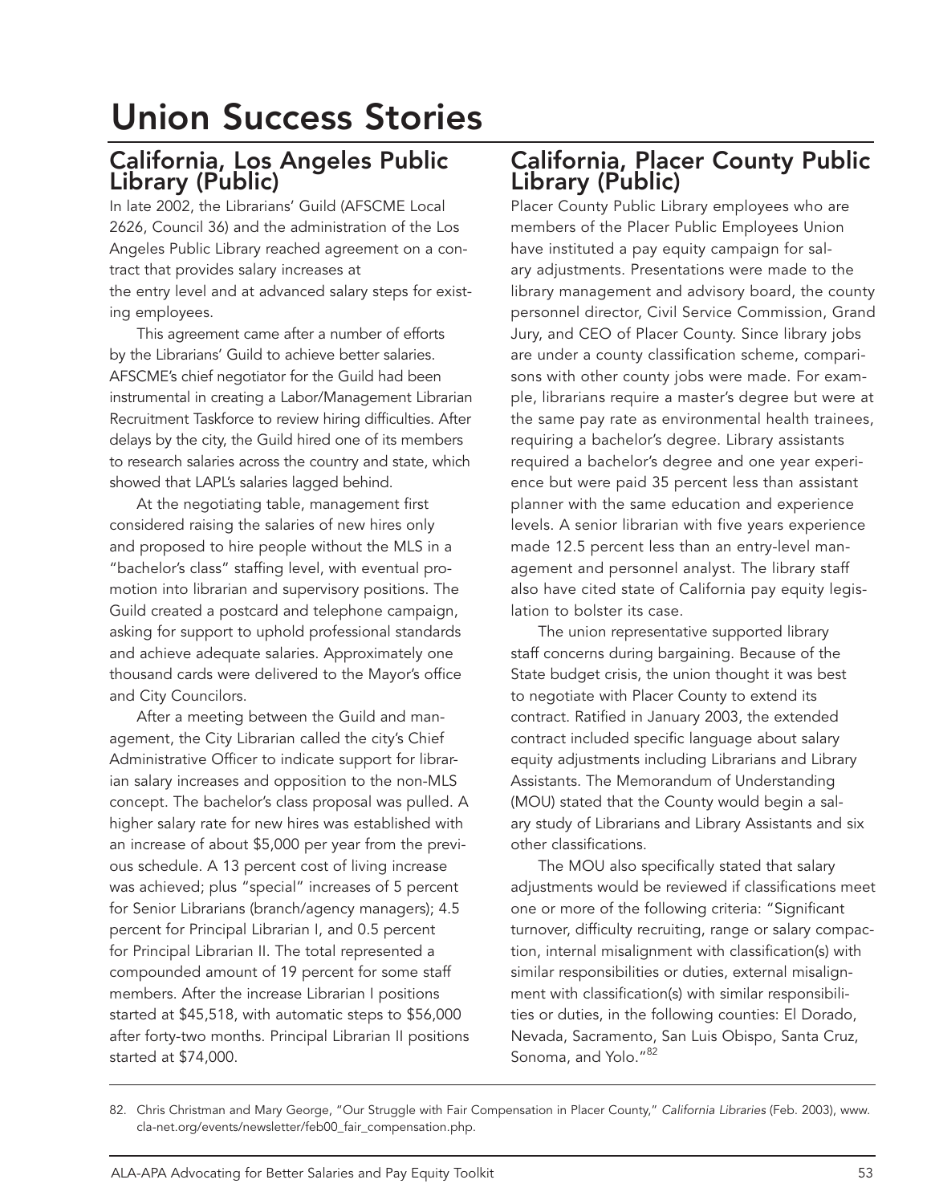# Union Success Stories

## California, Los Angeles Public Library (Public)

In late 2002, the Librarians' Guild (AFSCME Local 2626, Council 36) and the administration of the Los Angeles Public Library reached agreement on a contract that provides salary increases at the entry level and at advanced salary steps for existing employees.

This agreement came after a number of efforts by the Librarians' Guild to achieve better salaries. AFSCME's chief negotiator for the Guild had been instrumental in creating a Labor/Management Librarian Recruitment Taskforce to review hiring difficulties. After delays by the city, the Guild hired one of its members to research salaries across the country and state, which showed that LAPL's salaries lagged behind.

At the negotiating table, management first considered raising the salaries of new hires only and proposed to hire people without the MLS in a "bachelor's class" staffing level, with eventual promotion into librarian and supervisory positions. The Guild created a postcard and telephone campaign, asking for support to uphold professional standards and achieve adequate salaries. Approximately one thousand cards were delivered to the Mayor's office and City Councilors.

After a meeting between the Guild and management, the City Librarian called the city's Chief Administrative Officer to indicate support for librarian salary increases and opposition to the non-MLS concept. The bachelor's class proposal was pulled. A higher salary rate for new hires was established with an increase of about $5,000 per year from the previous schedule. A 13 percent cost of living increase was achieved; plus "special" increases of 5 percent for Senior Librarians (branch/agency managers); 4.5 percent for Principal Librarian I, and 0.5 percent for Principal Librarian II. The total represented a compounded amount of 19 percent for some staff members. After the increase Librarian I positions started at $45,518, with automatic steps to $56,000 after forty-two months. Principal Librarian II positions started at $74,000.

## California, Placer County Public Library (Public)

Placer County Public Library employees who are members of the Placer Public Employees Union have instituted a pay equity campaign for salary adjustments. Presentations were made to the library management and advisory board, the county personnel director, Civil Service Commission, Grand Jury, and CEO of Placer County. Since library jobs are under a county classification scheme, comparisons with other county jobs were made. For example, librarians require a master's degree but were at the same pay rate as environmental health trainees, requiring a bachelor's degree. Library assistants required a bachelor's degree and one year experience but were paid 35 percent less than assistant planner with the same education and experience levels. A senior librarian with five years experience made 12.5 percent less than an entry-level management and personnel analyst. The library staff also have cited state of California pay equity legislation to bolster its case.

The union representative supported library staff concerns during bargaining. Because of the State budget crisis, the union thought it was best to negotiate with Placer County to extend its contract. Ratified in January 2003, the extended contract included specific language about salary equity adjustments including Librarians and Library Assistants. The Memorandum of Understanding (MOU) stated that the County would begin a salary study of Librarians and Library Assistants and six other classifications.

The MOU also specifically stated that salary adjustments would be reviewed if classifications meet one or more of the following criteria: "Significant turnover, difficulty recruiting, range or salary compaction, internal misalignment with classification(s) with similar responsibilities or duties, external misalignment with classification(s) with similar responsibilities or duties, in the following counties: El Dorado, Nevada, Sacramento, San Luis Obispo, Santa Cruz, Sonoma, and Yolo."[82]

82. Chris Christman and Mary George, "Our Struggle with Fair Compensation in Placer County," *California Libraries* (Feb. 2003), www.cla-net.org/events/newsletter/feb00_fair_compensation.php.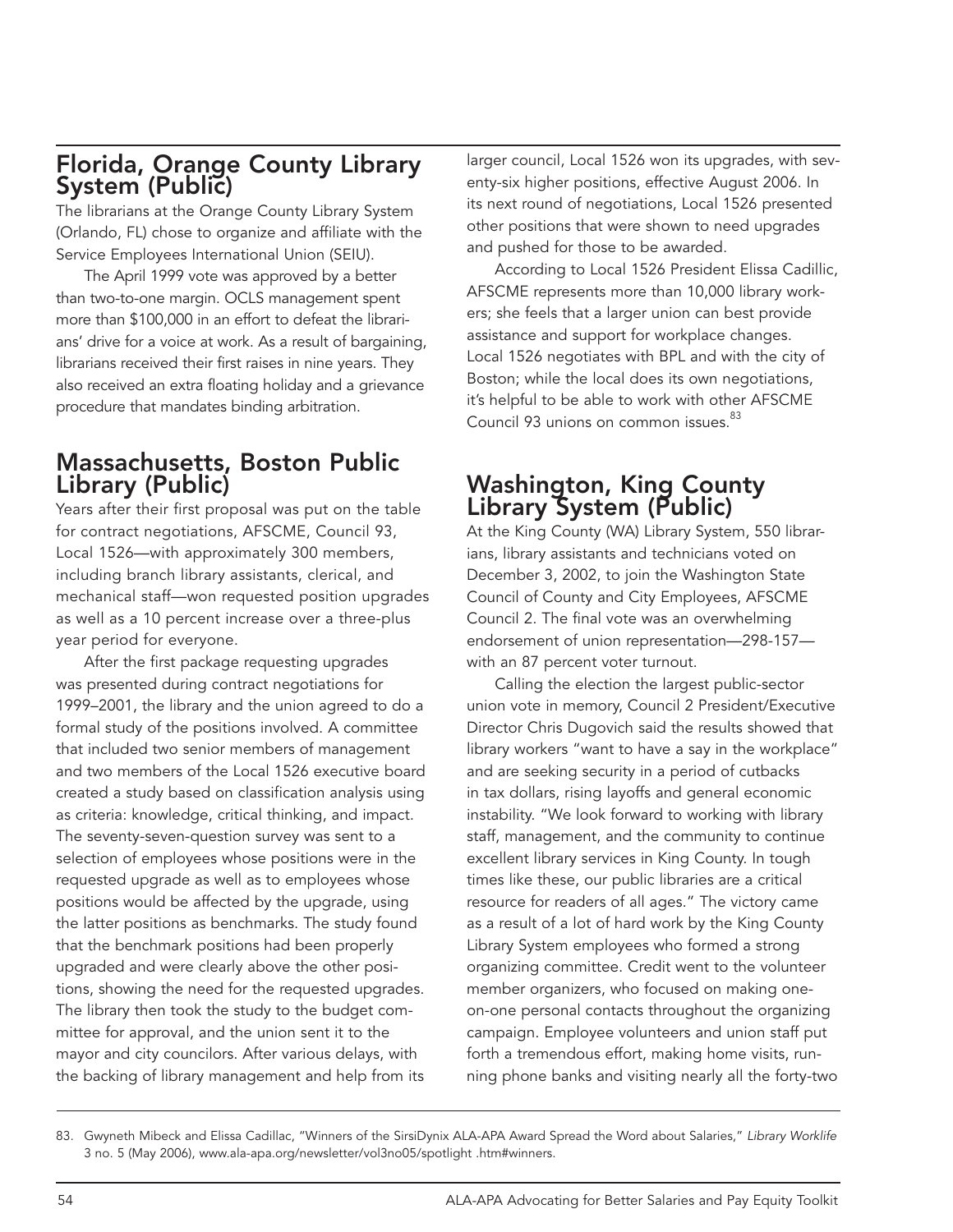## Florida, Orange County Library System (Public)

The librarians at the Orange County Library System (Orlando, FL) chose to organize and affiliate with the Service Employees International Union (SEIU).

The April 1999 vote was approved by a better than two-to-one margin. OCLS management spent more than $100,000 in an effort to defeat the librarians' drive for a voice at work. As a result of bargaining, librarians received their first raises in nine years. They also received an extra floating holiday and a grievance procedure that mandates binding arbitration.

## Massachusetts, Boston Public Library (Public)

Years after their first proposal was put on the table for contract negotiations, AFSCME, Council 93, Local 1526—with approximately 300 members, including branch library assistants, clerical, and mechanical staff—won requested position upgrades as well as a 10 percent increase over a three-plus year period for everyone.

After the first package requesting upgrades was presented during contract negotiations for 1999–2001, the library and the union agreed to do a formal study of the positions involved. A committee that included two senior members of management and two members of the Local 1526 executive board created a study based on classification analysis using as criteria: knowledge, critical thinking, and impact. The seventy-seven-question survey was sent to a selection of employees whose positions were in the requested upgrade as well as to employees whose positions would be affected by the upgrade, using the latter positions as benchmarks. The study found that the benchmark positions had been properly upgraded and were clearly above the other positions, showing the need for the requested upgrades. The library then took the study to the budget committee for approval, and the union sent it to the mayor and city councilors. After various delays, with the backing of library management and help from its larger council, Local 1526 won its upgrades, with seventy-six higher positions, effective August 2006. In its next round of negotiations, Local 1526 presented other positions that were shown to need upgrades and pushed for those to be awarded.

According to Local 1526 President Elissa Cadillic, AFSCME represents more than 10,000 library workers; she feels that a larger union can best provide assistance and support for workplace changes. Local 1526 negotiates with BPL and with the city of Boston; while the local does its own negotiations, it's helpful to be able to work with other AFSCME Council 93 unions on common issues.[83]

## Washington, King County Library System (Public)

At the King County (WA) Library System, 550 librarians, library assistants and technicians voted on December 3, 2002, to join the Washington State Council of County and City Employees, AFSCME Council 2. The final vote was an overwhelming endorsement of union representation—298-157—with an 87 percent voter turnout.

Calling the election the largest public-sector union vote in memory, Council 2 President/Executive Director Chris Dugovich said the results showed that library workers "want to have a say in the workplace" and are seeking security in a period of cutbacks in tax dollars, rising layoffs and general economic instability. "We look forward to working with library staff, management, and the community to continue excellent library services in King County. In tough times like these, our public libraries are a critical resource for readers of all ages." The victory came as a result of a lot of hard work by the King County Library System employees who formed a strong organizing committee. Credit went to the volunteer member organizers, who focused on making one-on-one personal contacts throughout the organizing campaign. Employee volunteers and union staff put forth a tremendous effort, making home visits, running phone banks and visiting nearly all the forty-two

83. Gwyneth Mibeck and Elissa Cadillac, "Winners of the SirsiDynix ALA-APA Award Spread the Word about Salaries," *Library Worklife* 3 no. 5 (May 2006), www.ala-apa.org/newsletter/vol3no05/spotlight .htm#winners.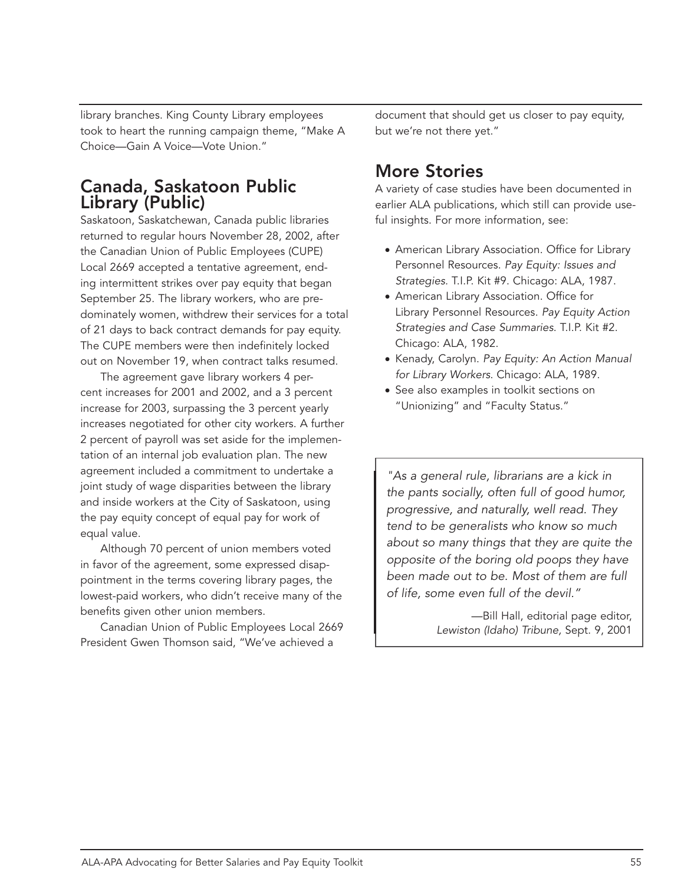library branches. King County Library employees took to heart the running campaign theme, "Make A Choice—Gain A Voice—Vote Union."

## Canada, Saskatoon Public Library (Public)

Saskatoon, Saskatchewan, Canada public libraries returned to regular hours November 28, 2002, after the Canadian Union of Public Employees (CUPE) Local 2669 accepted a tentative agreement, ending intermittent strikes over pay equity that began September 25. The library workers, who are predominately women, withdrew their services for a total of 21 days to back contract demands for pay equity. The CUPE members were then indefinitely locked out on November 19, when contract talks resumed.

The agreement gave library workers 4 percent increases for 2001 and 2002, and a 3 percent increase for 2003, surpassing the 3 percent yearly increases negotiated for other city workers. A further 2 percent of payroll was set aside for the implementation of an internal job evaluation plan. The new agreement included a commitment to undertake a joint study of wage disparities between the library and inside workers at the City of Saskatoon, using the pay equity concept of equal pay for work of equal value.

Although 70 percent of union members voted in favor of the agreement, some expressed disappointment in the terms covering library pages, the lowest-paid workers, who didn't receive many of the benefits given other union members.

Canadian Union of Public Employees Local 2669 President Gwen Thomson said, "We've achieved a document that should get us closer to pay equity, but we're not there yet."

## More Stories

A variety of case studies have been documented in earlier ALA publications, which still can provide useful insights. For more information, see:

- American Library Association. Office for Library Personnel Resources. *Pay Equity: Issues and Strategies*. T.I.P. Kit #9. Chicago: ALA, 1987.
- American Library Association. Office for Library Personnel Resources. *Pay Equity Action Strategies and Case Summaries*. T.I.P. Kit #2. Chicago: ALA, 1982.
- Kenady, Carolyn. *Pay Equity: An Action Manual for Library Workers*. Chicago: ALA, 1989.
- See also examples in toolkit sections on "Unionizing" and "Faculty Status."

> *"As a general rule, librarians are a kick in the pants socially, often full of good humor, progressive, and naturally, well read. They tend to be generalists who know so much about so many things that they are quite the opposite of the boring old poops they have been made out to be. Most of them are full of life, some even full of the devil."*
>
> —Bill Hall, editorial page editor, *Lewiston (Idaho) Tribune*, Sept. 9, 2001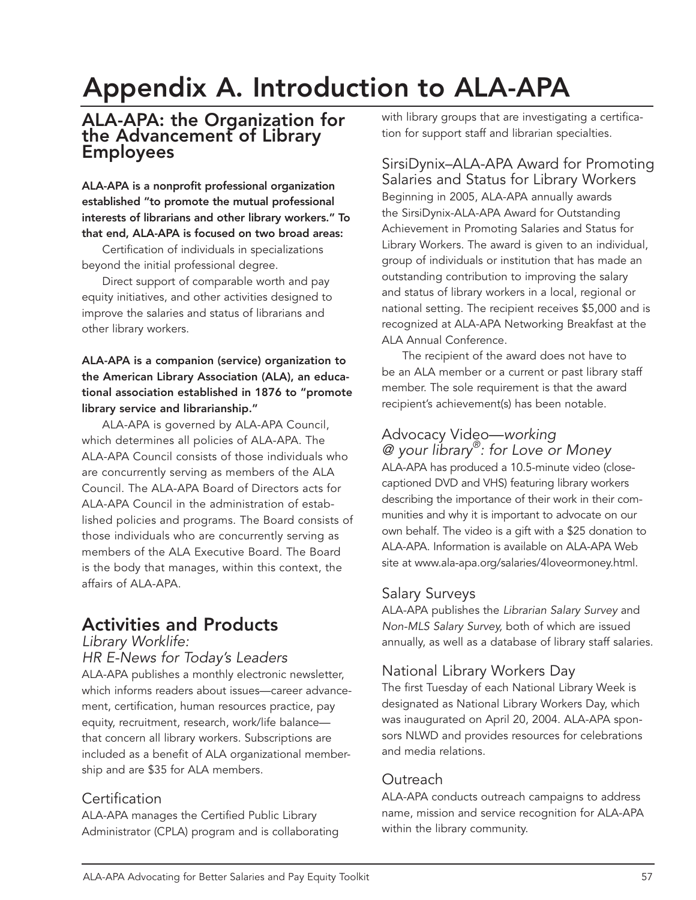# Appendix A. Introduction to ALA-APA

## ALA-APA: the Organization for the Advancement of Library Employees

**ALA-APA is a nonprofit professional organization established "to promote the mutual professional interests of librarians and other library workers." To that end, ALA-APA is focused on two broad areas:**

Certification of individuals in specializations beyond the initial professional degree.

Direct support of comparable worth and pay equity initiatives, and other activities designed to improve the salaries and status of librarians and other library workers.

**ALA-APA is a companion (service) organization to the American Library Association (ALA), an educational association established in 1876 to "promote library service and librarianship."**

ALA-APA is governed by ALA-APA Council, which determines all policies of ALA-APA. The ALA-APA Council consists of those individuals who are concurrently serving as members of the ALA Council. The ALA-APA Board of Directors acts for ALA-APA Council in the administration of established policies and programs. The Board consists of those individuals who are concurrently serving as members of the ALA Executive Board. The Board is the body that manages, within this context, the affairs of ALA-APA.

## Activities and Products

### *Library Worklife: HR E-News for Today's Leaders*

ALA-APA publishes a monthly electronic newsletter, which informs readers about issues—career advancement, certification, human resources practice, pay equity, recruitment, research, work/life balance—that concern all library workers. Subscriptions are included as a benefit of ALA organizational membership and are $35 for ALA members.

### Certification

ALA-APA manages the Certified Public Library Administrator (CPLA) program and is collaborating with library groups that are investigating a certification for support staff and librarian specialties.

### SirsiDynix–ALA-APA Award for Promoting Salaries and Status for Library Workers

Beginning in 2005, ALA-APA annually awards the SirsiDynix-ALA-APA Award for Outstanding Achievement in Promoting Salaries and Status for Library Workers. The award is given to an individual, group of individuals or institution that has made an outstanding contribution to improving the salary and status of library workers in a local, regional or national setting. The recipient receives $5,000 and is recognized at ALA-APA Networking Breakfast at the ALA Annual Conference.

The recipient of the award does not have to be an ALA member or a current or past library staff member. The sole requirement is that the award recipient's achievement(s) has been notable.

### Advocacy Video—*working @ your library®: for Love or Money*

ALA-APA has produced a 10.5-minute video (close-captioned DVD and VHS) featuring library workers describing the importance of their work in their communities and why it is important to advocate on our own behalf. The video is a gift with a $25 donation to ALA-APA. Information is available on ALA-APA Web site at www.ala-apa.org/salaries/4loveormoney.html.

### Salary Surveys

ALA-APA publishes the *Librarian Salary Survey* and *Non-MLS Salary Survey*, both of which are issued annually, as well as a database of library staff salaries.

### National Library Workers Day

The first Tuesday of each National Library Week is designated as National Library Workers Day, which was inaugurated on April 20, 2004. ALA-APA sponsors NLWD and provides resources for celebrations and media relations.

### Outreach

ALA-APA conducts outreach campaigns to address name, mission and service recognition for ALA-APA within the library community.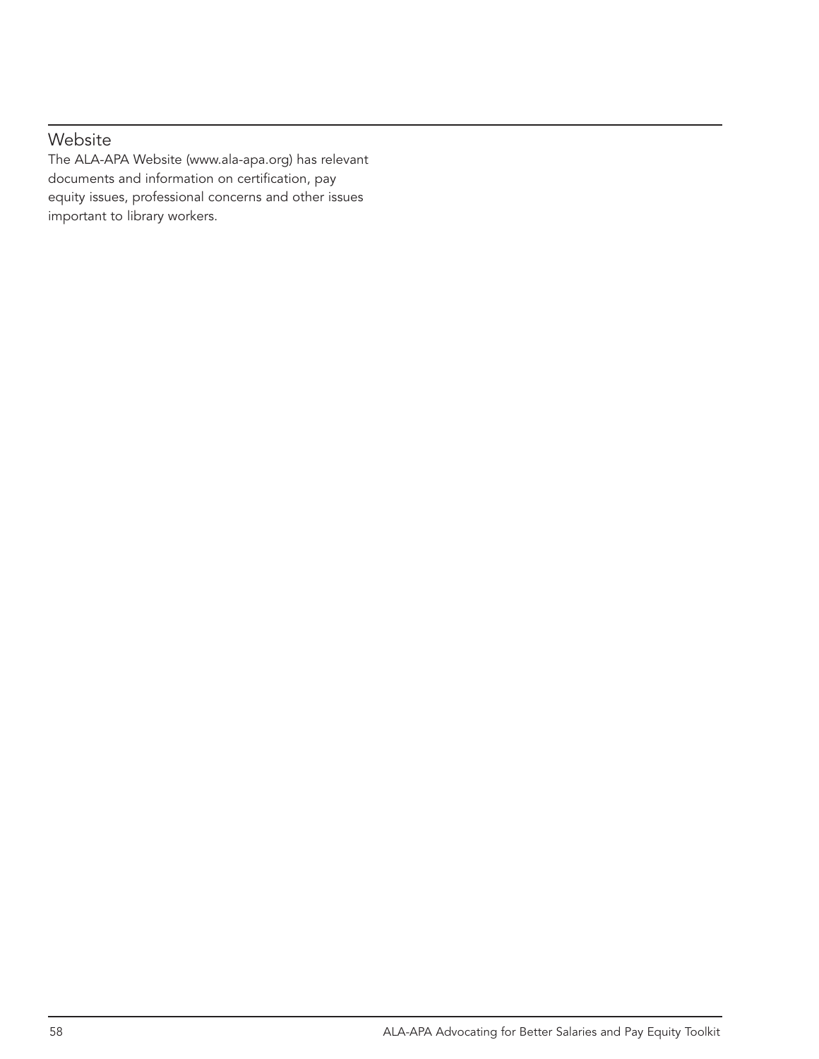## Website

The ALA-APA Website (www.ala-apa.org) has relevant documents and information on certification, pay equity issues, professional concerns and other issues important to library workers.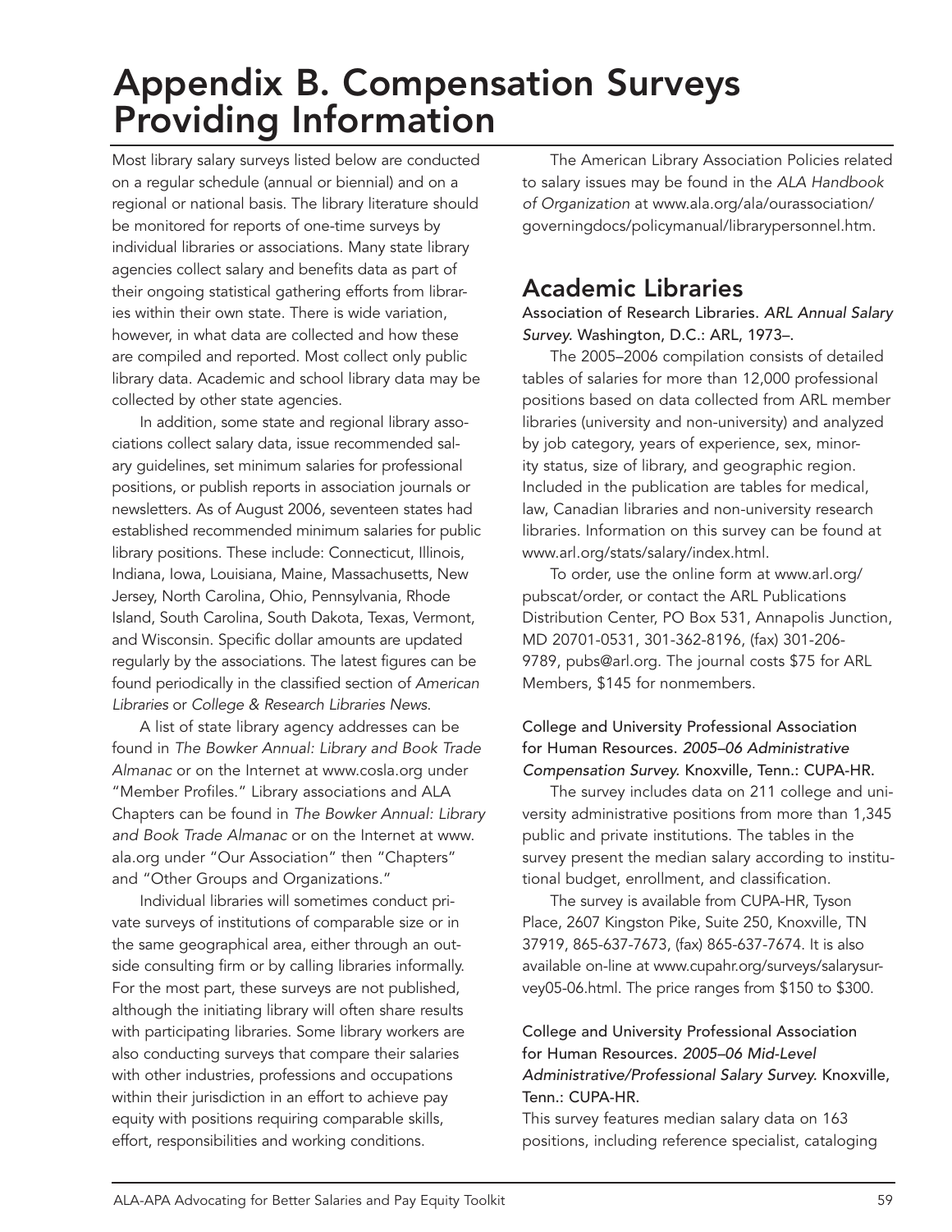# Appendix B. Compensation Surveys Providing Information

Most library salary surveys listed below are conducted on a regular schedule (annual or biennial) and on a regional or national basis. The library literature should be monitored for reports of one-time surveys by individual libraries or associations. Many state library agencies collect salary and benefits data as part of their ongoing statistical gathering efforts from libraries within their own state. There is wide variation, however, in what data are collected and how these are compiled and reported. Most collect only public library data. Academic and school library data may be collected by other state agencies.

In addition, some state and regional library associations collect salary data, issue recommended salary guidelines, set minimum salaries for professional positions, or publish reports in association journals or newsletters. As of August 2006, seventeen states had established recommended minimum salaries for public library positions. These include: Connecticut, Illinois, Indiana, Iowa, Louisiana, Maine, Massachusetts, New Jersey, North Carolina, Ohio, Pennsylvania, Rhode Island, South Carolina, South Dakota, Texas, Vermont, and Wisconsin. Specific dollar amounts are updated regularly by the associations. The latest figures can be found periodically in the classified section of *American Libraries* or *College & Research Libraries News*.

A list of state library agency addresses can be found in *The Bowker Annual: Library and Book Trade Almanac* or on the Internet at www.cosla.org under "Member Profiles." Library associations and ALA Chapters can be found in *The Bowker Annual: Library and Book Trade Almanac* or on the Internet at www.ala.org under "Our Association" then "Chapters" and "Other Groups and Organizations."

Individual libraries will sometimes conduct private surveys of institutions of comparable size or in the same geographical area, either through an outside consulting firm or by calling libraries informally. For the most part, these surveys are not published, although the initiating library will often share results with participating libraries. Some library workers are also conducting surveys that compare their salaries with other industries, professions and occupations within their jurisdiction in an effort to achieve pay equity with positions requiring comparable skills, effort, responsibilities and working conditions.

The American Library Association Policies related to salary issues may be found in the *ALA Handbook of Organization* at www.ala.org/ala/ourassociation/governingdocs/policymanual/librarypersonnel.htm.

## Academic Libraries

Association of Research Libraries. *ARL Annual Salary Survey*. Washington, D.C.: ARL, 1973–.

The 2005–2006 compilation consists of detailed tables of salaries for more than 12,000 professional positions based on data collected from ARL member libraries (university and non-university) and analyzed by job category, years of experience, sex, minority status, size of library, and geographic region. Included in the publication are tables for medical, law, Canadian libraries and non-university research libraries. Information on this survey can be found at www.arl.org/stats/salary/index.html.

To order, use the online form at www.arl.org/pubscat/order, or contact the ARL Publications Distribution Center, PO Box 531, Annapolis Junction, MD 20701-0531, 301-362-8196, (fax) 301-206-9789, pubs@arl.org. The journal costs $75 for ARL Members, $145 for nonmembers.

College and University Professional Association for Human Resources. *2005–06 Administrative Compensation Survey*. Knoxville, Tenn.: CUPA-HR.

The survey includes data on 211 college and university administrative positions from more than 1,345 public and private institutions. The tables in the survey present the median salary according to institutional budget, enrollment, and classification.

The survey is available from CUPA-HR, Tyson Place, 2607 Kingston Pike, Suite 250, Knoxville, TN 37919, 865-637-7673, (fax) 865-637-7674. It is also available on-line at www.cupahr.org/surveys/salarysurvey05-06.html. The price ranges from $150 to $300.

College and University Professional Association for Human Resources. *2005–06 Mid-Level Administrative/Professional Salary Survey*. Knoxville, Tenn.: CUPA-HR.

This survey features median salary data on 163 positions, including reference specialist, cataloging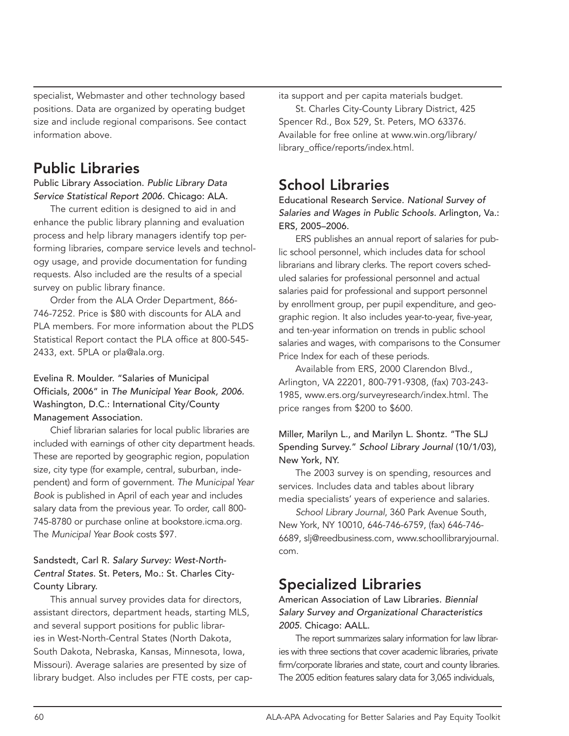specialist, Webmaster and other technology based positions. Data are organized by operating budget size and include regional comparisons. See contact information above.

## Public Libraries

Public Library Association. *Public Library Data Service Statistical Report 2006*. Chicago: ALA.

The current edition is designed to aid in and enhance the public library planning and evaluation process and help library managers identify top performing libraries, compare service levels and technology usage, and provide documentation for funding requests. Also included are the results of a special survey on public library finance.

Order from the ALA Order Department, 866-746-7252. Price is $80 with discounts for ALA and PLA members. For more information about the PLDS Statistical Report contact the PLA office at 800-545-2433, ext. 5PLA or pla@ala.org.

Evelina R. Moulder. "Salaries of Municipal Officials, 2006" in *The Municipal Year Book, 2006*. Washington, D.C.: International City/County Management Association.

Chief librarian salaries for local public libraries are included with earnings of other city department heads. These are reported by geographic region, population size, city type (for example, central, suburban, independent) and form of government. *The Municipal Year Book* is published in April of each year and includes salary data from the previous year. To order, call 800-745-8780 or purchase online at bookstore.icma.org. The *Municipal Year Book* costs $97.

Sandstedt, Carl R. *Salary Survey: West-North-Central States*. St. Peters, Mo.: St. Charles City-County Library.

This annual survey provides data for directors, assistant directors, department heads, starting MLS, and several support positions for public libraries in West-North-Central States (North Dakota, South Dakota, Nebraska, Kansas, Minnesota, Iowa, Missouri). Average salaries are presented by size of library budget. Also includes per FTE costs, per capita support and per capita materials budget.

St. Charles City-County Library District, 425 Spencer Rd., Box 529, St. Peters, MO 63376. Available for free online at www.win.org/library/library_office/reports/index.html.

## School Libraries

Educational Research Service. *National Survey of Salaries and Wages in Public Schools*. Arlington, Va.: ERS, 2005–2006.

ERS publishes an annual report of salaries for public school personnel, which includes data for school librarians and library clerks. The report covers scheduled salaries for professional personnel and actual salaries paid for professional and support personnel by enrollment group, per pupil expenditure, and geographic region. It also includes year-to-year, five-year, and ten-year information on trends in public school salaries and wages, with comparisons to the Consumer Price Index for each of these periods.

Available from ERS, 2000 Clarendon Blvd., Arlington, VA 22201, 800-791-9308, (fax) 703-243-1985, www.ers.org/surveyresearch/index.html. The price ranges from $200 to $600.

Miller, Marilyn L., and Marilyn L. Shontz. "The SLJ Spending Survey." *School Library Journal* (10/1/03), New York, NY.

The 2003 survey is on spending, resources and services. Includes data and tables about library media specialists' years of experience and salaries.

*School Library Journal*, 360 Park Avenue South, New York, NY 10010, 646-746-6759, (fax) 646-746-6689, slj@reedbusiness.com, www.schoollibraryjournal.com.

## Specialized Libraries

American Association of Law Libraries. *Biennial Salary Survey and Organizational Characteristics 2005*. Chicago: AALL.

The report summarizes salary information for law libraries with three sections that cover academic libraries, private firm/corporate libraries and state, court and county libraries. The 2005 edition features salary data for 3,065 individuals,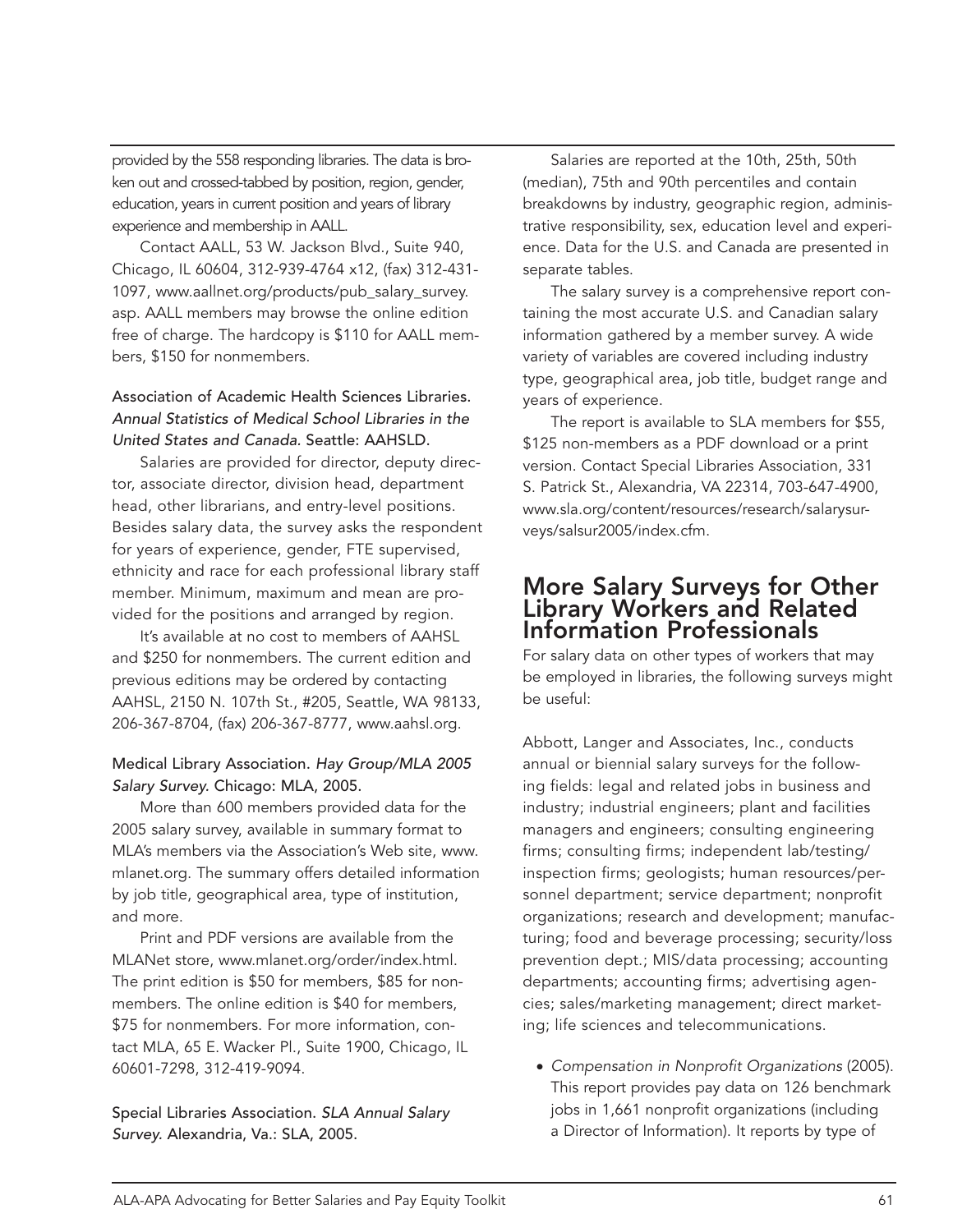provided by the 558 responding libraries. The data is broken out and crossed-tabbed by position, region, gender, education, years in current position and years of library experience and membership in AALL.

Contact AALL, 53 W. Jackson Blvd., Suite 940, Chicago, IL 60604, 312-939-4764 x12, (fax) 312-431-1097, www.aallnet.org/products/pub_salary_survey.asp. AALL members may browse the online edition free of charge. The hardcopy is $110 for AALL members, $150 for nonmembers.

Association of Academic Health Sciences Libraries. *Annual Statistics of Medical School Libraries in the United States and Canada.* Seattle: AAHSLD.

Salaries are provided for director, deputy director, associate director, division head, department head, other librarians, and entry-level positions. Besides salary data, the survey asks the respondent for years of experience, gender, FTE supervised, ethnicity and race for each professional library staff member. Minimum, maximum and mean are provided for the positions and arranged by region.

It's available at no cost to members of AAHSL and $250 for nonmembers. The current edition and previous editions may be ordered by contacting AAHSL, 2150 N. 107th St., #205, Seattle, WA 98133, 206-367-8704, (fax) 206-367-8777, www.aahsl.org.

Medical Library Association. *Hay Group/MLA 2005 Salary Survey.* Chicago: MLA, 2005.

More than 600 members provided data for the 2005 salary survey, available in summary format to MLA's members via the Association's Web site, www.mlanet.org. The summary offers detailed information by job title, geographical area, type of institution, and more.

Print and PDF versions are available from the MLANet store, www.mlanet.org/order/index.html. The print edition is $50 for members, $85 for nonmembers. The online edition is $40 for members, $75 for nonmembers. For more information, contact MLA, 65 E. Wacker Pl., Suite 1900, Chicago, IL 60601-7298, 312-419-9094.

Special Libraries Association. *SLA Annual Salary Survey.* Alexandria, Va.: SLA, 2005.

Salaries are reported at the 10th, 25th, 50th (median), 75th and 90th percentiles and contain breakdowns by industry, geographic region, administrative responsibility, sex, education level and experience. Data for the U.S. and Canada are presented in separate tables.

The salary survey is a comprehensive report containing the most accurate U.S. and Canadian salary information gathered by a member survey. A wide variety of variables are covered including industry type, geographical area, job title, budget range and years of experience.

The report is available to SLA members for $55, $125 non-members as a PDF download or a print version. Contact Special Libraries Association, 331 S. Patrick St., Alexandria, VA 22314, 703-647-4900, www.sla.org/content/resources/research/salarysurveys/salsur2005/index.cfm.

## More Salary Surveys for Other Library Workers and Related Information Professionals

For salary data on other types of workers that may be employed in libraries, the following surveys might be useful:

Abbott, Langer and Associates, Inc., conducts annual or biennial salary surveys for the following fields: legal and related jobs in business and industry; industrial engineers; plant and facilities managers and engineers; consulting engineering firms; consulting firms; independent lab/testing/inspection firms; geologists; human resources/personnel department; service department; nonprofit organizations; research and development; manufacturing; food and beverage processing; security/loss prevention dept.; MIS/data processing; accounting departments; accounting firms; advertising agencies; sales/marketing management; direct marketing; life sciences and telecommunications.

- *Compensation in Nonprofit Organizations* (2005). This report provides pay data on 126 benchmark jobs in 1,661 nonprofit organizations (including a Director of Information). It reports by type of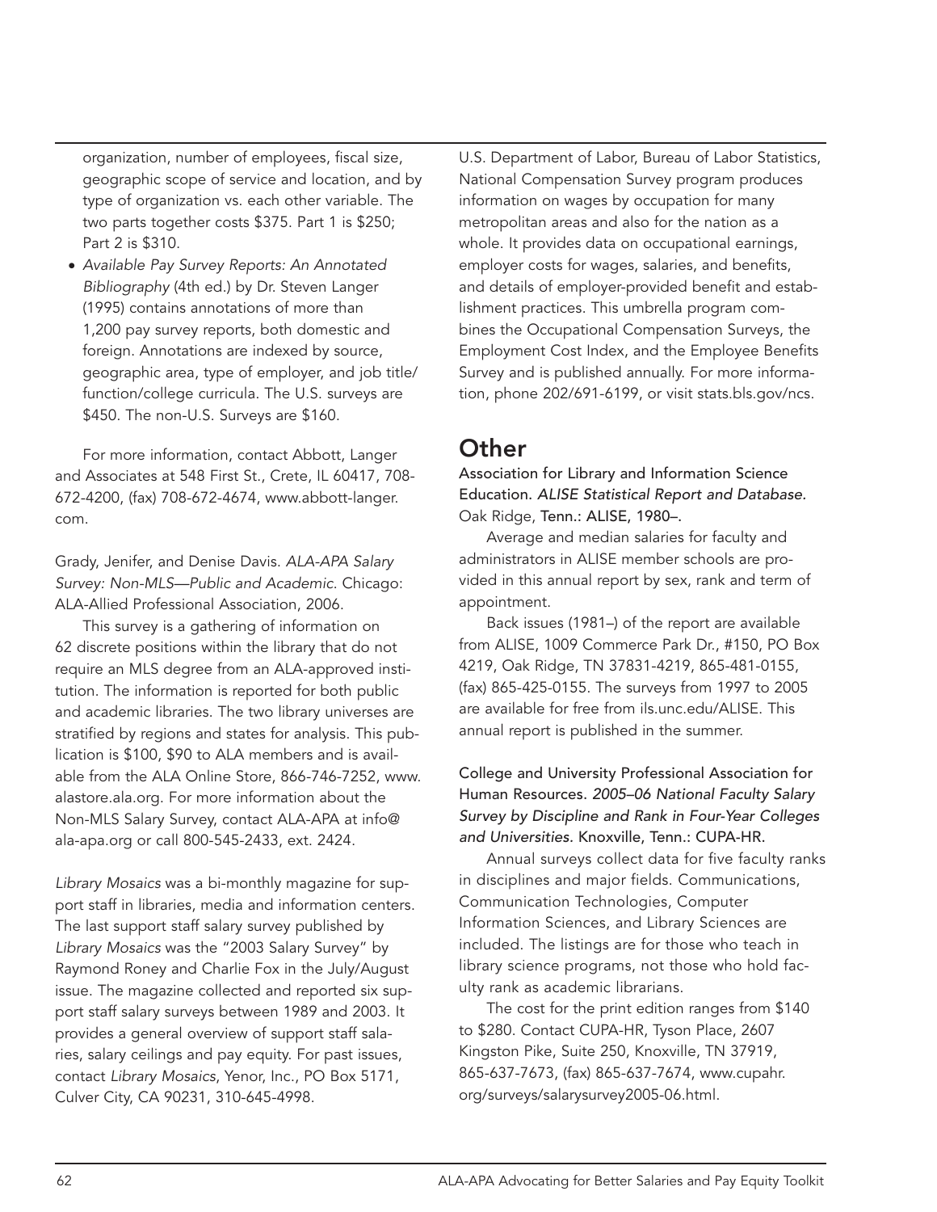organization, number of employees, fiscal size, geographic scope of service and location, and by type of organization vs. each other variable. The two parts together costs $375. Part 1 is $250; Part 2 is $310.

- *Available Pay Survey Reports: An Annotated Bibliography* (4th ed.) by Dr. Steven Langer (1995) contains annotations of more than 1,200 pay survey reports, both domestic and foreign. Annotations are indexed by source, geographic area, type of employer, and job title/ function/college curricula. The U.S. surveys are $450. The non-U.S. Surveys are $160.

For more information, contact Abbott, Langer and Associates at 548 First St., Crete, IL 60417, 708-672-4200, (fax) 708-672-4674, www.abbott-langer.com.

Grady, Jenifer, and Denise Davis. *ALA-APA Salary Survey: Non-MLS—Public and Academic.* Chicago: ALA-Allied Professional Association, 2006.

This survey is a gathering of information on 62 discrete positions within the library that do not require an MLS degree from an ALA-approved institution. The information is reported for both public and academic libraries. The two library universes are stratified by regions and states for analysis. This publication is $100, $90 to ALA members and is available from the ALA Online Store, 866-746-7252, www.alastore.ala.org. For more information about the Non-MLS Salary Survey, contact ALA-APA at info@ala-apa.org or call 800-545-2433, ext. 2424.

*Library Mosaics* was a bi-monthly magazine for support staff in libraries, media and information centers. The last support staff salary survey published by *Library Mosaics* was the "2003 Salary Survey" by Raymond Roney and Charlie Fox in the July/August issue. The magazine collected and reported six support staff salary surveys between 1989 and 2003. It provides a general overview of support staff salaries, salary ceilings and pay equity. For past issues, contact *Library Mosaics*, Yenor, Inc., PO Box 5171, Culver City, CA 90231, 310-645-4998.

U.S. Department of Labor, Bureau of Labor Statistics, National Compensation Survey program produces information on wages by occupation for many metropolitan areas and also for the nation as a whole. It provides data on occupational earnings, employer costs for wages, salaries, and benefits, and details of employer-provided benefit and establishment practices. This umbrella program combines the Occupational Compensation Surveys, the Employment Cost Index, and the Employee Benefits Survey and is published annually. For more information, phone 202/691-6199, or visit stats.bls.gov/ncs.

## Other

Association for Library and Information Science Education. *ALISE Statistical Report and Database.* Oak Ridge, Tenn.: ALISE, 1980–.

Average and median salaries for faculty and administrators in ALISE member schools are provided in this annual report by sex, rank and term of appointment.

Back issues (1981–) of the report are available from ALISE, 1009 Commerce Park Dr., #150, PO Box 4219, Oak Ridge, TN 37831-4219, 865-481-0155, (fax) 865-425-0155. The surveys from 1997 to 2005 are available for free from ils.unc.edu/ALISE. This annual report is published in the summer.

College and University Professional Association for Human Resources. *2005–06 National Faculty Salary Survey by Discipline and Rank in Four-Year Colleges and Universities.* Knoxville, Tenn.: CUPA-HR.

Annual surveys collect data for five faculty ranks in disciplines and major fields. Communications, Communication Technologies, Computer Information Sciences, and Library Sciences are included. The listings are for those who teach in library science programs, not those who hold faculty rank as academic librarians.

The cost for the print edition ranges from $140 to $280. Contact CUPA-HR, Tyson Place, 2607 Kingston Pike, Suite 250, Knoxville, TN 37919, 865-637-7673, (fax) 865-637-7674, www.cupahr.org/surveys/salarysurvey2005-06.html.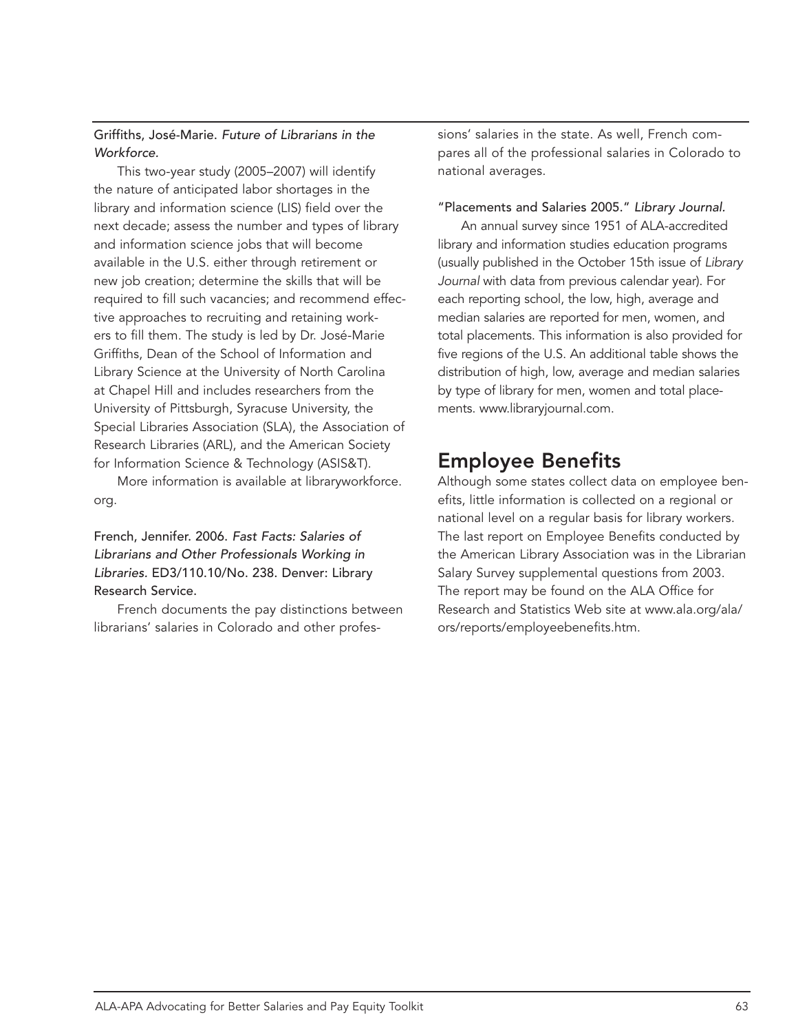Griffiths, José-Marie. *Future of Librarians in the Workforce.*

This two-year study (2005–2007) will identify the nature of anticipated labor shortages in the library and information science (LIS) field over the next decade; assess the number and types of library and information science jobs that will become available in the U.S. either through retirement or new job creation; determine the skills that will be required to fill such vacancies; and recommend effective approaches to recruiting and retaining workers to fill them. The study is led by Dr. José-Marie Griffiths, Dean of the School of Information and Library Science at the University of North Carolina at Chapel Hill and includes researchers from the University of Pittsburgh, Syracuse University, the Special Libraries Association (SLA), the Association of Research Libraries (ARL), and the American Society for Information Science & Technology (ASIS&T).

More information is available at libraryworkforce.org.

French, Jennifer. 2006. *Fast Facts: Salaries of Librarians and Other Professionals Working in Libraries.* ED3/110.10/No. 238. Denver: Library Research Service.

French documents the pay distinctions between librarians' salaries in Colorado and other professions' salaries in the state. As well, French compares all of the professional salaries in Colorado to national averages.

"Placements and Salaries 2005." *Library Journal.*

An annual survey since 1951 of ALA-accredited library and information studies education programs (usually published in the October 15th issue of *Library Journal* with data from previous calendar year). For each reporting school, the low, high, average and median salaries are reported for men, women, and total placements. This information is also provided for five regions of the U.S. An additional table shows the distribution of high, low, average and median salaries by type of library for men, women and total placements. www.libraryjournal.com.

## Employee Benefits

Although some states collect data on employee benefits, little information is collected on a regional or national level on a regular basis for library workers. The last report on Employee Benefits conducted by the American Library Association was in the Librarian Salary Survey supplemental questions from 2003. The report may be found on the ALA Office for Research and Statistics Web site at www.ala.org/ala/ors/reports/employeebenefits.htm.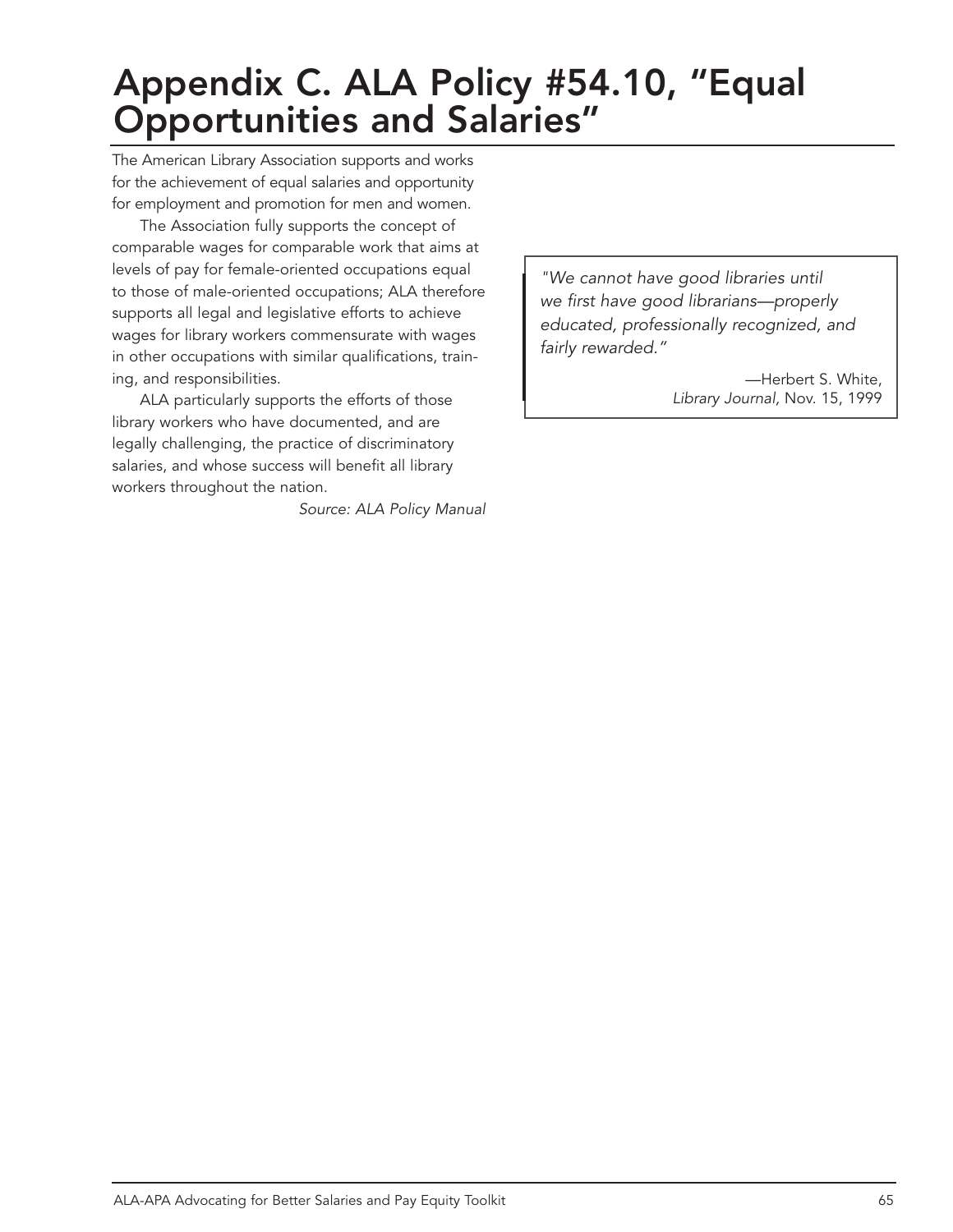# Appendix C. ALA Policy #54.10, "Equal Opportunities and Salaries"

The American Library Association supports and works for the achievement of equal salaries and opportunity for employment and promotion for men and women.

The Association fully supports the concept of comparable wages for comparable work that aims at levels of pay for female-oriented occupations equal to those of male-oriented occupations; ALA therefore supports all legal and legislative efforts to achieve wages for library workers commensurate with wages in other occupations with similar qualifications, training, and responsibilities.

ALA particularly supports the efforts of those library workers who have documented, and are legally challenging, the practice of discriminatory salaries, and whose success will benefit all library workers throughout the nation.

*Source: ALA Policy Manual*

> *"We cannot have good libraries until we first have good librarians—properly educated, professionally recognized, and fairly rewarded."*
>
> —Herbert S. White, *Library Journal,* Nov. 15, 1999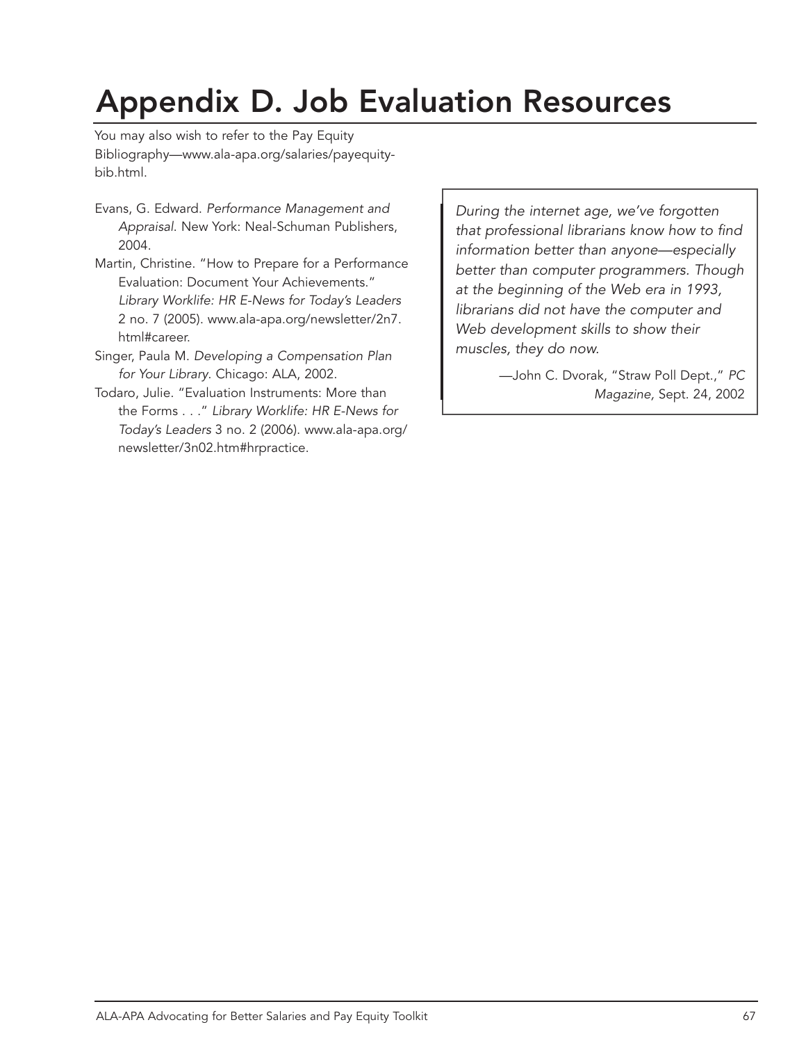# Appendix D. Job Evaluation Resources

You may also wish to refer to the Pay Equity Bibliography—www.ala-apa.org/salaries/payequity-bib.html.

Evans, G. Edward. *Performance Management and Appraisal*. New York: Neal-Schuman Publishers, 2004.

Martin, Christine. "How to Prepare for a Performance Evaluation: Document Your Achievements." *Library Worklife: HR E-News for Today's Leaders* 2 no. 7 (2005). www.ala-apa.org/newsletter/2n7.html#career.

Singer, Paula M. *Developing a Compensation Plan for Your Library*. Chicago: ALA, 2002.

Todaro, Julie. "Evaluation Instruments: More than the Forms . . ." *Library Worklife: HR E-News for Today's Leaders* 3 no. 2 (2006). www.ala-apa.org/newsletter/3n02.htm#hrpractice.

> *During the internet age, we've forgotten that professional librarians know how to find information better than anyone—especially better than computer programmers. Though at the beginning of the Web era in 1993, librarians did not have the computer and Web development skills to show their muscles, they do now.*
>
> —John C. Dvorak, "Straw Poll Dept.," *PC Magazine*, Sept. 24, 2002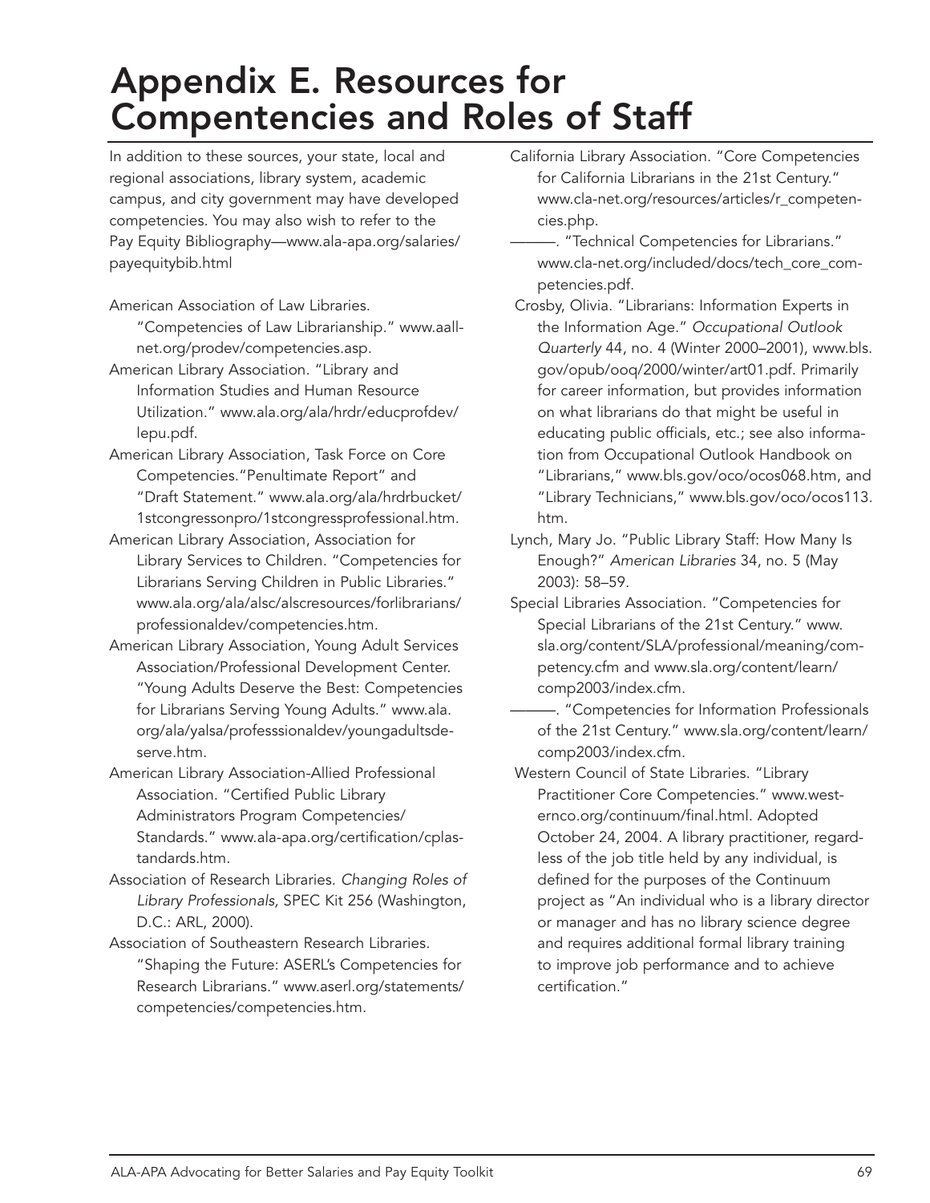# Appendix E. Resources for Compentencies and Roles of Staff

In addition to these sources, your state, local and regional associations, library system, academic campus, and city government may have developed competencies. You may also wish to refer to the Pay Equity Bibliography—www.ala-apa.org/salaries/payequitybib.html

American Association of Law Libraries. "Competencies of Law Librarianship." www.aallnet.org/prodev/competencies.asp.

American Library Association. "Library and Information Studies and Human Resource Utilization." www.ala.org/ala/hrdr/educprofdev/lepu.pdf.

American Library Association, Task Force on Core Competencies."Penultimate Report" and "Draft Statement." www.ala.org/ala/hrdrbucket/1stcongressonpro/1stcongressprofessional.htm.

American Library Association, Association for Library Services to Children. "Competencies for Librarians Serving Children in Public Libraries." www.ala.org/ala/alsc/alscresources/forlibrarians/professionaldev/competencies.htm.

American Library Association, Young Adult Services Association/Professional Development Center. "Young Adults Deserve the Best: Competencies for Librarians Serving Young Adults." www.ala.org/ala/yalsa/professsionaldev/youngadultsdeserve.htm.

American Library Association-Allied Professional Association. "Certified Public Library Administrators Program Competencies/Standards." www.ala-apa.org/certification/cplastandards.htm.

Association of Research Libraries. *Changing Roles of Library Professionals,* SPEC Kit 256 (Washington, D.C.: ARL, 2000).

Association of Southeastern Research Libraries. "Shaping the Future: ASERL's Competencies for Research Librarians." www.aserl.org/statements/competencies/competencies.htm.

California Library Association. "Core Competencies for California Librarians in the 21st Century." www.cla-net.org/resources/articles/r_competencies.php.

———. "Technical Competencies for Librarians." www.cla-net.org/included/docs/tech_core_competencies.pdf.

Crosby, Olivia. "Librarians: Information Experts in the Information Age." *Occupational Outlook Quarterly* 44, no. 4 (Winter 2000–2001), www.bls.gov/opub/ooq/2000/winter/art01.pdf. Primarily for career information, but provides information on what librarians do that might be useful in educating public officials, etc.; see also information from Occupational Outlook Handbook on "Librarians," www.bls.gov/oco/ocos068.htm, and "Library Technicians," www.bls.gov/oco/ocos113.htm.

Lynch, Mary Jo. "Public Library Staff: How Many Is Enough?" *American Libraries* 34, no. 5 (May 2003): 58–59.

Special Libraries Association. "Competencies for Special Librarians of the 21st Century." www.sla.org/content/SLA/professional/meaning/competency.cfm and www.sla.org/content/learn/comp2003/index.cfm.

———. "Competencies for Information Professionals of the 21st Century." www.sla.org/content/learn/comp2003/index.cfm.

Western Council of State Libraries. "Library Practitioner Core Competencies." www.westernco.org/continuum/final.html. Adopted October 24, 2004. A library practitioner, regardless of the job title held by any individual, is defined for the purposes of the Continuum project as "An individual who is a library director or manager and has no library science degree and requires additional formal library training to improve job performance and to achieve certification."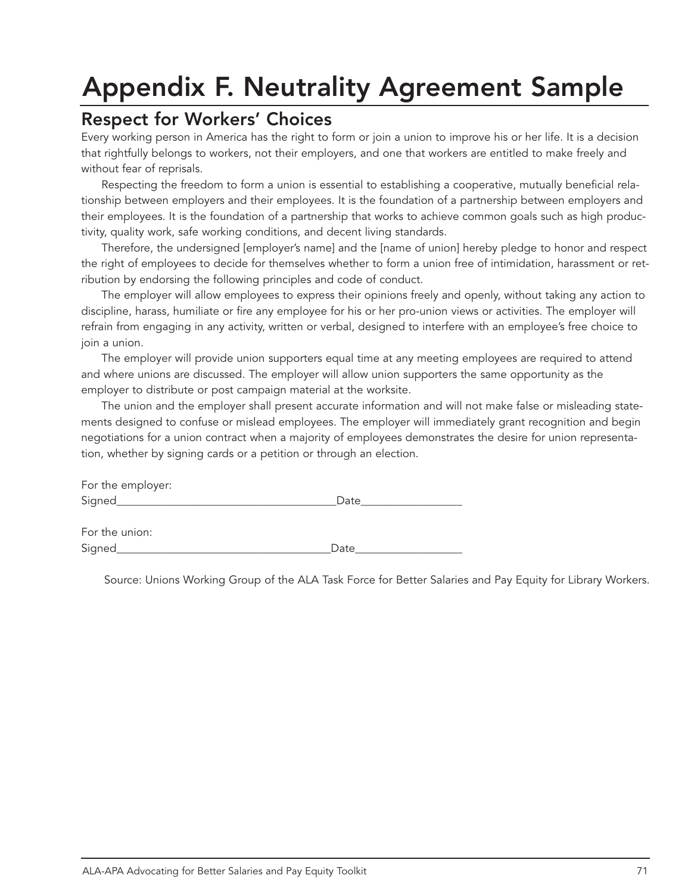# Appendix F. Neutrality Agreement Sample

## Respect for Workers' Choices

Every working person in America has the right to form or join a union to improve his or her life. It is a decision that rightfully belongs to workers, not their employers, and one that workers are entitled to make freely and without fear of reprisals.

Respecting the freedom to form a union is essential to establishing a cooperative, mutually beneficial relationship between employers and their employees. It is the foundation of a partnership between employers and their employees. It is the foundation of a partnership that works to achieve common goals such as high productivity, quality work, safe working conditions, and decent living standards.

Therefore, the undersigned [employer's name] and the [name of union] hereby pledge to honor and respect the right of employees to decide for themselves whether to form a union free of intimidation, harassment or retribution by endorsing the following principles and code of conduct.

The employer will allow employees to express their opinions freely and openly, without taking any action to discipline, harass, humiliate or fire any employee for his or her pro-union views or activities. The employer will refrain from engaging in any activity, written or verbal, designed to interfere with an employee's free choice to join a union.

The employer will provide union supporters equal time at any meeting employees are required to attend and where unions are discussed. The employer will allow union supporters the same opportunity as the employer to distribute or post campaign material at the worksite.

The union and the employer shall present accurate information and will not make false or misleading statements designed to confuse or mislead employees. The employer will immediately grant recognition and begin negotiations for a union contract when a majority of employees demonstrates the desire for union representation, whether by signing cards or a petition or through an election.

For the employer:
Signed_____________________________________Date_________________

For the union:
Signed_____________________________________Date__________________

Source: Unions Working Group of the ALA Task Force for Better Salaries and Pay Equity for Library Workers.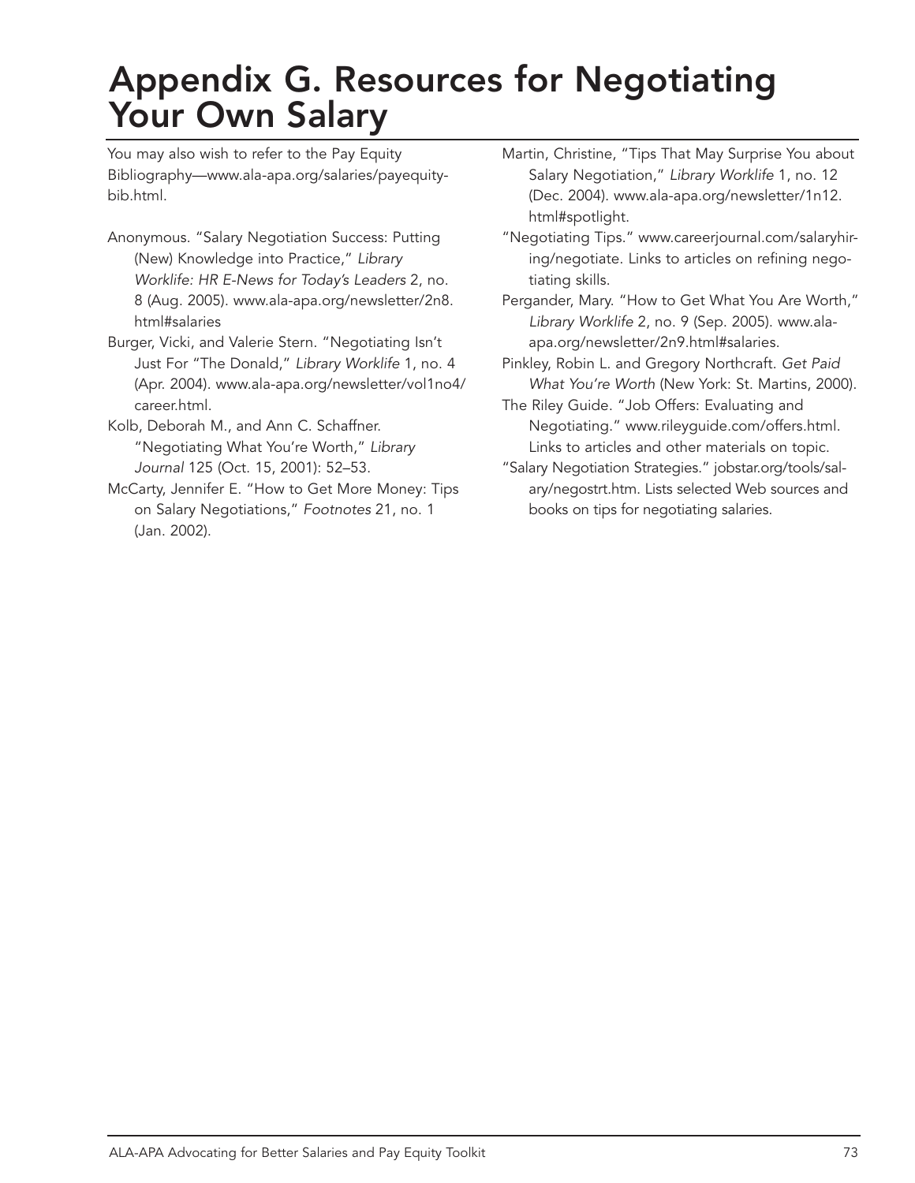# Appendix G. Resources for Negotiating Your Own Salary

You may also wish to refer to the Pay Equity Bibliography—www.ala-apa.org/salaries/payequity-bib.html.

Anonymous. "Salary Negotiation Success: Putting (New) Knowledge into Practice," *Library Worklife: HR E-News for Today's Leaders* 2, no. 8 (Aug. 2005). www.ala-apa.org/newsletter/2n8.html#salaries

Burger, Vicki, and Valerie Stern. "Negotiating Isn't Just For "The Donald," *Library Worklife* 1, no. 4 (Apr. 2004). www.ala-apa.org/newsletter/vol1no4/career.html.

Kolb, Deborah M., and Ann C. Schaffner. "Negotiating What You're Worth," *Library Journal* 125 (Oct. 15, 2001): 52–53.

McCarty, Jennifer E. "How to Get More Money: Tips on Salary Negotiations," *Footnotes* 21, no. 1 (Jan. 2002).

Martin, Christine, "Tips That May Surprise You about Salary Negotiation," *Library Worklife* 1, no. 12 (Dec. 2004). www.ala-apa.org/newsletter/1n12.html#spotlight.

"Negotiating Tips." www.careerjournal.com/salaryhiring/negotiate. Links to articles on refining negotiating skills.

Pergander, Mary. "How to Get What You Are Worth," *Library Worklife* 2, no. 9 (Sep. 2005). www.ala-apa.org/newsletter/2n9.html#salaries.

Pinkley, Robin L. and Gregory Northcraft. *Get Paid What You're Worth* (New York: St. Martins, 2000).

The Riley Guide. "Job Offers: Evaluating and Negotiating." www.rileyguide.com/offers.html. Links to articles and other materials on topic.

"Salary Negotiation Strategies." jobstar.org/tools/salary/negostrt.htm. Lists selected Web sources and books on tips for negotiating salaries.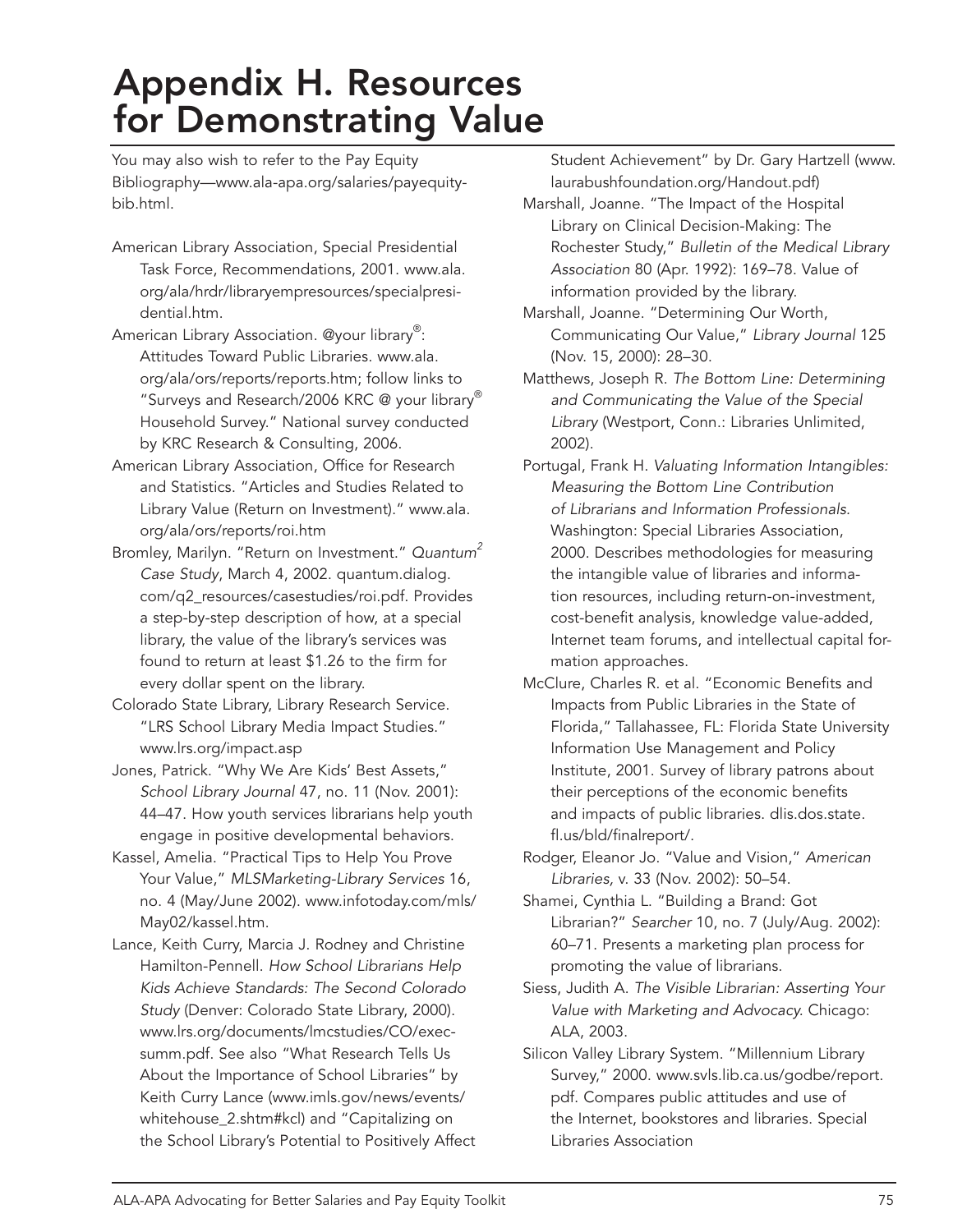# Appendix H. Resources for Demonstrating Value

You may also wish to refer to the Pay Equity Bibliography—www.ala-apa.org/salaries/payequitybib.html.

American Library Association, Special Presidential Task Force, Recommendations, 2001. www.ala.org/ala/hrdr/libraryempresources/specialpresidential.htm.

American Library Association. @your library®: Attitudes Toward Public Libraries. www.ala.org/ala/ors/reports/reports.htm; follow links to "Surveys and Research/2006 KRC @ your library® Household Survey." National survey conducted by KRC Research & Consulting, 2006.

American Library Association, Office for Research and Statistics. "Articles and Studies Related to Library Value (Return on Investment)." www.ala.org/ala/ors/reports/roi.htm

Bromley, Marilyn. "Return on Investment." *Quantum² Case Study*, March 4, 2002. quantum.dialog.com/q2_resources/casestudies/roi.pdf. Provides a step-by-step description of how, at a special library, the value of the library's services was found to return at least $1.26 to the firm for every dollar spent on the library.

Colorado State Library, Library Research Service. "LRS School Library Media Impact Studies." www.lrs.org/impact.asp

Jones, Patrick. "Why We Are Kids' Best Assets," *School Library Journal* 47, no. 11 (Nov. 2001): 44–47. How youth services librarians help youth engage in positive developmental behaviors.

Kassel, Amelia. "Practical Tips to Help You Prove Your Value," *MLSMarketing-Library Services* 16, no. 4 (May/June 2002). www.infotoday.com/mls/May02/kassel.htm.

Lance, Keith Curry, Marcia J. Rodney and Christine Hamilton-Pennell. *How School Librarians Help Kids Achieve Standards: The Second Colorado Study* (Denver: Colorado State Library, 2000). www.lrs.org/documents/lmcstudies/CO/execsumm.pdf. See also "What Research Tells Us About the Importance of School Libraries" by Keith Curry Lance (www.imls.gov/news/events/whitehouse_2.shtm#kcl) and "Capitalizing on the School Library's Potential to Positively Affect Student Achievement" by Dr. Gary Hartzell (www.laurabushfoundation.org/Handout.pdf)

Marshall, Joanne. "The Impact of the Hospital Library on Clinical Decision-Making: The Rochester Study," *Bulletin of the Medical Library Association* 80 (Apr. 1992): 169–78. Value of information provided by the library.

Marshall, Joanne. "Determining Our Worth, Communicating Our Value," *Library Journal* 125 (Nov. 15, 2000): 28–30.

Matthews, Joseph R. *The Bottom Line: Determining and Communicating the Value of the Special Library* (Westport, Conn.: Libraries Unlimited, 2002).

Portugal, Frank H. *Valuating Information Intangibles: Measuring the Bottom Line Contribution of Librarians and Information Professionals.* Washington: Special Libraries Association, 2000. Describes methodologies for measuring the intangible value of libraries and information resources, including return-on-investment, cost-benefit analysis, knowledge value-added, Internet team forums, and intellectual capital formation approaches.

McClure, Charles R. et al. "Economic Benefits and Impacts from Public Libraries in the State of Florida," Tallahassee, FL: Florida State University Information Use Management and Policy Institute, 2001. Survey of library patrons about their perceptions of the economic benefits and impacts of public libraries. dlis.dos.state.fl.us/bld/finalreport/.

Rodger, Eleanor Jo. "Value and Vision," *American Libraries*, v. 33 (Nov. 2002): 50–54.

Shamei, Cynthia L. "Building a Brand: Got Librarian?" *Searcher* 10, no. 7 (July/Aug. 2002): 60–71. Presents a marketing plan process for promoting the value of librarians.

Siess, Judith A. *The Visible Librarian: Asserting Your Value with Marketing and Advocacy.* Chicago: ALA, 2003.

Silicon Valley Library System. "Millennium Library Survey," 2000. www.svls.lib.ca.us/godbe/report.pdf. Compares public attitudes and use of the Internet, bookstores and libraries. Special Libraries Association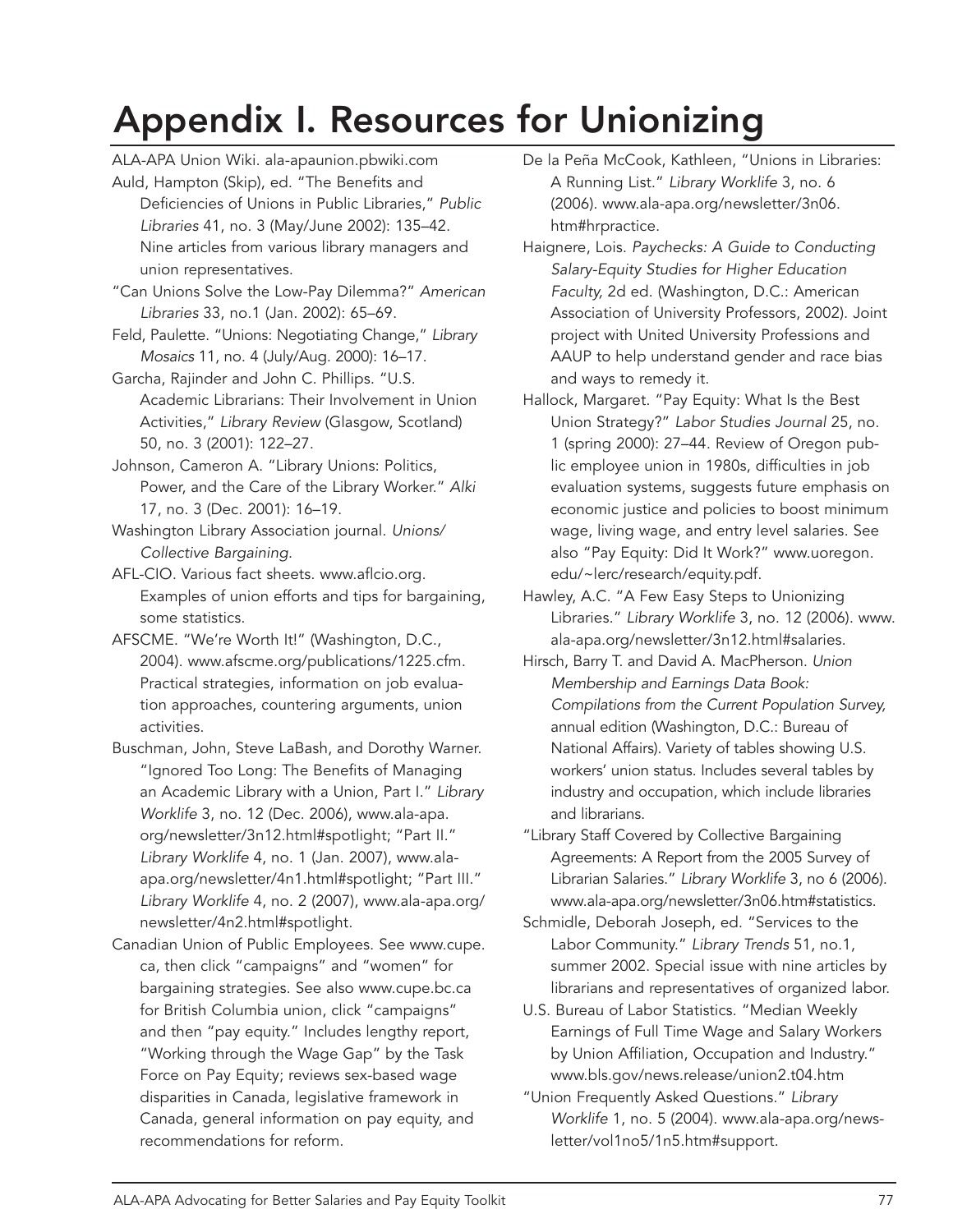# Appendix I. Resources for Unionizing

ALA-APA Union Wiki. ala-apaunion.pbwiki.com

Auld, Hampton (Skip), ed. "The Benefits and Deficiencies of Unions in Public Libraries," *Public Libraries* 41, no. 3 (May/June 2002): 135–42. Nine articles from various library managers and union representatives.

"Can Unions Solve the Low-Pay Dilemma?" *American Libraries* 33, no.1 (Jan. 2002): 65–69.

Feld, Paulette. "Unions: Negotiating Change," *Library Mosaics* 11, no. 4 (July/Aug. 2000): 16–17.

Garcha, Rajinder and John C. Phillips. "U.S. Academic Librarians: Their Involvement in Union Activities," *Library Review* (Glasgow, Scotland) 50, no. 3 (2001): 122–27.

Johnson, Cameron A. "Library Unions: Politics, Power, and the Care of the Library Worker." *Alki* 17, no. 3 (Dec. 2001): 16–19.

Washington Library Association journal. *Unions/ Collective Bargaining.*

AFL-CIO. Various fact sheets. www.aflcio.org. Examples of union efforts and tips for bargaining, some statistics.

AFSCME. "We're Worth It!" (Washington, D.C., 2004). www.afscme.org/publications/1225.cfm. Practical strategies, information on job evaluation approaches, countering arguments, union activities.

Buschman, John, Steve LaBash, and Dorothy Warner. "Ignored Too Long: The Benefits of Managing an Academic Library with a Union, Part I." *Library Worklife* 3, no. 12 (Dec. 2006), www.ala-apa.org/newsletter/3n12.html#spotlight; "Part II." *Library Worklife* 4, no. 1 (Jan. 2007), www.ala-apa.org/newsletter/4n1.html#spotlight; "Part III." *Library Worklife* 4, no. 2 (2007), www.ala-apa.org/newsletter/4n2.html#spotlight.

Canadian Union of Public Employees. See www.cupe.ca, then click "campaigns" and "women" for bargaining strategies. See also www.cupe.bc.ca for British Columbia union, click "campaigns" and then "pay equity." Includes lengthy report, "Working through the Wage Gap" by the Task Force on Pay Equity; reviews sex-based wage disparities in Canada, legislative framework in Canada, general information on pay equity, and recommendations for reform.

De la Peña McCook, Kathleen, "Unions in Libraries: A Running List." *Library Worklife* 3, no. 6 (2006). www.ala-apa.org/newsletter/3n06.htm#hrpractice.

Haignere, Lois. *Paychecks: A Guide to Conducting Salary-Equity Studies for Higher Education Faculty,* 2d ed. (Washington, D.C.: American Association of University Professors, 2002). Joint project with United University Professions and AAUP to help understand gender and race bias and ways to remedy it.

Hallock, Margaret. "Pay Equity: What Is the Best Union Strategy?" *Labor Studies Journal* 25, no. 1 (spring 2000): 27–44. Review of Oregon public employee union in 1980s, difficulties in job evaluation systems, suggests future emphasis on economic justice and policies to boost minimum wage, living wage, and entry level salaries. See also "Pay Equity: Did It Work?" www.uoregon.edu/~lerc/research/equity.pdf.

Hawley, A.C. "A Few Easy Steps to Unionizing Libraries." *Library Worklife* 3, no. 12 (2006). www.ala-apa.org/newsletter/3n12.html#salaries.

Hirsch, Barry T. and David A. MacPherson. *Union Membership and Earnings Data Book: Compilations from the Current Population Survey,* annual edition (Washington, D.C.: Bureau of National Affairs). Variety of tables showing U.S. workers' union status. Includes several tables by industry and occupation, which include libraries and librarians.

"Library Staff Covered by Collective Bargaining Agreements: A Report from the 2005 Survey of Librarian Salaries." *Library Worklife* 3, no 6 (2006). www.ala-apa.org/newsletter/3n06.htm#statistics.

Schmidle, Deborah Joseph, ed. "Services to the Labor Community." *Library Trends* 51, no.1, summer 2002. Special issue with nine articles by librarians and representatives of organized labor.

U.S. Bureau of Labor Statistics. "Median Weekly Earnings of Full Time Wage and Salary Workers by Union Affiliation, Occupation and Industry." www.bls.gov/news.release/union2.t04.htm

"Union Frequently Asked Questions." *Library Worklife* 1, no. 5 (2004). www.ala-apa.org/newsletter/vol1no5/1n5.htm#support.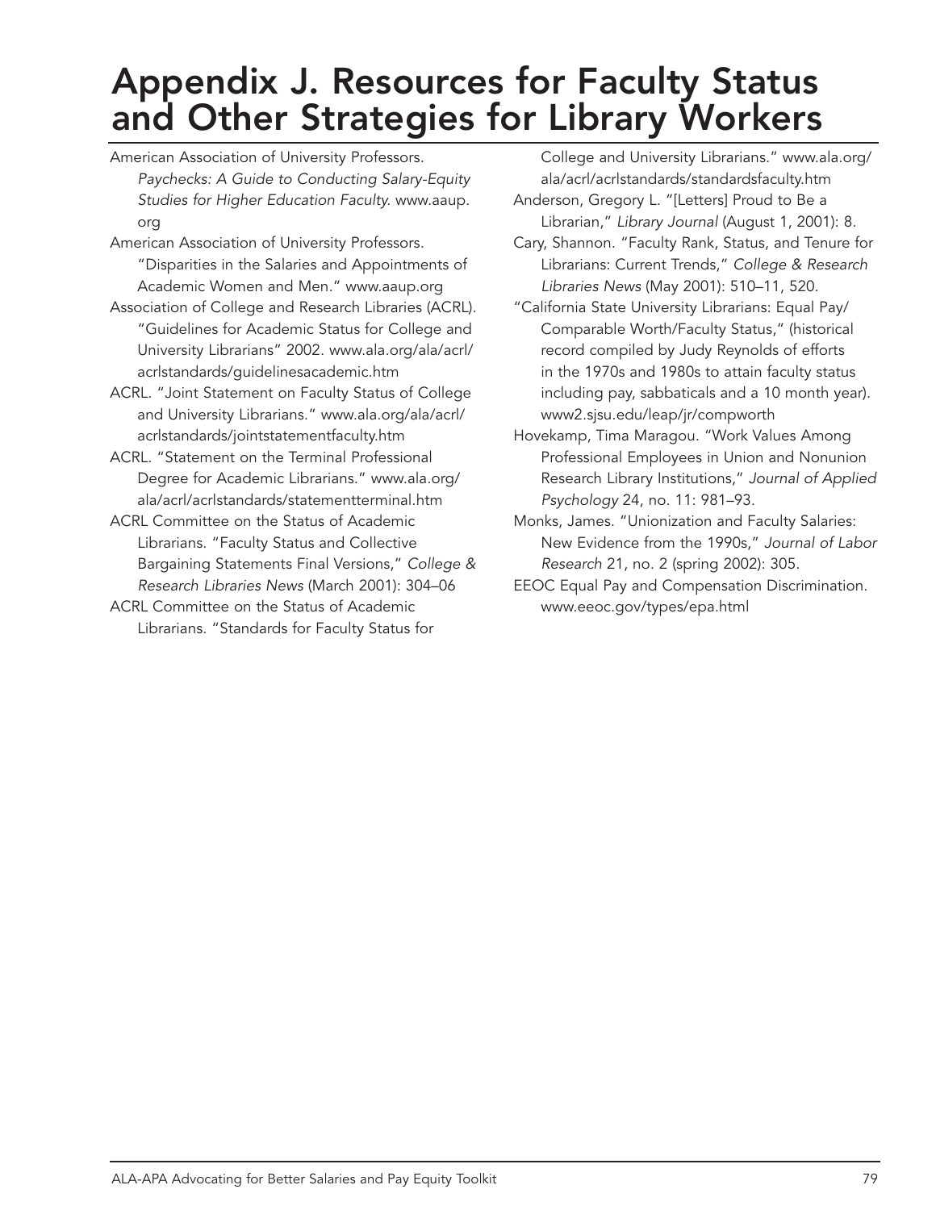# Appendix J. Resources for Faculty Status and Other Strategies for Library Workers

American Association of University Professors. *Paychecks: A Guide to Conducting Salary-Equity Studies for Higher Education Faculty.* www.aaup.org

American Association of University Professors. "Disparities in the Salaries and Appointments of Academic Women and Men." www.aaup.org

Association of College and Research Libraries (ACRL). "Guidelines for Academic Status for College and University Librarians" 2002. www.ala.org/ala/acrl/acrlstandards/guidelinesacademic.htm

ACRL. "Joint Statement on Faculty Status of College and University Librarians." www.ala.org/ala/acrl/acrlstandards/jointstatementfaculty.htm

ACRL. "Statement on the Terminal Professional Degree for Academic Librarians." www.ala.org/ala/acrl/acrlstandards/statementterminal.htm

ACRL Committee on the Status of Academic Librarians. "Faculty Status and Collective Bargaining Statements Final Versions," *College & Research Libraries News* (March 2001): 304–06

ACRL Committee on the Status of Academic Librarians. "Standards for Faculty Status for College and University Librarians." www.ala.org/ala/acrl/acrlstandards/standardsfaculty.htm

Anderson, Gregory L. "[Letters] Proud to Be a Librarian," *Library Journal* (August 1, 2001): 8.

Cary, Shannon. "Faculty Rank, Status, and Tenure for Librarians: Current Trends," *College & Research Libraries News* (May 2001): 510–11, 520.

"California State University Librarians: Equal Pay/Comparable Worth/Faculty Status," (historical record compiled by Judy Reynolds of efforts in the 1970s and 1980s to attain faculty status including pay, sabbaticals and a 10 month year). www2.sjsu.edu/leap/jr/compworth

Hovekamp, Tima Maragou. "Work Values Among Professional Employees in Union and Nonunion Research Library Institutions," *Journal of Applied Psychology* 24, no. 11: 981–93.

Monks, James. "Unionization and Faculty Salaries: New Evidence from the 1990s," *Journal of Labor Research* 21, no. 2 (spring 2002): 305.

EEOC Equal Pay and Compensation Discrimination. www.eeoc.gov/types/epa.html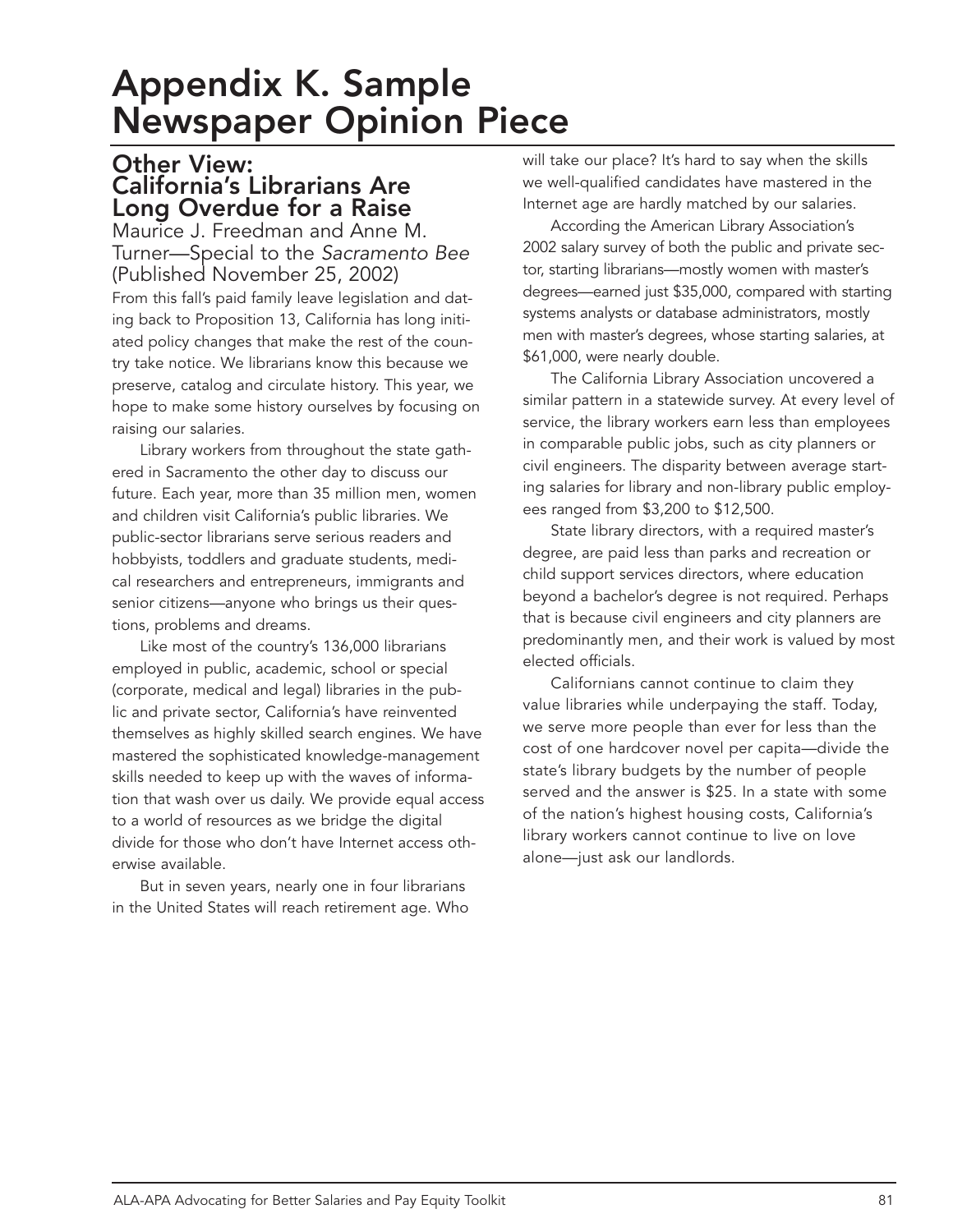# Appendix K. Sample Newspaper Opinion Piece

## Other View: California's Librarians Are Long Overdue for a Raise

Maurice J. Freedman and Anne M. Turner—Special to the *Sacramento Bee* (Published November 25, 2002)

From this fall's paid family leave legislation and dating back to Proposition 13, California has long initiated policy changes that make the rest of the country take notice. We librarians know this because we preserve, catalog and circulate history. This year, we hope to make some history ourselves by focusing on raising our salaries.

Library workers from throughout the state gathered in Sacramento the other day to discuss our future. Each year, more than 35 million men, women and children visit California's public libraries. We public-sector librarians serve serious readers and hobbyists, toddlers and graduate students, medical researchers and entrepreneurs, immigrants and senior citizens—anyone who brings us their questions, problems and dreams.

Like most of the country's 136,000 librarians employed in public, academic, school or special (corporate, medical and legal) libraries in the public and private sector, California's have reinvented themselves as highly skilled search engines. We have mastered the sophisticated knowledge-management skills needed to keep up with the waves of information that wash over us daily. We provide equal access to a world of resources as we bridge the digital divide for those who don't have Internet access otherwise available.

But in seven years, nearly one in four librarians in the United States will reach retirement age. Who will take our place? It's hard to say when the skills we well-qualified candidates have mastered in the Internet age are hardly matched by our salaries.

According the American Library Association's 2002 salary survey of both the public and private sector, starting librarians—mostly women with master's degrees—earned just $35,000, compared with starting systems analysts or database administrators, mostly men with master's degrees, whose starting salaries, at $61,000, were nearly double.

The California Library Association uncovered a similar pattern in a statewide survey. At every level of service, the library workers earn less than employees in comparable public jobs, such as city planners or civil engineers. The disparity between average starting salaries for library and non-library public employees ranged from $3,200 to $12,500.

State library directors, with a required master's degree, are paid less than parks and recreation or child support services directors, where education beyond a bachelor's degree is not required. Perhaps that is because civil engineers and city planners are predominantly men, and their work is valued by most elected officials.

Californians cannot continue to claim they value libraries while underpaying the staff. Today, we serve more people than ever for less than the cost of one hardcover novel per capita—divide the state's library budgets by the number of people served and the answer is $25. In a state with some of the nation's highest housing costs, California's library workers cannot continue to live on love alone—just ask our landlords.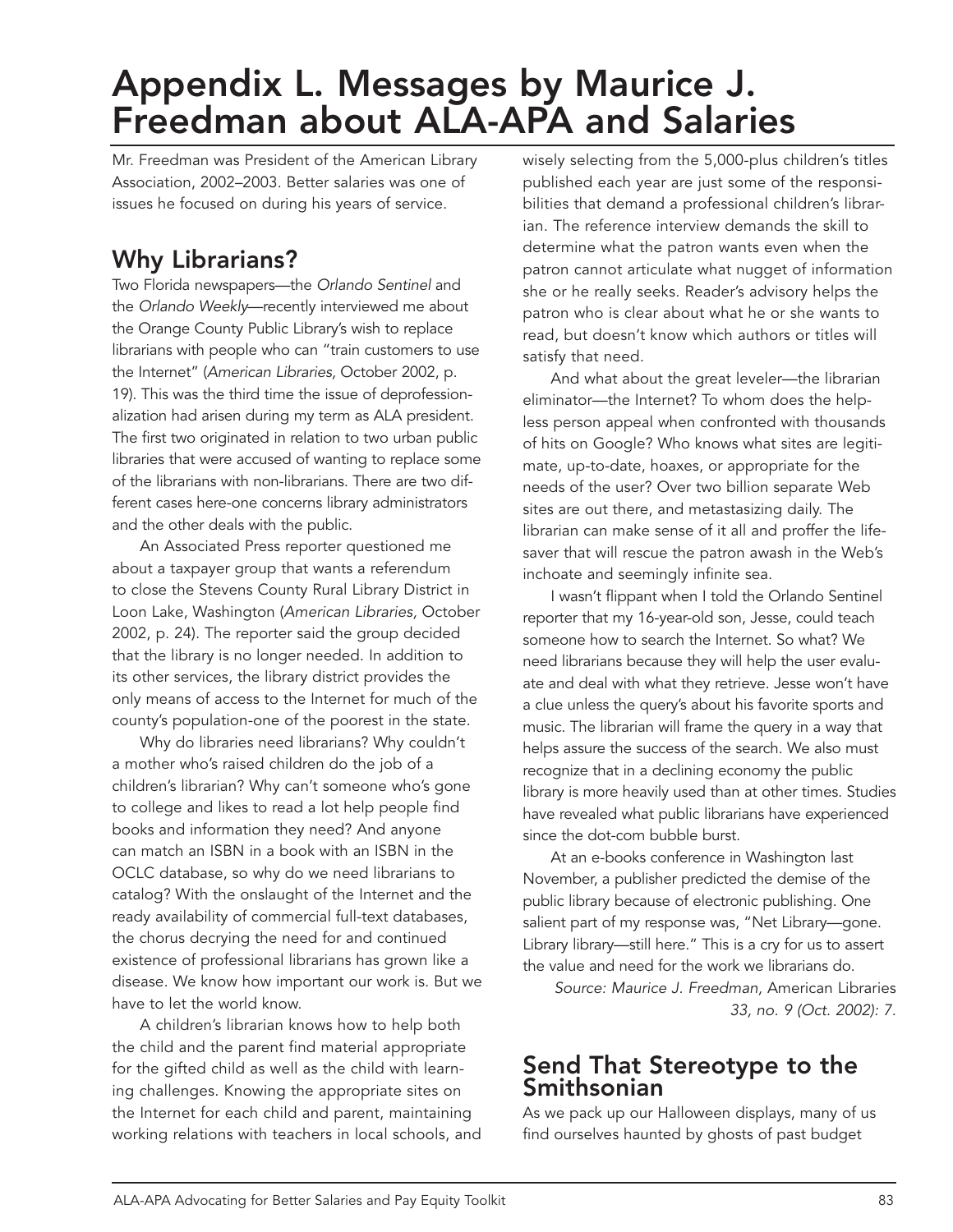# Appendix L. Messages by Maurice J. Freedman about ALA-APA and Salaries

Mr. Freedman was President of the American Library Association, 2002–2003. Better salaries was one of issues he focused on during his years of service.

## Why Librarians?

Two Florida newspapers—the *Orlando Sentinel* and the *Orlando Weekly*—recently interviewed me about the Orange County Public Library's wish to replace librarians with people who can "train customers to use the Internet" (*American Libraries,* October 2002, p. 19). This was the third time the issue of deprofessionalization had arisen during my term as ALA president. The first two originated in relation to two urban public libraries that were accused of wanting to replace some of the librarians with non-librarians. There are two different cases here-one concerns library administrators and the other deals with the public.

An Associated Press reporter questioned me about a taxpayer group that wants a referendum to close the Stevens County Rural Library District in Loon Lake, Washington (*American Libraries,* October 2002, p. 24). The reporter said the group decided that the library is no longer needed. In addition to its other services, the library district provides the only means of access to the Internet for much of the county's population-one of the poorest in the state.

Why do libraries need librarians? Why couldn't a mother who's raised children do the job of a children's librarian? Why can't someone who's gone to college and likes to read a lot help people find books and information they need? And anyone can match an ISBN in a book with an ISBN in the OCLC database, so why do we need librarians to catalog? With the onslaught of the Internet and the ready availability of commercial full-text databases, the chorus decrying the need for and continued existence of professional librarians has grown like a disease. We know how important our work is. But we have to let the world know.

A children's librarian knows how to help both the child and the parent find material appropriate for the gifted child as well as the child with learning challenges. Knowing the appropriate sites on the Internet for each child and parent, maintaining working relations with teachers in local schools, and wisely selecting from the 5,000-plus children's titles published each year are just some of the responsibilities that demand a professional children's librarian. The reference interview demands the skill to determine what the patron wants even when the patron cannot articulate what nugget of information she or he really seeks. Reader's advisory helps the patron who is clear about what he or she wants to read, but doesn't know which authors or titles will satisfy that need.

And what about the great leveler—the librarian eliminator—the Internet? To whom does the helpless person appeal when confronted with thousands of hits on Google? Who knows what sites are legitimate, up-to-date, hoaxes, or appropriate for the needs of the user? Over two billion separate Web sites are out there, and metastasizing daily. The librarian can make sense of it all and proffer the lifesaver that will rescue the patron awash in the Web's inchoate and seemingly infinite sea.

I wasn't flippant when I told the Orlando Sentinel reporter that my 16-year-old son, Jesse, could teach someone how to search the Internet. So what? We need librarians because they will help the user evaluate and deal with what they retrieve. Jesse won't have a clue unless the query's about his favorite sports and music. The librarian will frame the query in a way that helps assure the success of the search. We also must recognize that in a declining economy the public library is more heavily used than at other times. Studies have revealed what public librarians have experienced since the dot-com bubble burst.

At an e-books conference in Washington last November, a publisher predicted the demise of the public library because of electronic publishing. One salient part of my response was, "Net Library—gone. Library library—still here." This is a cry for us to assert the value and need for the work we librarians do.

*Source: Maurice J. Freedman,* American Libraries *33, no. 9 (Oct. 2002): 7.*

## Send That Stereotype to the Smithsonian

As we pack up our Halloween displays, many of us find ourselves haunted by ghosts of past budget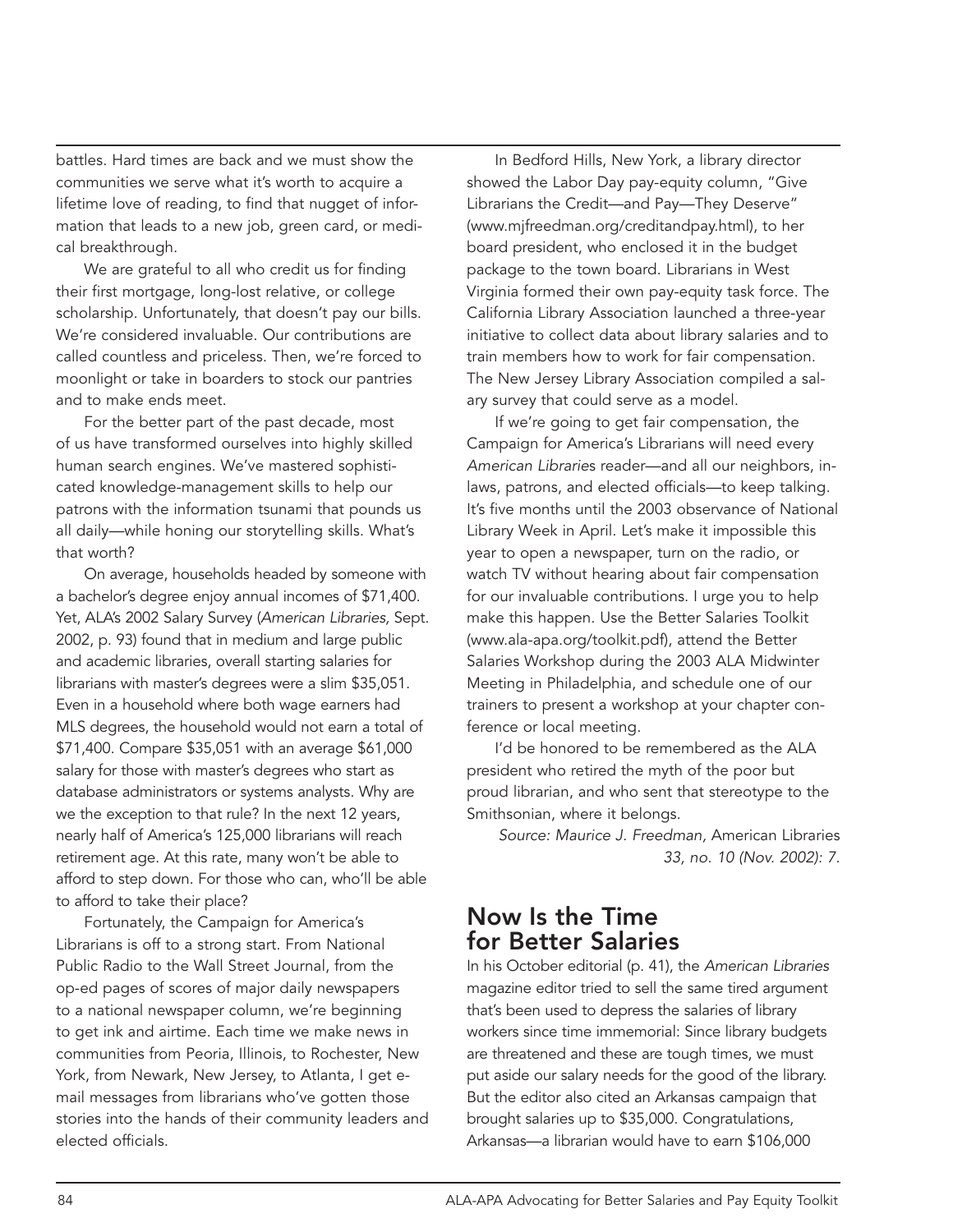battles. Hard times are back and we must show the communities we serve what it's worth to acquire a lifetime love of reading, to find that nugget of information that leads to a new job, green card, or medical breakthrough.

We are grateful to all who credit us for finding their first mortgage, long-lost relative, or college scholarship. Unfortunately, that doesn't pay our bills. We're considered invaluable. Our contributions are called countless and priceless. Then, we're forced to moonlight or take in boarders to stock our pantries and to make ends meet.

For the better part of the past decade, most of us have transformed ourselves into highly skilled human search engines. We've mastered sophisticated knowledge-management skills to help our patrons with the information tsunami that pounds us all daily—while honing our storytelling skills. What's that worth?

On average, households headed by someone with a bachelor's degree enjoy annual incomes of $71,400. Yet, ALA's 2002 Salary Survey (*American Libraries*, Sept. 2002, p. 93) found that in medium and large public and academic libraries, overall starting salaries for librarians with master's degrees were a slim $35,051. Even in a household where both wage earners had MLS degrees, the household would not earn a total of $71,400. Compare $35,051 with an average $61,000 salary for those with master's degrees who start as database administrators or systems analysts. Why are we the exception to that rule? In the next 12 years, nearly half of America's 125,000 librarians will reach retirement age. At this rate, many won't be able to afford to step down. For those who can, who'll be able to afford to take their place?

Fortunately, the Campaign for America's Librarians is off to a strong start. From National Public Radio to the Wall Street Journal, from the op-ed pages of scores of major daily newspapers to a national newspaper column, we're beginning to get ink and airtime. Each time we make news in communities from Peoria, Illinois, to Rochester, New York, from Newark, New Jersey, to Atlanta, I get e-mail messages from librarians who've gotten those stories into the hands of their community leaders and elected officials.

In Bedford Hills, New York, a library director showed the Labor Day pay-equity column, "Give Librarians the Credit—and Pay—They Deserve" (www.mjfreedman.org/creditandpay.html), to her board president, who enclosed it in the budget package to the town board. Librarians in West Virginia formed their own pay-equity task force. The California Library Association launched a three-year initiative to collect data about library salaries and to train members how to work for fair compensation. The New Jersey Library Association compiled a salary survey that could serve as a model.

If we're going to get fair compensation, the Campaign for America's Librarians will need every *American Libraries* reader—and all our neighbors, in-laws, patrons, and elected officials—to keep talking. It's five months until the 2003 observance of National Library Week in April. Let's make it impossible this year to open a newspaper, turn on the radio, or watch TV without hearing about fair compensation for our invaluable contributions. I urge you to help make this happen. Use the Better Salaries Toolkit (www.ala-apa.org/toolkit.pdf), attend the Better Salaries Workshop during the 2003 ALA Midwinter Meeting in Philadelphia, and schedule one of our trainers to present a workshop at your chapter conference or local meeting.

I'd be honored to be remembered as the ALA president who retired the myth of the poor but proud librarian, and who sent that stereotype to the Smithsonian, where it belongs.

*Source: Maurice J. Freedman,* American Libraries *33, no. 10 (Nov. 2002): 7.*

## Now Is the Time for Better Salaries

In his October editorial (p. 41), the *American Libraries* magazine editor tried to sell the same tired argument that's been used to depress the salaries of library workers since time immemorial: Since library budgets are threatened and these are tough times, we must put aside our salary needs for the good of the library. But the editor also cited an Arkansas campaign that brought salaries up to $35,000. Congratulations, Arkansas—a librarian would have to earn $106,000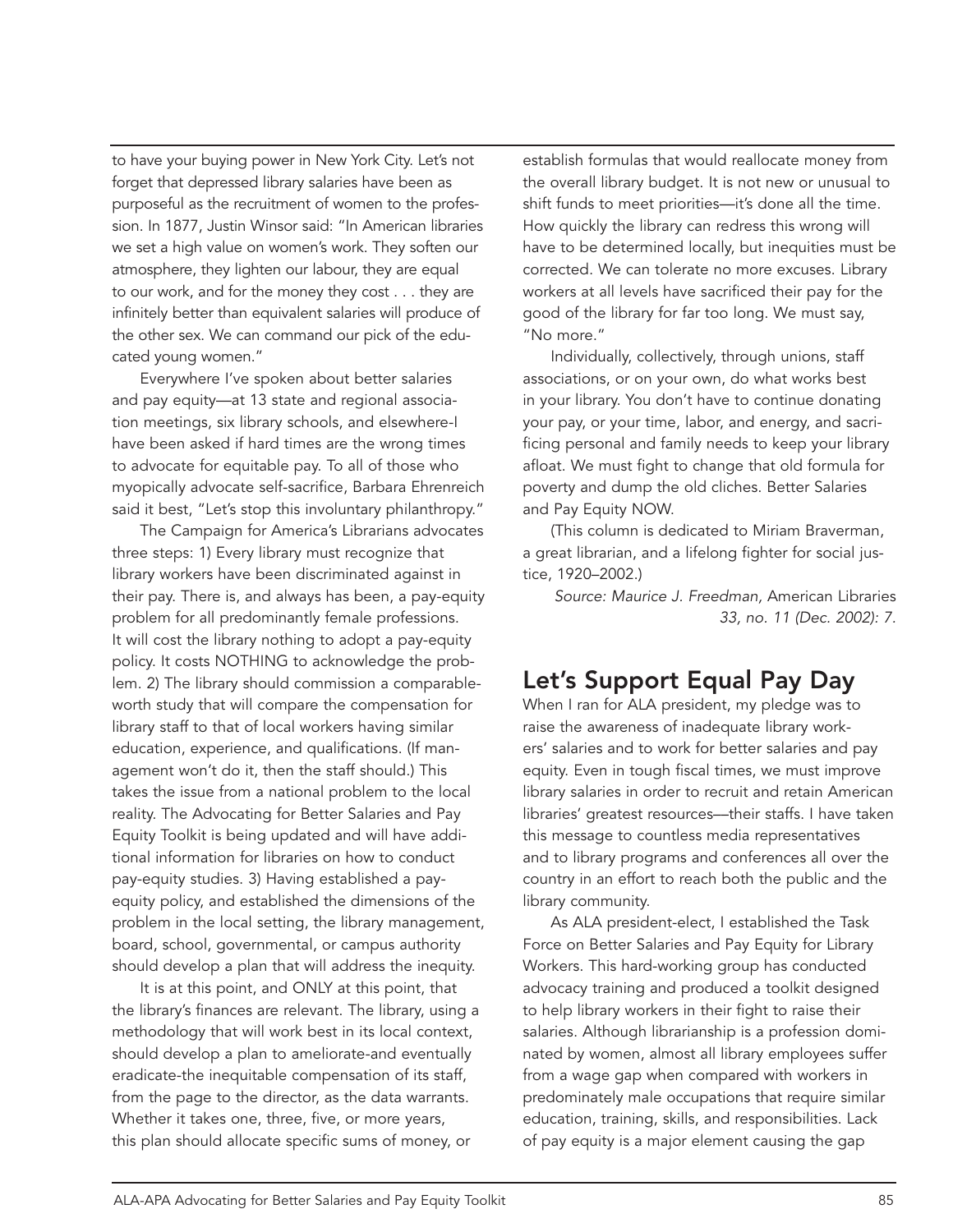to have your buying power in New York City. Let's not forget that depressed library salaries have been as purposeful as the recruitment of women to the profession. In 1877, Justin Winsor said: "In American libraries we set a high value on women's work. They soften our atmosphere, they lighten our labour, they are equal to our work, and for the money they cost . . . they are infinitely better than equivalent salaries will produce of the other sex. We can command our pick of the educated young women."

Everywhere I've spoken about better salaries and pay equity—at 13 state and regional association meetings, six library schools, and elsewhere-I have been asked if hard times are the wrong times to advocate for equitable pay. To all of those who myopically advocate self-sacrifice, Barbara Ehrenreich said it best, "Let's stop this involuntary philanthropy."

The Campaign for America's Librarians advocates three steps: 1) Every library must recognize that library workers have been discriminated against in their pay. There is, and always has been, a pay-equity problem for all predominantly female professions. It will cost the library nothing to adopt a pay-equity policy. It costs NOTHING to acknowledge the problem. 2) The library should commission a comparable-worth study that will compare the compensation for library staff to that of local workers having similar education, experience, and qualifications. (If management won't do it, then the staff should.) This takes the issue from a national problem to the local reality. The Advocating for Better Salaries and Pay Equity Toolkit is being updated and will have additional information for libraries on how to conduct pay-equity studies. 3) Having established a pay-equity policy, and established the dimensions of the problem in the local setting, the library management, board, school, governmental, or campus authority should develop a plan that will address the inequity.

It is at this point, and ONLY at this point, that the library's finances are relevant. The library, using a methodology that will work best in its local context, should develop a plan to ameliorate-and eventually eradicate-the inequitable compensation of its staff, from the page to the director, as the data warrants. Whether it takes one, three, five, or more years, this plan should allocate specific sums of money, or establish formulas that would reallocate money from the overall library budget. It is not new or unusual to shift funds to meet priorities—it's done all the time. How quickly the library can redress this wrong will have to be determined locally, but inequities must be corrected. We can tolerate no more excuses. Library workers at all levels have sacrificed their pay for the good of the library for far too long. We must say, "No more."

Individually, collectively, through unions, staff associations, or on your own, do what works best in your library. You don't have to continue donating your pay, or your time, labor, and energy, and sacrificing personal and family needs to keep your library afloat. We must fight to change that old formula for poverty and dump the old cliches. Better Salaries and Pay Equity NOW.

(This column is dedicated to Miriam Braverman, a great librarian, and a lifelong fighter for social justice, 1920–2002.)

*Source: Maurice J. Freedman,* American Libraries *33, no. 11 (Dec. 2002): 7.*

## Let's Support Equal Pay Day

When I ran for ALA president, my pledge was to raise the awareness of inadequate library workers' salaries and to work for better salaries and pay equity. Even in tough fiscal times, we must improve library salaries in order to recruit and retain American libraries' greatest resources—their staffs. I have taken this message to countless media representatives and to library programs and conferences all over the country in an effort to reach both the public and the library community.

As ALA president-elect, I established the Task Force on Better Salaries and Pay Equity for Library Workers. This hard-working group has conducted advocacy training and produced a toolkit designed to help library workers in their fight to raise their salaries. Although librarianship is a profession dominated by women, almost all library employees suffer from a wage gap when compared with workers in predominately male occupations that require similar education, training, skills, and responsibilities. Lack of pay equity is a major element causing the gap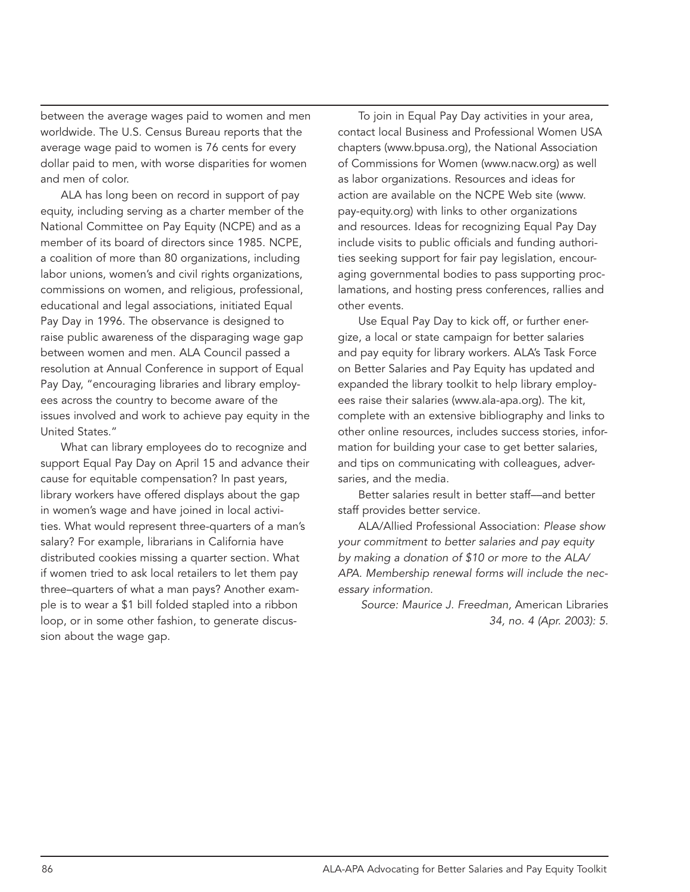between the average wages paid to women and men worldwide. The U.S. Census Bureau reports that the average wage paid to women is 76 cents for every dollar paid to men, with worse disparities for women and men of color.

ALA has long been on record in support of pay equity, including serving as a charter member of the National Committee on Pay Equity (NCPE) and as a member of its board of directors since 1985. NCPE, a coalition of more than 80 organizations, including labor unions, women's and civil rights organizations, commissions on women, and religious, professional, educational and legal associations, initiated Equal Pay Day in 1996. The observance is designed to raise public awareness of the disparaging wage gap between women and men. ALA Council passed a resolution at Annual Conference in support of Equal Pay Day, "encouraging libraries and library employees across the country to become aware of the issues involved and work to achieve pay equity in the United States."

What can library employees do to recognize and support Equal Pay Day on April 15 and advance their cause for equitable compensation? In past years, library workers have offered displays about the gap in women's wage and have joined in local activities. What would represent three-quarters of a man's salary? For example, librarians in California have distributed cookies missing a quarter section. What if women tried to ask local retailers to let them pay three–quarters of what a man pays? Another example is to wear a $1 bill folded stapled into a ribbon loop, or in some other fashion, to generate discussion about the wage gap.

To join in Equal Pay Day activities in your area, contact local Business and Professional Women USA chapters (www.bpusa.org), the National Association of Commissions for Women (www.nacw.org) as well as labor organizations. Resources and ideas for action are available on the NCPE Web site (www.pay-equity.org) with links to other organizations and resources. Ideas for recognizing Equal Pay Day include visits to public officials and funding authorities seeking support for fair pay legislation, encouraging governmental bodies to pass supporting proclamations, and hosting press conferences, rallies and other events.

Use Equal Pay Day to kick off, or further energize, a local or state campaign for better salaries and pay equity for library workers. ALA's Task Force on Better Salaries and Pay Equity has updated and expanded the library toolkit to help library employees raise their salaries (www.ala-apa.org). The kit, complete with an extensive bibliography and links to other online resources, includes success stories, information for building your case to get better salaries, and tips on communicating with colleagues, adversaries, and the media.

Better salaries result in better staff—and better staff provides better service.

ALA/Allied Professional Association: *Please show your commitment to better salaries and pay equity by making a donation of $10 or more to the ALA/APA. Membership renewal forms will include the necessary information.*

*Source: Maurice J. Freedman,* American Libraries *34, no. 4 (Apr. 2003): 5.*